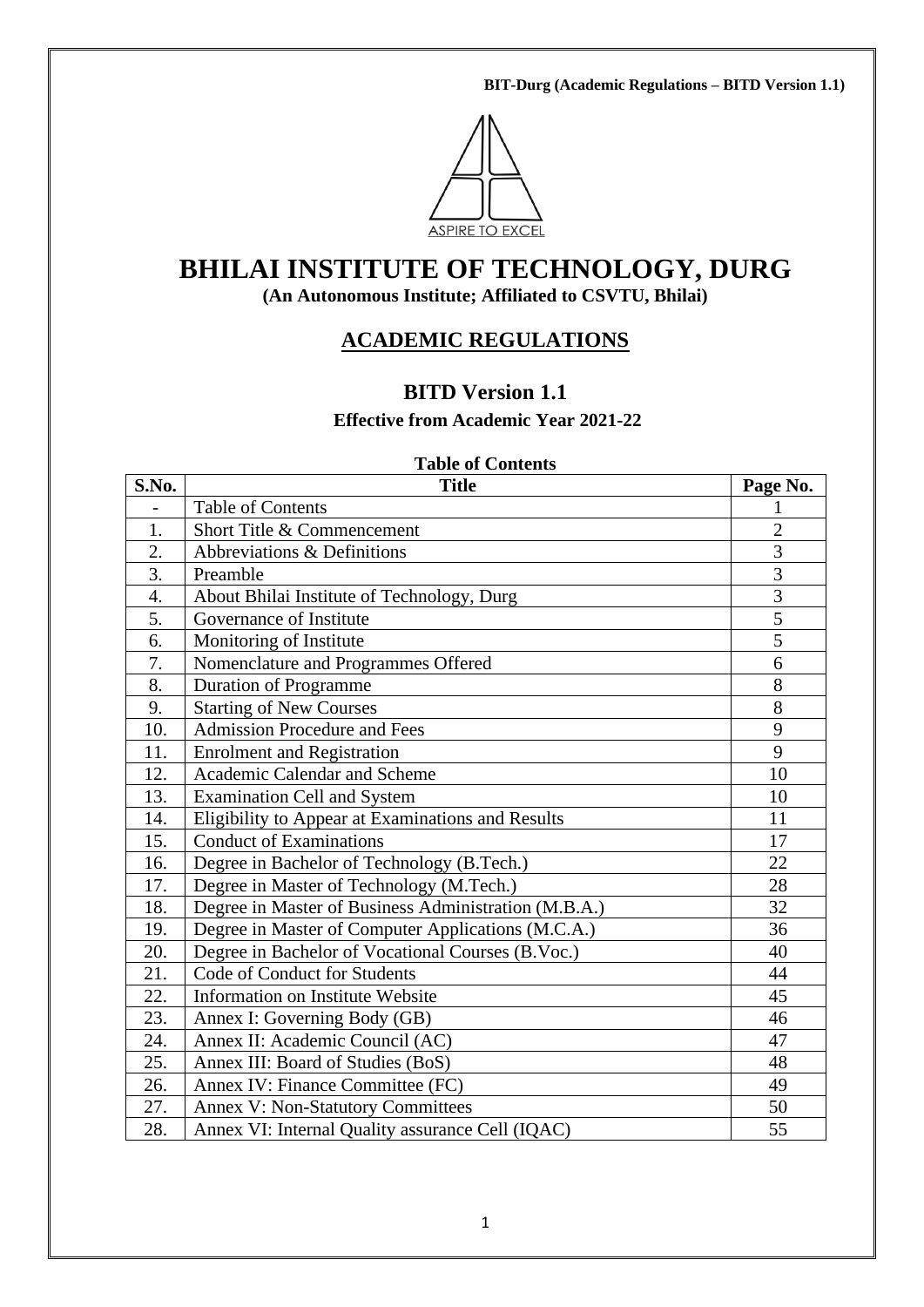ASPIRE TO EXCEL

# BHILAI INSTITUTE OF TECHNOLOGY, DURG

**(An Autonomous Institute; Affiliated to CSVTU, Bhilai)**

## ACADEMIC REGULATIONS

### BITD Version 1.1

**Effective from Academic Year 2021-22**

**Table of Contents**

| S.No. | Title | Page No. |
|---|---|---|
| - | Table of Contents | 1 |
| 1. | Short Title & Commencement | 2 |
| 2. | Abbreviations & Definitions | 3 |
| 3. | Preamble | 3 |
| 4. | About Bhilai Institute of Technology, Durg | 3 |
| 5. | Governance of Institute | 5 |
| 6. | Monitoring of Institute | 5 |
| 7. | Nomenclature and Programmes Offered | 6 |
| 8. | Duration of Programme | 8 |
| 9. | Starting of New Courses | 8 |
| 10. | Admission Procedure and Fees | 9 |
| 11. | Enrolment and Registration | 9 |
| 12. | Academic Calendar and Scheme | 10 |
| 13. | Examination Cell and System | 10 |
| 14. | Eligibility to Appear at Examinations and Results | 11 |
| 15. | Conduct of Examinations | 17 |
| 16. | Degree in Bachelor of Technology (B.Tech.) | 22 |
| 17. | Degree in Master of Technology (M.Tech.) | 28 |
| 18. | Degree in Master of Business Administration (M.B.A.) | 32 |
| 19. | Degree in Master of Computer Applications (M.C.A.) | 36 |
| 20. | Degree in Bachelor of Vocational Courses (B.Voc.) | 40 |
| 21. | Code of Conduct for Students | 44 |
| 22. | Information on Institute Website | 45 |
| 23. | Annex I: Governing Body (GB) | 46 |
| 24. | Annex II: Academic Council (AC) | 47 |
| 25. | Annex III: Board of Studies (BoS) | 48 |
| 26. | Annex IV: Finance Committee (FC) | 49 |
| 27. | Annex V: Non-Statutory Committees | 50 |
| 28. | Annex VI: Internal Quality assurance Cell (IQAC) | 55 |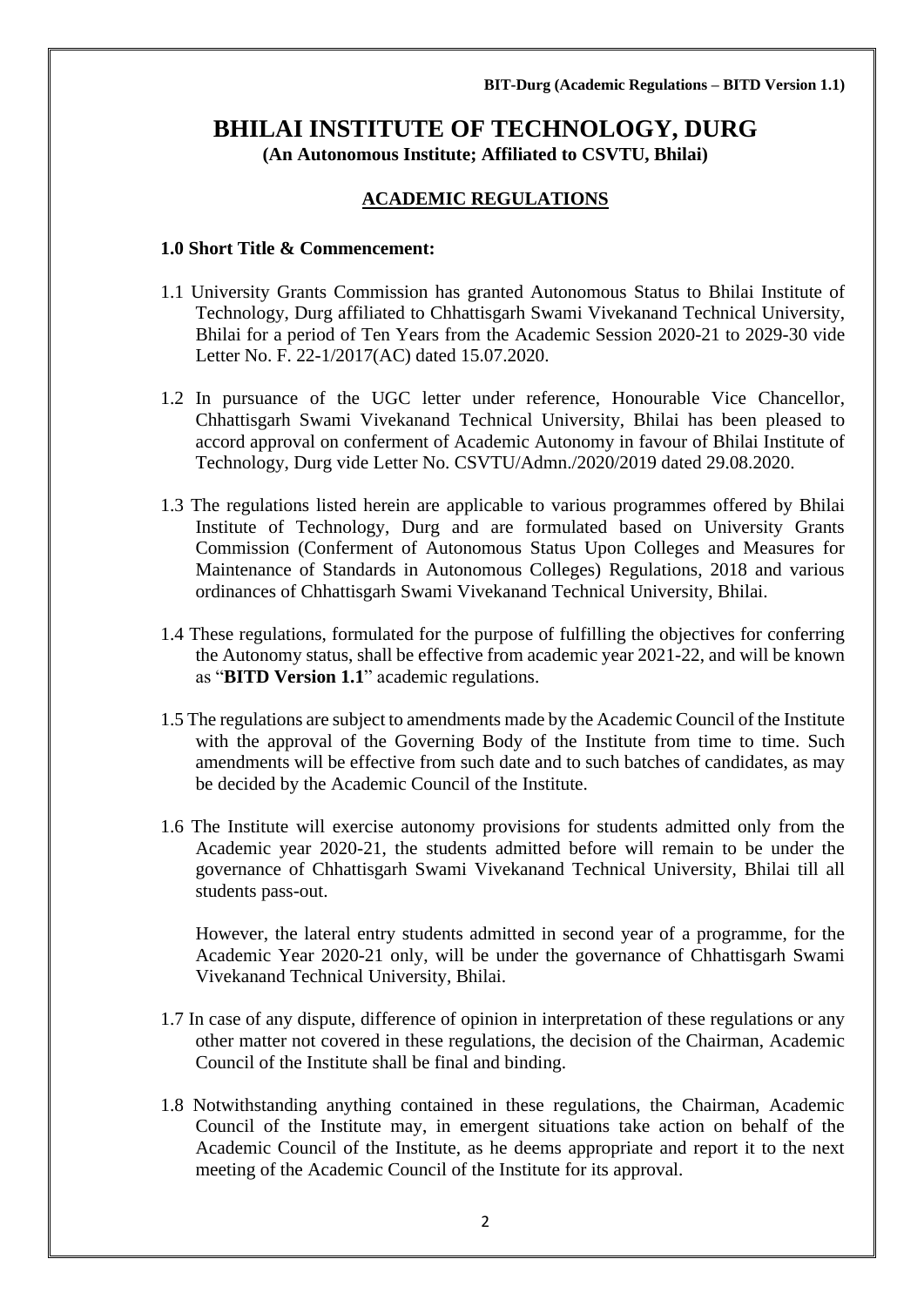# BHILAI INSTITUTE OF TECHNOLOGY, DURG

**(An Autonomous Institute; Affiliated to CSVTU, Bhilai)**

## ACADEMIC REGULATIONS

### 1.0 Short Title & Commencement:

1.1 University Grants Commission has granted Autonomous Status to Bhilai Institute of Technology, Durg affiliated to Chhattisgarh Swami Vivekanand Technical University, Bhilai for a period of Ten Years from the Academic Session 2020-21 to 2029-30 vide Letter No. F. 22-1/2017(AC) dated 15.07.2020.

1.2 In pursuance of the UGC letter under reference, Honourable Vice Chancellor, Chhattisgarh Swami Vivekanand Technical University, Bhilai has been pleased to accord approval on conferment of Academic Autonomy in favour of Bhilai Institute of Technology, Durg vide Letter No. CSVTU/Admn./2020/2019 dated 29.08.2020.

1.3 The regulations listed herein are applicable to various programmes offered by Bhilai Institute of Technology, Durg and are formulated based on University Grants Commission (Conferment of Autonomous Status Upon Colleges and Measures for Maintenance of Standards in Autonomous Colleges) Regulations, 2018 and various ordinances of Chhattisgarh Swami Vivekanand Technical University, Bhilai.

1.4 These regulations, formulated for the purpose of fulfilling the objectives for conferring the Autonomy status, shall be effective from academic year 2021-22, and will be known as "**BITD Version 1.1**" academic regulations.

1.5 The regulations are subject to amendments made by the Academic Council of the Institute with the approval of the Governing Body of the Institute from time to time. Such amendments will be effective from such date and to such batches of candidates, as may be decided by the Academic Council of the Institute.

1.6 The Institute will exercise autonomy provisions for students admitted only from the Academic year 2020-21, the students admitted before will remain to be under the governance of Chhattisgarh Swami Vivekanand Technical University, Bhilai till all students pass-out.

However, the lateral entry students admitted in second year of a programme, for the Academic Year 2020-21 only, will be under the governance of Chhattisgarh Swami Vivekanand Technical University, Bhilai.

1.7 In case of any dispute, difference of opinion in interpretation of these regulations or any other matter not covered in these regulations, the decision of the Chairman, Academic Council of the Institute shall be final and binding.

1.8 Notwithstanding anything contained in these regulations, the Chairman, Academic Council of the Institute may, in emergent situations take action on behalf of the Academic Council of the Institute, as he deems appropriate and report it to the next meeting of the Academic Council of the Institute for its approval.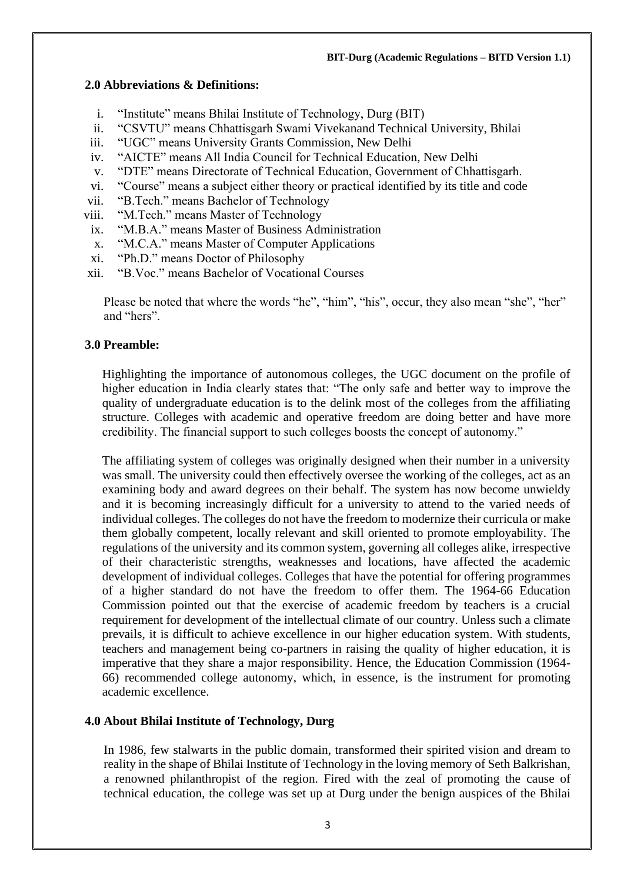## 2.0 Abbreviations & Definitions:

i. "Institute" means Bhilai Institute of Technology, Durg (BIT)
ii. "CSVTU" means Chhattisgarh Swami Vivekanand Technical University, Bhilai
iii. "UGC" means University Grants Commission, New Delhi
iv. "AICTE" means All India Council for Technical Education, New Delhi
v. "DTE" means Directorate of Technical Education, Government of Chhattisgarh.
vi. "Course" means a subject either theory or practical identified by its title and code
vii. "B.Tech." means Bachelor of Technology
viii. "M.Tech." means Master of Technology
ix. "M.B.A." means Master of Business Administration
x. "M.C.A." means Master of Computer Applications
xi. "Ph.D." means Doctor of Philosophy
xii. "B.Voc." means Bachelor of Vocational Courses

Please be noted that where the words "he", "him", "his", occur, they also mean "she", "her" and "hers".

## 3.0 Preamble:

Highlighting the importance of autonomous colleges, the UGC document on the profile of higher education in India clearly states that: "The only safe and better way to improve the quality of undergraduate education is to the delink most of the colleges from the affiliating structure. Colleges with academic and operative freedom are doing better and have more credibility. The financial support to such colleges boosts the concept of autonomy."

The affiliating system of colleges was originally designed when their number in a university was small. The university could then effectively oversee the working of the colleges, act as an examining body and award degrees on their behalf. The system has now become unwieldy and it is becoming increasingly difficult for a university to attend to the varied needs of individual colleges. The colleges do not have the freedom to modernize their curricula or make them globally competent, locally relevant and skill oriented to promote employability. The regulations of the university and its common system, governing all colleges alike, irrespective of their characteristic strengths, weaknesses and locations, have affected the academic development of individual colleges. Colleges that have the potential for offering programmes of a higher standard do not have the freedom to offer them. The 1964-66 Education Commission pointed out that the exercise of academic freedom by teachers is a crucial requirement for development of the intellectual climate of our country. Unless such a climate prevails, it is difficult to achieve excellence in our higher education system. With students, teachers and management being co-partners in raising the quality of higher education, it is imperative that they share a major responsibility. Hence, the Education Commission (1964-66) recommended college autonomy, which, in essence, is the instrument for promoting academic excellence.

## 4.0 About Bhilai Institute of Technology, Durg

In 1986, few stalwarts in the public domain, transformed their spirited vision and dream to reality in the shape of Bhilai Institute of Technology in the loving memory of Seth Balkrishan, a renowned philanthropist of the region. Fired with the zeal of promoting the cause of technical education, the college was set up at Durg under the benign auspices of the Bhilai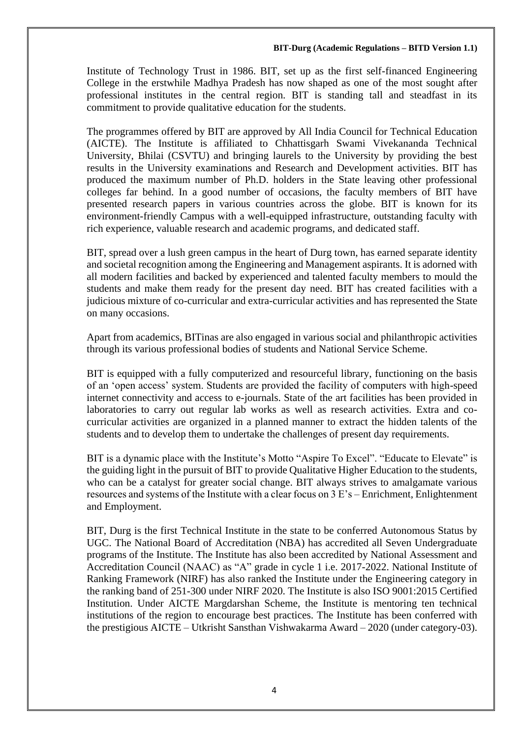Institute of Technology Trust in 1986. BIT, set up as the first self-financed Engineering College in the erstwhile Madhya Pradesh has now shaped as one of the most sought after professional institutes in the central region. BIT is standing tall and steadfast in its commitment to provide qualitative education for the students.

The programmes offered by BIT are approved by All India Council for Technical Education (AICTE). The Institute is affiliated to Chhattisgarh Swami Vivekananda Technical University, Bhilai (CSVTU) and bringing laurels to the University by providing the best results in the University examinations and Research and Development activities. BIT has produced the maximum number of Ph.D. holders in the State leaving other professional colleges far behind. In a good number of occasions, the faculty members of BIT have presented research papers in various countries across the globe. BIT is known for its environment-friendly Campus with a well-equipped infrastructure, outstanding faculty with rich experience, valuable research and academic programs, and dedicated staff.

BIT, spread over a lush green campus in the heart of Durg town, has earned separate identity and societal recognition among the Engineering and Management aspirants. It is adorned with all modern facilities and backed by experienced and talented faculty members to mould the students and make them ready for the present day need. BIT has created facilities with a judicious mixture of co-curricular and extra-curricular activities and has represented the State on many occasions.

Apart from academics, BITinas are also engaged in various social and philanthropic activities through its various professional bodies of students and National Service Scheme.

BIT is equipped with a fully computerized and resourceful library, functioning on the basis of an 'open access' system. Students are provided the facility of computers with high-speed internet connectivity and access to e-journals. State of the art facilities has been provided in laboratories to carry out regular lab works as well as research activities. Extra and co-curricular activities are organized in a planned manner to extract the hidden talents of the students and to develop them to undertake the challenges of present day requirements.

BIT is a dynamic place with the Institute's Motto "Aspire To Excel". "Educate to Elevate" is the guiding light in the pursuit of BIT to provide Qualitative Higher Education to the students, who can be a catalyst for greater social change. BIT always strives to amalgamate various resources and systems of the Institute with a clear focus on 3 E's – Enrichment, Enlightenment and Employment.

BIT, Durg is the first Technical Institute in the state to be conferred Autonomous Status by UGC. The National Board of Accreditation (NBA) has accredited all Seven Undergraduate programs of the Institute. The Institute has also been accredited by National Assessment and Accreditation Council (NAAC) as "A" grade in cycle 1 i.e. 2017-2022. National Institute of Ranking Framework (NIRF) has also ranked the Institute under the Engineering category in the ranking band of 251-300 under NIRF 2020. The Institute is also ISO 9001:2015 Certified Institution. Under AICTE Margdarshan Scheme, the Institute is mentoring ten technical institutions of the region to encourage best practices. The Institute has been conferred with the prestigious AICTE – Utkrisht Sansthan Vishwakarma Award – 2020 (under category-03).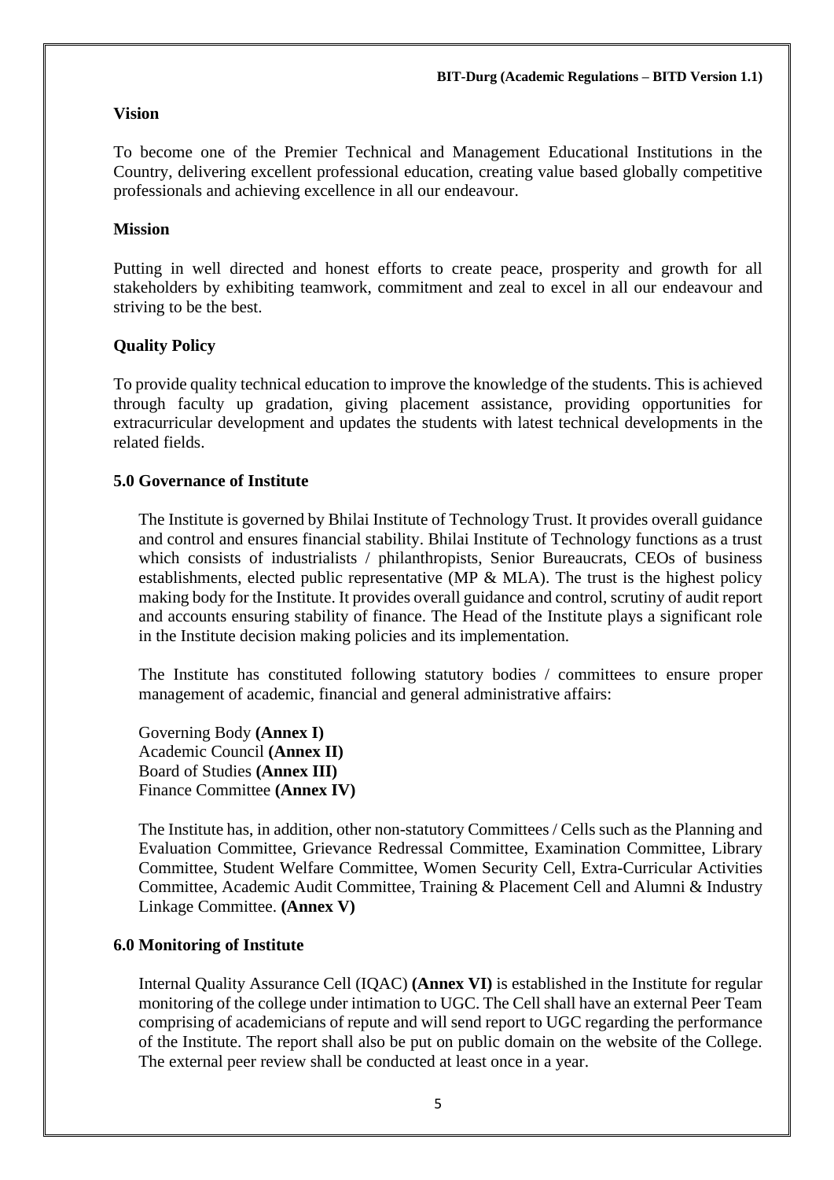**Vision**

To become one of the Premier Technical and Management Educational Institutions in the Country, delivering excellent professional education, creating value based globally competitive professionals and achieving excellence in all our endeavour.

**Mission**

Putting in well directed and honest efforts to create peace, prosperity and growth for all stakeholders by exhibiting teamwork, commitment and zeal to excel in all our endeavour and striving to be the best.

**Quality Policy**

To provide quality technical education to improve the knowledge of the students. This is achieved through faculty up gradation, giving placement assistance, providing opportunities for extracurricular development and updates the students with latest technical developments in the related fields.

## 5.0 Governance of Institute

The Institute is governed by Bhilai Institute of Technology Trust. It provides overall guidance and control and ensures financial stability. Bhilai Institute of Technology functions as a trust which consists of industrialists / philanthropists, Senior Bureaucrats, CEOs of business establishments, elected public representative (MP & MLA). The trust is the highest policy making body for the Institute. It provides overall guidance and control, scrutiny of audit report and accounts ensuring stability of finance. The Head of the Institute plays a significant role in the Institute decision making policies and its implementation.

The Institute has constituted following statutory bodies / committees to ensure proper management of academic, financial and general administrative affairs:

Governing Body **(Annex I)**
Academic Council **(Annex II)**
Board of Studies **(Annex III)**
Finance Committee **(Annex IV)**

The Institute has, in addition, other non-statutory Committees / Cells such as the Planning and Evaluation Committee, Grievance Redressal Committee, Examination Committee, Library Committee, Student Welfare Committee, Women Security Cell, Extra-Curricular Activities Committee, Academic Audit Committee, Training & Placement Cell and Alumni & Industry Linkage Committee. **(Annex V)**

## 6.0 Monitoring of Institute

Internal Quality Assurance Cell (IQAC) **(Annex VI)** is established in the Institute for regular monitoring of the college under intimation to UGC. The Cell shall have an external Peer Team comprising of academicians of repute and will send report to UGC regarding the performance of the Institute. The report shall also be put on public domain on the website of the College. The external peer review shall be conducted at least once in a year.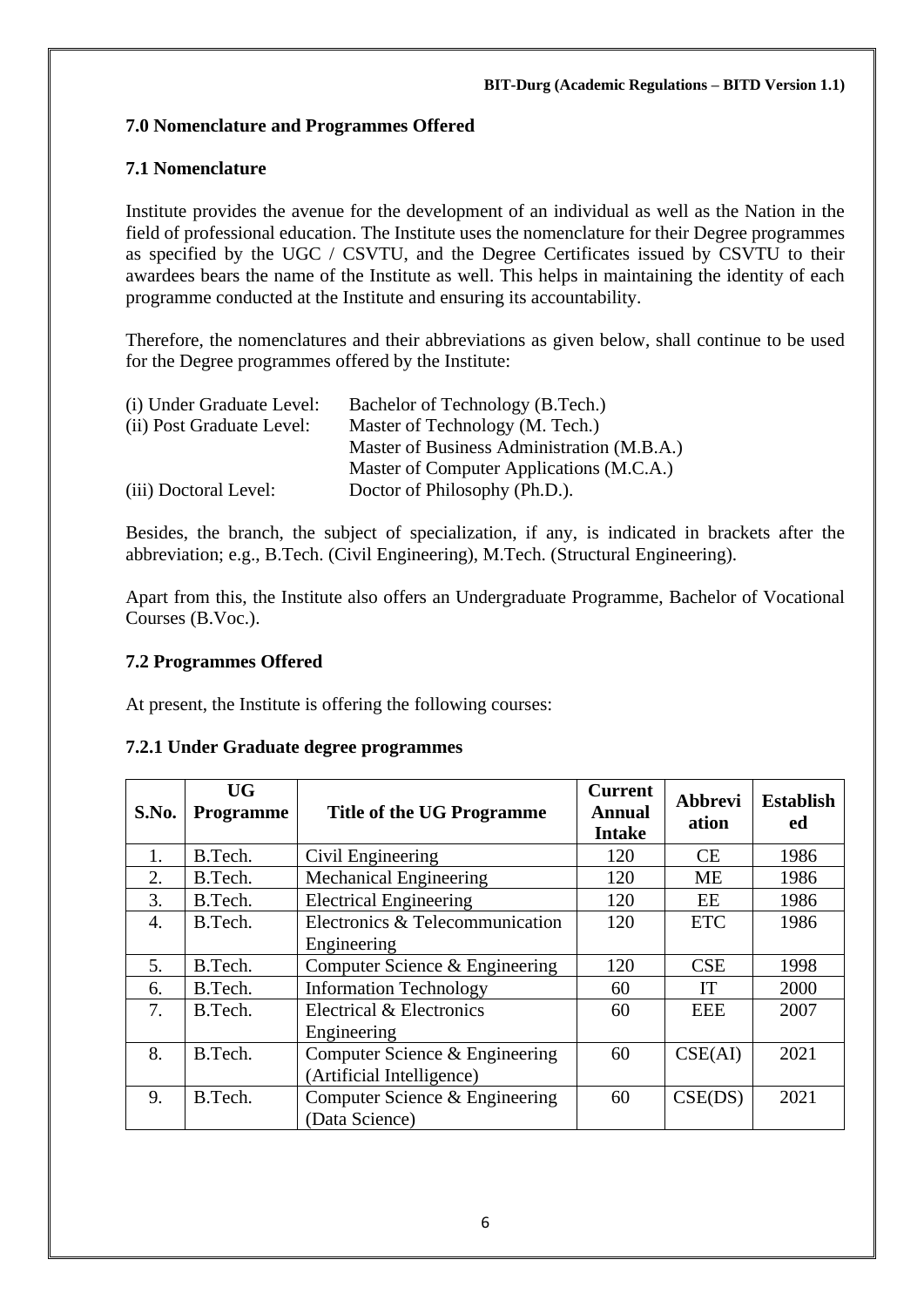## 7.0 Nomenclature and Programmes Offered

### 7.1 Nomenclature

Institute provides the avenue for the development of an individual as well as the Nation in the field of professional education. The Institute uses the nomenclature for their Degree programmes as specified by the UGC / CSVTU, and the Degree Certificates issued by CSVTU to their awardees bears the name of the Institute as well. This helps in maintaining the identity of each programme conducted at the Institute and ensuring its accountability.

Therefore, the nomenclatures and their abbreviations as given below, shall continue to be used for the Degree programmes offered by the Institute:

(i) Under Graduate Level: Bachelor of Technology (B.Tech.)
(ii) Post Graduate Level: Master of Technology (M. Tech.)
Master of Business Administration (M.B.A.)
Master of Computer Applications (M.C.A.)
(iii) Doctoral Level: Doctor of Philosophy (Ph.D.).

Besides, the branch, the subject of specialization, if any, is indicated in brackets after the abbreviation; e.g., B.Tech. (Civil Engineering), M.Tech. (Structural Engineering).

Apart from this, the Institute also offers an Undergraduate Programme, Bachelor of Vocational Courses (B.Voc.).

### 7.2 Programmes Offered

At present, the Institute is offering the following courses:

#### 7.2.1 Under Graduate degree programmes

| S.No. | UG Programme | Title of the UG Programme | Current Annual Intake | Abbreviation | Established |
|---|---|---|---|---|---|
| 1. | B.Tech. | Civil Engineering | 120 | CE | 1986 |
| 2. | B.Tech. | Mechanical Engineering | 120 | ME | 1986 |
| 3. | B.Tech. | Electrical Engineering | 120 | EE | 1986 |
| 4. | B.Tech. | Electronics & Telecommunication Engineering | 120 | ETC | 1986 |
| 5. | B.Tech. | Computer Science & Engineering | 120 | CSE | 1998 |
| 6. | B.Tech. | Information Technology | 60 | IT | 2000 |
| 7. | B.Tech. | Electrical & Electronics Engineering | 60 | EEE | 2007 |
| 8. | B.Tech. | Computer Science & Engineering (Artificial Intelligence) | 60 | CSE(AI) | 2021 |
| 9. | B.Tech. | Computer Science & Engineering (Data Science) | 60 | CSE(DS) | 2021 |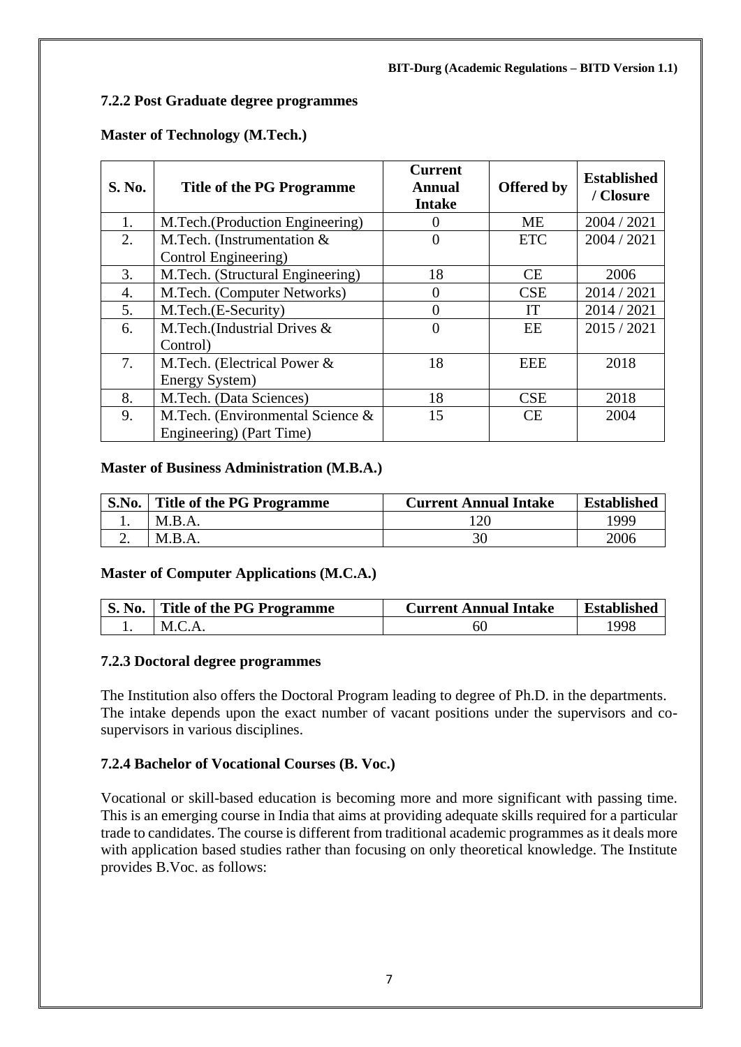### 7.2.2 Post Graduate degree programmes

**Master of Technology (M.Tech.)**

| S. No. | Title of the PG Programme | Current Annual Intake | Offered by | Established / Closure |
|---|---|---|---|---|
| 1. | M.Tech.(Production Engineering) | 0 | ME | 2004 / 2021 |
| 2. | M.Tech. (Instrumentation & Control Engineering) | 0 | ETC | 2004 / 2021 |
| 3. | M.Tech. (Structural Engineering) | 18 | CE | 2006 |
| 4. | M.Tech. (Computer Networks) | 0 | CSE | 2014 / 2021 |
| 5. | M.Tech.(E-Security) | 0 | IT | 2014 / 2021 |
| 6. | M.Tech.(Industrial Drives & Control) | 0 | EE | 2015 / 2021 |
| 7. | M.Tech. (Electrical Power & Energy System) | 18 | EEE | 2018 |
| 8. | M.Tech. (Data Sciences) | 18 | CSE | 2018 |
| 9. | M.Tech. (Environmental Science & Engineering) (Part Time) | 15 | CE | 2004 |

**Master of Business Administration (M.B.A.)**

| S.No. | Title of the PG Programme | Current Annual Intake | Established |
|---|---|---|---|
| 1. | M.B.A. | 120 | 1999 |
| 2. | M.B.A. | 30 | 2006 |

**Master of Computer Applications (M.C.A.)**

| S. No. | Title of the PG Programme | Current Annual Intake | Established |
|---|---|---|---|
| 1. | M.C.A. | 60 | 1998 |

### 7.2.3 Doctoral degree programmes

The Institution also offers the Doctoral Program leading to degree of Ph.D. in the departments. The intake depends upon the exact number of vacant positions under the supervisors and co-supervisors in various disciplines.

### 7.2.4 Bachelor of Vocational Courses (B. Voc.)

Vocational or skill-based education is becoming more and more significant with passing time. This is an emerging course in India that aims at providing adequate skills required for a particular trade to candidates. The course is different from traditional academic programmes as it deals more with application based studies rather than focusing on only theoretical knowledge. The Institute provides B.Voc. as follows: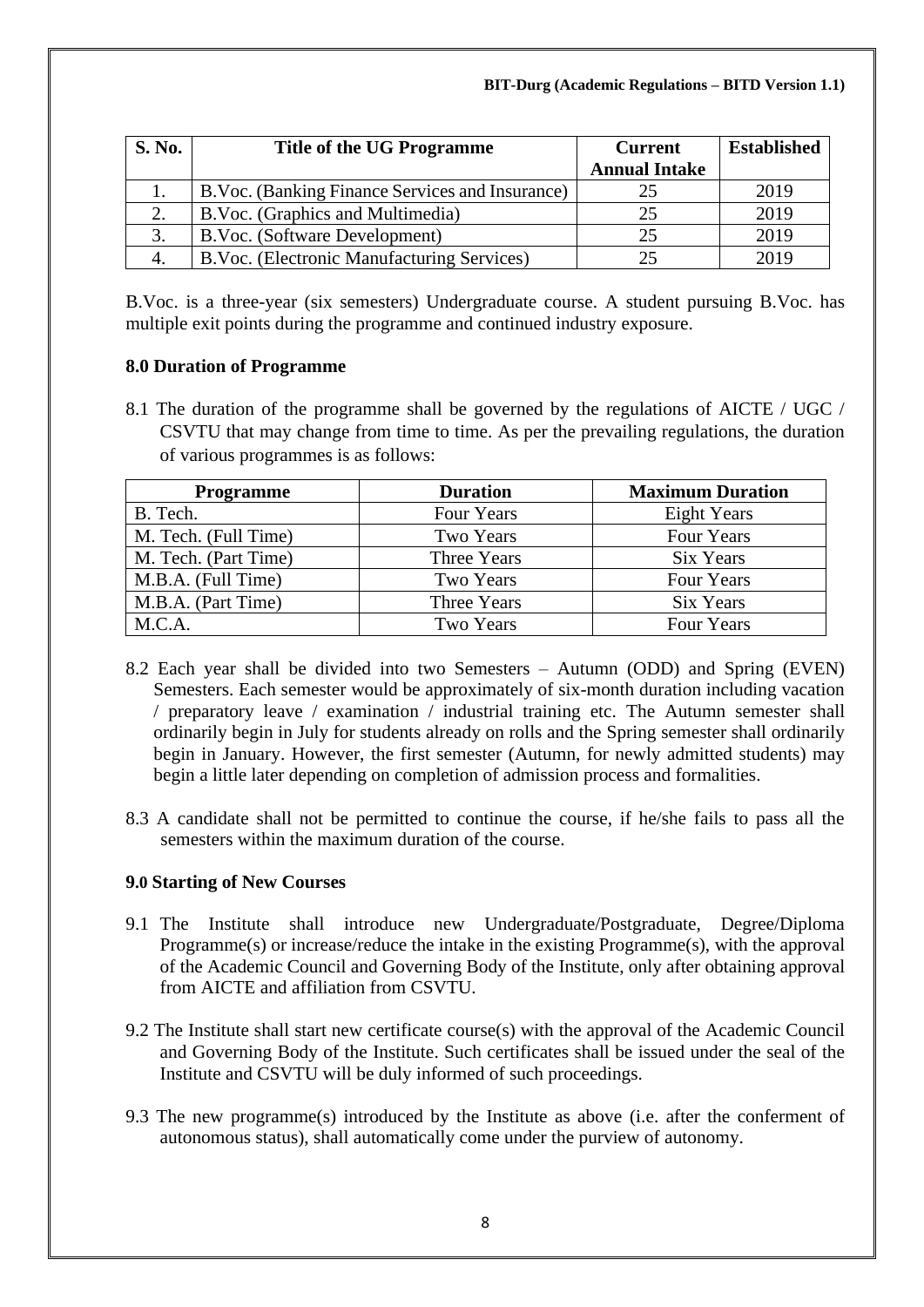| S. No. | Title of the UG Programme | Current Annual Intake | Established |
|---|---|---|---|
| 1. | B.Voc. (Banking Finance Services and Insurance) | 25 | 2019 |
| 2. | B.Voc. (Graphics and Multimedia) | 25 | 2019 |
| 3. | B.Voc. (Software Development) | 25 | 2019 |
| 4. | B.Voc. (Electronic Manufacturing Services) | 25 | 2019 |

B.Voc. is a three-year (six semesters) Undergraduate course. A student pursuing B.Voc. has multiple exit points during the programme and continued industry exposure.

## 8.0 Duration of Programme

8.1 The duration of the programme shall be governed by the regulations of AICTE / UGC / CSVTU that may change from time to time. As per the prevailing regulations, the duration of various programmes is as follows:

| Programme | Duration | Maximum Duration |
|---|---|---|
| B. Tech. | Four Years | Eight Years |
| M. Tech. (Full Time) | Two Years | Four Years |
| M. Tech. (Part Time) | Three Years | Six Years |
| M.B.A. (Full Time) | Two Years | Four Years |
| M.B.A. (Part Time) | Three Years | Six Years |
| M.C.A. | Two Years | Four Years |

8.2 Each year shall be divided into two Semesters – Autumn (ODD) and Spring (EVEN) Semesters. Each semester would be approximately of six-month duration including vacation / preparatory leave / examination / industrial training etc. The Autumn semester shall ordinarily begin in July for students already on rolls and the Spring semester shall ordinarily begin in January. However, the first semester (Autumn, for newly admitted students) may begin a little later depending on completion of admission process and formalities.

8.3 A candidate shall not be permitted to continue the course, if he/she fails to pass all the semesters within the maximum duration of the course.

## 9.0 Starting of New Courses

9.1 The Institute shall introduce new Undergraduate/Postgraduate, Degree/Diploma Programme(s) or increase/reduce the intake in the existing Programme(s), with the approval of the Academic Council and Governing Body of the Institute, only after obtaining approval from AICTE and affiliation from CSVTU.

9.2 The Institute shall start new certificate course(s) with the approval of the Academic Council and Governing Body of the Institute. Such certificates shall be issued under the seal of the Institute and CSVTU will be duly informed of such proceedings.

9.3 The new programme(s) introduced by the Institute as above (i.e. after the conferment of autonomous status), shall automatically come under the purview of autonomy.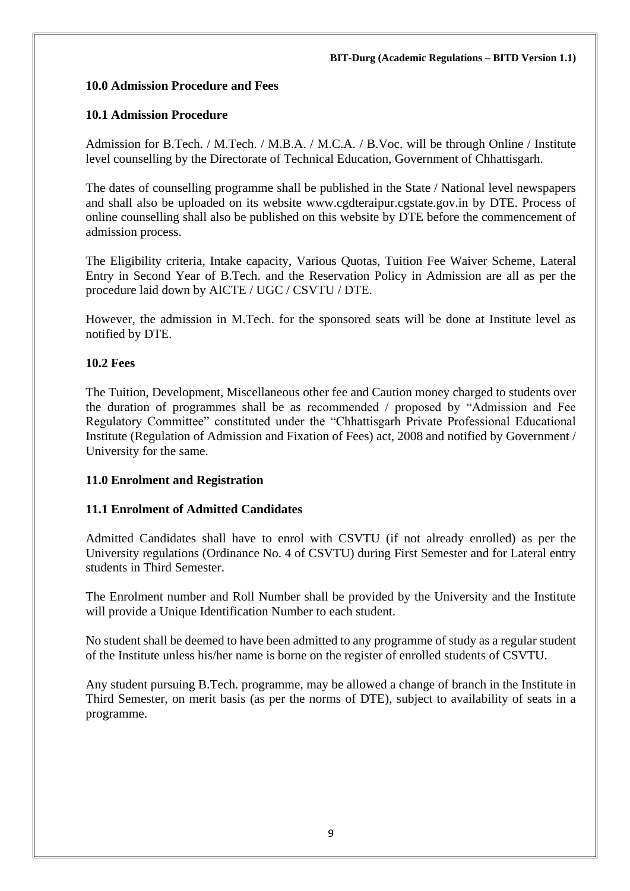## 10.0 Admission Procedure and Fees

### 10.1 Admission Procedure

Admission for B.Tech. / M.Tech. / M.B.A. / M.C.A. / B.Voc. will be through Online / Institute level counselling by the Directorate of Technical Education, Government of Chhattisgarh.

The dates of counselling programme shall be published in the State / National level newspapers and shall also be uploaded on its website www.cgdteraipur.cgstate.gov.in by DTE. Process of online counselling shall also be published on this website by DTE before the commencement of admission process.

The Eligibility criteria, Intake capacity, Various Quotas, Tuition Fee Waiver Scheme, Lateral Entry in Second Year of B.Tech. and the Reservation Policy in Admission are all as per the procedure laid down by AICTE / UGC / CSVTU / DTE.

However, the admission in M.Tech. for the sponsored seats will be done at Institute level as notified by DTE.

### 10.2 Fees

The Tuition, Development, Miscellaneous other fee and Caution money charged to students over the duration of programmes shall be as recommended / proposed by "Admission and Fee Regulatory Committee" constituted under the "Chhattisgarh Private Professional Educational Institute (Regulation of Admission and Fixation of Fees) act, 2008 and notified by Government / University for the same.

## 11.0 Enrolment and Registration

### 11.1 Enrolment of Admitted Candidates

Admitted Candidates shall have to enrol with CSVTU (if not already enrolled) as per the University regulations (Ordinance No. 4 of CSVTU) during First Semester and for Lateral entry students in Third Semester.

The Enrolment number and Roll Number shall be provided by the University and the Institute will provide a Unique Identification Number to each student.

No student shall be deemed to have been admitted to any programme of study as a regular student of the Institute unless his/her name is borne on the register of enrolled students of CSVTU.

Any student pursuing B.Tech. programme, may be allowed a change of branch in the Institute in Third Semester, on merit basis (as per the norms of DTE), subject to availability of seats in a programme.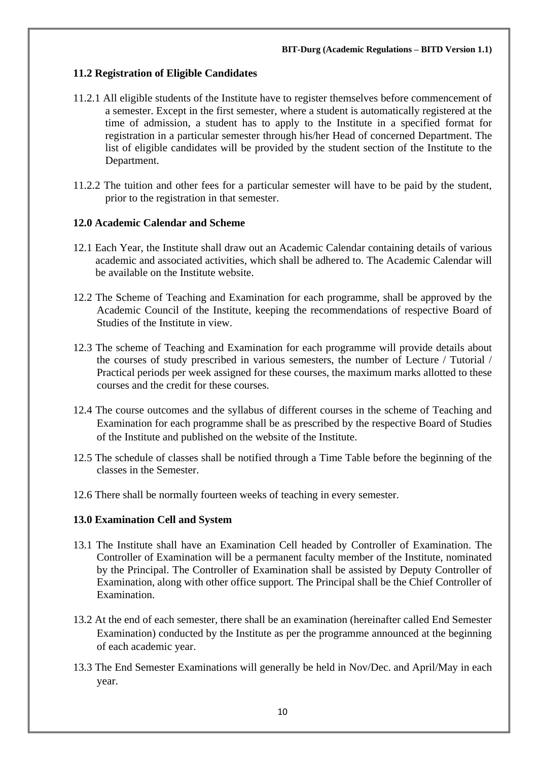### 11.2 Registration of Eligible Candidates

11.2.1 All eligible students of the Institute have to register themselves before commencement of a semester. Except in the first semester, where a student is automatically registered at the time of admission, a student has to apply to the Institute in a specified format for registration in a particular semester through his/her Head of concerned Department. The list of eligible candidates will be provided by the student section of the Institute to the Department.

11.2.2 The tuition and other fees for a particular semester will have to be paid by the student, prior to the registration in that semester.

## 12.0 Academic Calendar and Scheme

12.1 Each Year, the Institute shall draw out an Academic Calendar containing details of various academic and associated activities, which shall be adhered to. The Academic Calendar will be available on the Institute website.

12.2 The Scheme of Teaching and Examination for each programme, shall be approved by the Academic Council of the Institute, keeping the recommendations of respective Board of Studies of the Institute in view.

12.3 The scheme of Teaching and Examination for each programme will provide details about the courses of study prescribed in various semesters, the number of Lecture / Tutorial / Practical periods per week assigned for these courses, the maximum marks allotted to these courses and the credit for these courses.

12.4 The course outcomes and the syllabus of different courses in the scheme of Teaching and Examination for each programme shall be as prescribed by the respective Board of Studies of the Institute and published on the website of the Institute.

12.5 The schedule of classes shall be notified through a Time Table before the beginning of the classes in the Semester.

12.6 There shall be normally fourteen weeks of teaching in every semester.

## 13.0 Examination Cell and System

13.1 The Institute shall have an Examination Cell headed by Controller of Examination. The Controller of Examination will be a permanent faculty member of the Institute, nominated by the Principal. The Controller of Examination shall be assisted by Deputy Controller of Examination, along with other office support. The Principal shall be the Chief Controller of Examination.

13.2 At the end of each semester, there shall be an examination (hereinafter called End Semester Examination) conducted by the Institute as per the programme announced at the beginning of each academic year.

13.3 The End Semester Examinations will generally be held in Nov/Dec. and April/May in each year.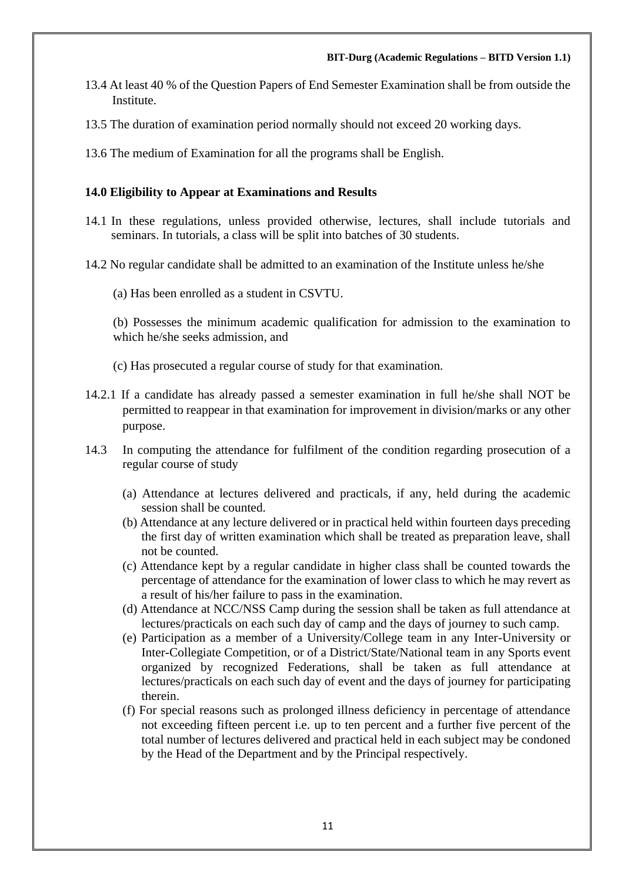13.4 At least 40 % of the Question Papers of End Semester Examination shall be from outside the Institute.

13.5 The duration of examination period normally should not exceed 20 working days.

13.6 The medium of Examination for all the programs shall be English.

**14.0 Eligibility to Appear at Examinations and Results**

14.1 In these regulations, unless provided otherwise, lectures, shall include tutorials and seminars. In tutorials, a class will be split into batches of 30 students.

14.2 No regular candidate shall be admitted to an examination of the Institute unless he/she

(a) Has been enrolled as a student in CSVTU.

(b) Possesses the minimum academic qualification for admission to the examination to which he/she seeks admission, and

(c) Has prosecuted a regular course of study for that examination.

14.2.1 If a candidate has already passed a semester examination in full he/she shall NOT be permitted to reappear in that examination for improvement in division/marks or any other purpose.

14.3 In computing the attendance for fulfilment of the condition regarding prosecution of a regular course of study

(a) Attendance at lectures delivered and practicals, if any, held during the academic session shall be counted.

(b) Attendance at any lecture delivered or in practical held within fourteen days preceding the first day of written examination which shall be treated as preparation leave, shall not be counted.

(c) Attendance kept by a regular candidate in higher class shall be counted towards the percentage of attendance for the examination of lower class to which he may revert as a result of his/her failure to pass in the examination.

(d) Attendance at NCC/NSS Camp during the session shall be taken as full attendance at lectures/practicals on each such day of camp and the days of journey to such camp.

(e) Participation as a member of a University/College team in any Inter-University or Inter-Collegiate Competition, or of a District/State/National team in any Sports event organized by recognized Federations, shall be taken as full attendance at lectures/practicals on each such day of event and the days of journey for participating therein.

(f) For special reasons such as prolonged illness deficiency in percentage of attendance not exceeding fifteen percent i.e. up to ten percent and a further five percent of the total number of lectures delivered and practical held in each subject may be condoned by the Head of the Department and by the Principal respectively.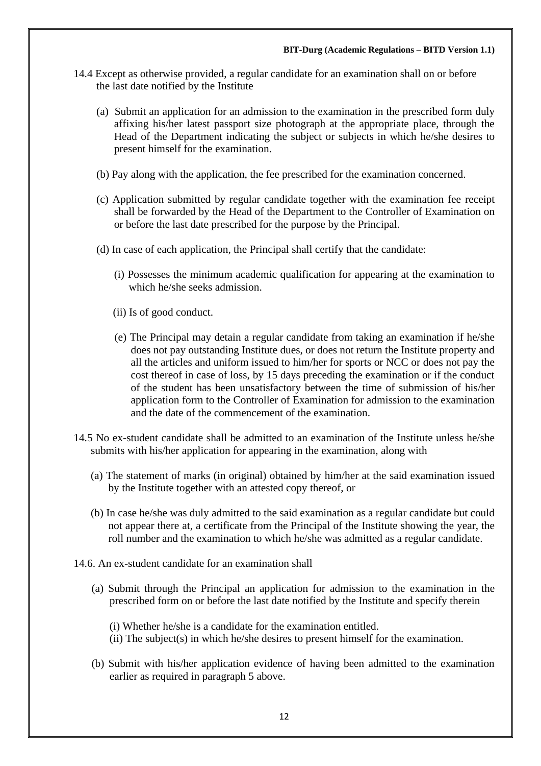14.4 Except as otherwise provided, a regular candidate for an examination shall on or before the last date notified by the Institute

(a) Submit an application for an admission to the examination in the prescribed form duly affixing his/her latest passport size photograph at the appropriate place, through the Head of the Department indicating the subject or subjects in which he/she desires to present himself for the examination.

(b) Pay along with the application, the fee prescribed for the examination concerned.

(c) Application submitted by regular candidate together with the examination fee receipt shall be forwarded by the Head of the Department to the Controller of Examination on or before the last date prescribed for the purpose by the Principal.

(d) In case of each application, the Principal shall certify that the candidate:

(i) Possesses the minimum academic qualification for appearing at the examination to which he/she seeks admission.

(ii) Is of good conduct.

(e) The Principal may detain a regular candidate from taking an examination if he/she does not pay outstanding Institute dues, or does not return the Institute property and all the articles and uniform issued to him/her for sports or NCC or does not pay the cost thereof in case of loss, by 15 days preceding the examination or if the conduct of the student has been unsatisfactory between the time of submission of his/her application form to the Controller of Examination for admission to the examination and the date of the commencement of the examination.

14.5 No ex-student candidate shall be admitted to an examination of the Institute unless he/she submits with his/her application for appearing in the examination, along with

(a) The statement of marks (in original) obtained by him/her at the said examination issued by the Institute together with an attested copy thereof, or

(b) In case he/she was duly admitted to the said examination as a regular candidate but could not appear there at, a certificate from the Principal of the Institute showing the year, the roll number and the examination to which he/she was admitted as a regular candidate.

14.6. An ex-student candidate for an examination shall

(a) Submit through the Principal an application for admission to the examination in the prescribed form on or before the last date notified by the Institute and specify therein

(i) Whether he/she is a candidate for the examination entitled.
(ii) The subject(s) in which he/she desires to present himself for the examination.

(b) Submit with his/her application evidence of having been admitted to the examination earlier as required in paragraph 5 above.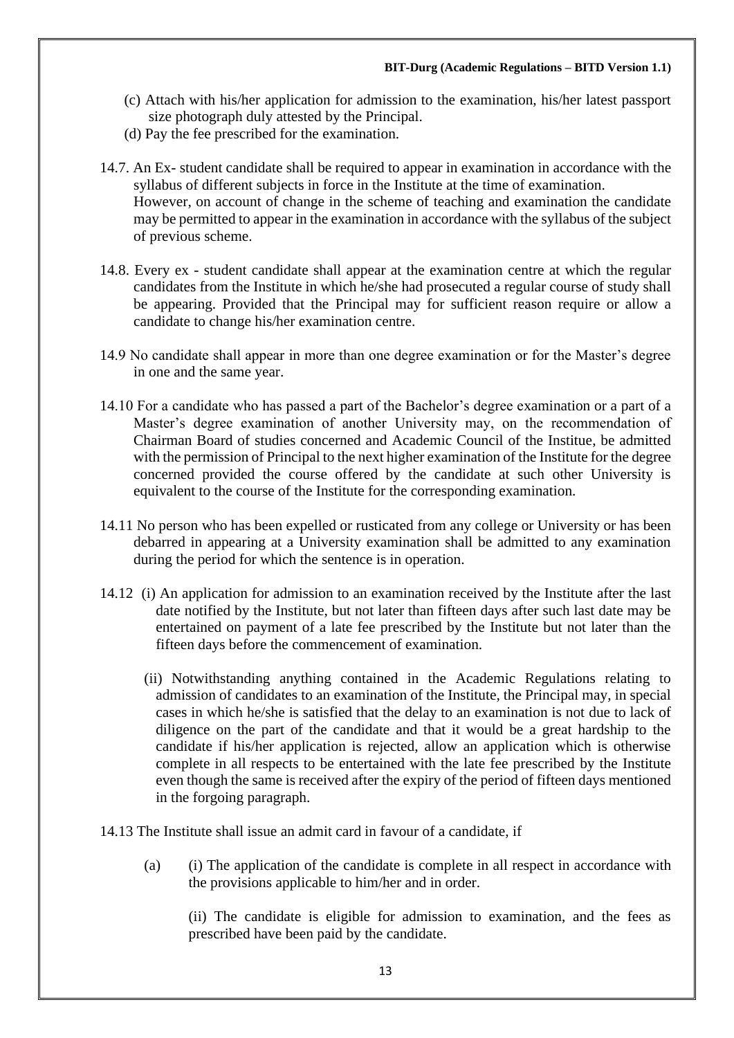(c) Attach with his/her application for admission to the examination, his/her latest passport size photograph duly attested by the Principal.

(d) Pay the fee prescribed for the examination.

14.7. An Ex- student candidate shall be required to appear in examination in accordance with the syllabus of different subjects in force in the Institute at the time of examination. However, on account of change in the scheme of teaching and examination the candidate may be permitted to appear in the examination in accordance with the syllabus of the subject of previous scheme.

14.8. Every ex - student candidate shall appear at the examination centre at which the regular candidates from the Institute in which he/she had prosecuted a regular course of study shall be appearing. Provided that the Principal may for sufficient reason require or allow a candidate to change his/her examination centre.

14.9 No candidate shall appear in more than one degree examination or for the Master's degree in one and the same year.

14.10 For a candidate who has passed a part of the Bachelor's degree examination or a part of a Master's degree examination of another University may, on the recommendation of Chairman Board of studies concerned and Academic Council of the Institue, be admitted with the permission of Principal to the next higher examination of the Institute for the degree concerned provided the course offered by the candidate at such other University is equivalent to the course of the Institute for the corresponding examination.

14.11 No person who has been expelled or rusticated from any college or University or has been debarred in appearing at a University examination shall be admitted to any examination during the period for which the sentence is in operation.

14.12 (i) An application for admission to an examination received by the Institute after the last date notified by the Institute, but not later than fifteen days after such last date may be entertained on payment of a late fee prescribed by the Institute but not later than the fifteen days before the commencement of examination.

(ii) Notwithstanding anything contained in the Academic Regulations relating to admission of candidates to an examination of the Institute, the Principal may, in special cases in which he/she is satisfied that the delay to an examination is not due to lack of diligence on the part of the candidate and that it would be a great hardship to the candidate if his/her application is rejected, allow an application which is otherwise complete in all respects to be entertained with the late fee prescribed by the Institute even though the same is received after the expiry of the period of fifteen days mentioned in the forgoing paragraph.

14.13 The Institute shall issue an admit card in favour of a candidate, if

(a) (i) The application of the candidate is complete in all respect in accordance with the provisions applicable to him/her and in order.

(ii) The candidate is eligible for admission to examination, and the fees as prescribed have been paid by the candidate.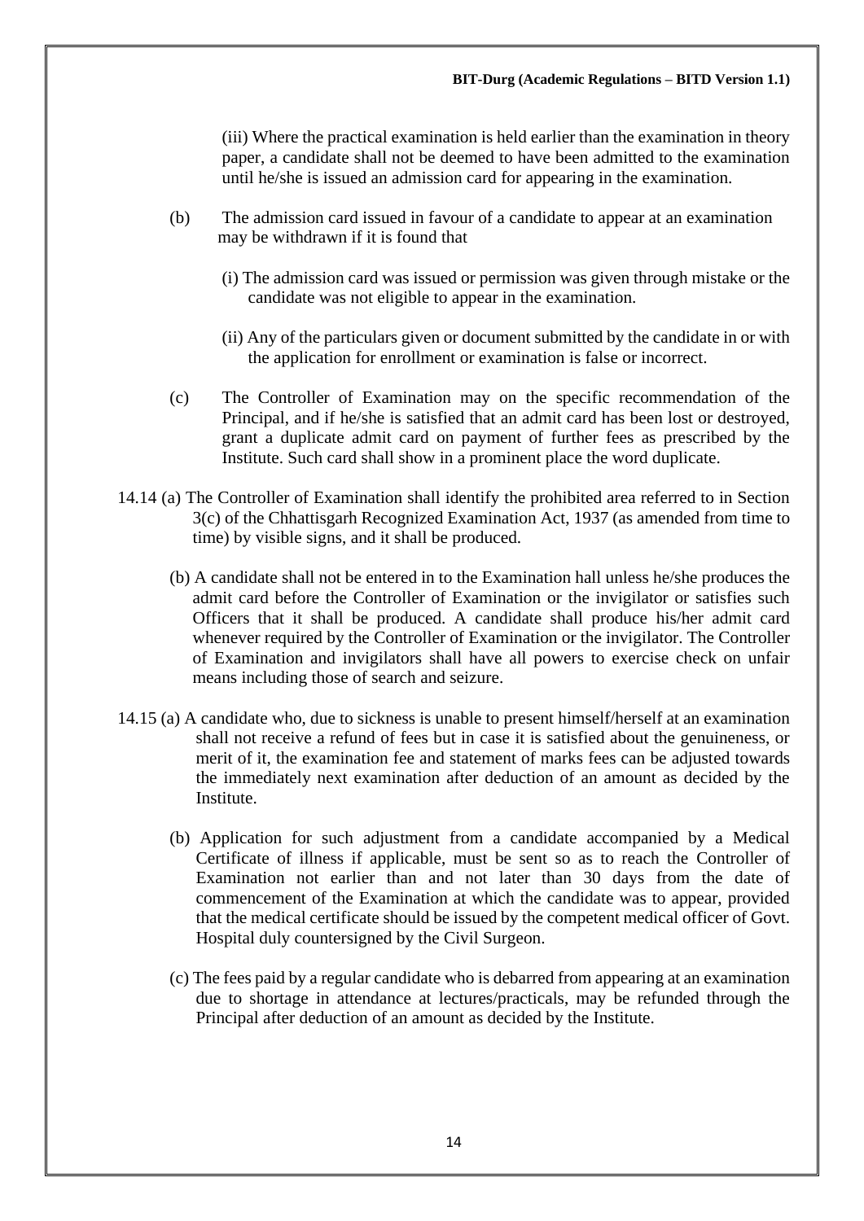(iii) Where the practical examination is held earlier than the examination in theory paper, a candidate shall not be deemed to have been admitted to the examination until he/she is issued an admission card for appearing in the examination.

(b) The admission card issued in favour of a candidate to appear at an examination may be withdrawn if it is found that

(i) The admission card was issued or permission was given through mistake or the candidate was not eligible to appear in the examination.

(ii) Any of the particulars given or document submitted by the candidate in or with the application for enrollment or examination is false or incorrect.

(c) The Controller of Examination may on the specific recommendation of the Principal, and if he/she is satisfied that an admit card has been lost or destroyed, grant a duplicate admit card on payment of further fees as prescribed by the Institute. Such card shall show in a prominent place the word duplicate.

14.14 (a) The Controller of Examination shall identify the prohibited area referred to in Section 3(c) of the Chhattisgarh Recognized Examination Act, 1937 (as amended from time to time) by visible signs, and it shall be produced.

(b) A candidate shall not be entered in to the Examination hall unless he/she produces the admit card before the Controller of Examination or the invigilator or satisfies such Officers that it shall be produced. A candidate shall produce his/her admit card whenever required by the Controller of Examination or the invigilator. The Controller of Examination and invigilators shall have all powers to exercise check on unfair means including those of search and seizure.

14.15 (a) A candidate who, due to sickness is unable to present himself/herself at an examination shall not receive a refund of fees but in case it is satisfied about the genuineness, or merit of it, the examination fee and statement of marks fees can be adjusted towards the immediately next examination after deduction of an amount as decided by the Institute.

(b) Application for such adjustment from a candidate accompanied by a Medical Certificate of illness if applicable, must be sent so as to reach the Controller of Examination not earlier than and not later than 30 days from the date of commencement of the Examination at which the candidate was to appear, provided that the medical certificate should be issued by the competent medical officer of Govt. Hospital duly countersigned by the Civil Surgeon.

(c) The fees paid by a regular candidate who is debarred from appearing at an examination due to shortage in attendance at lectures/practicals, may be refunded through the Principal after deduction of an amount as decided by the Institute.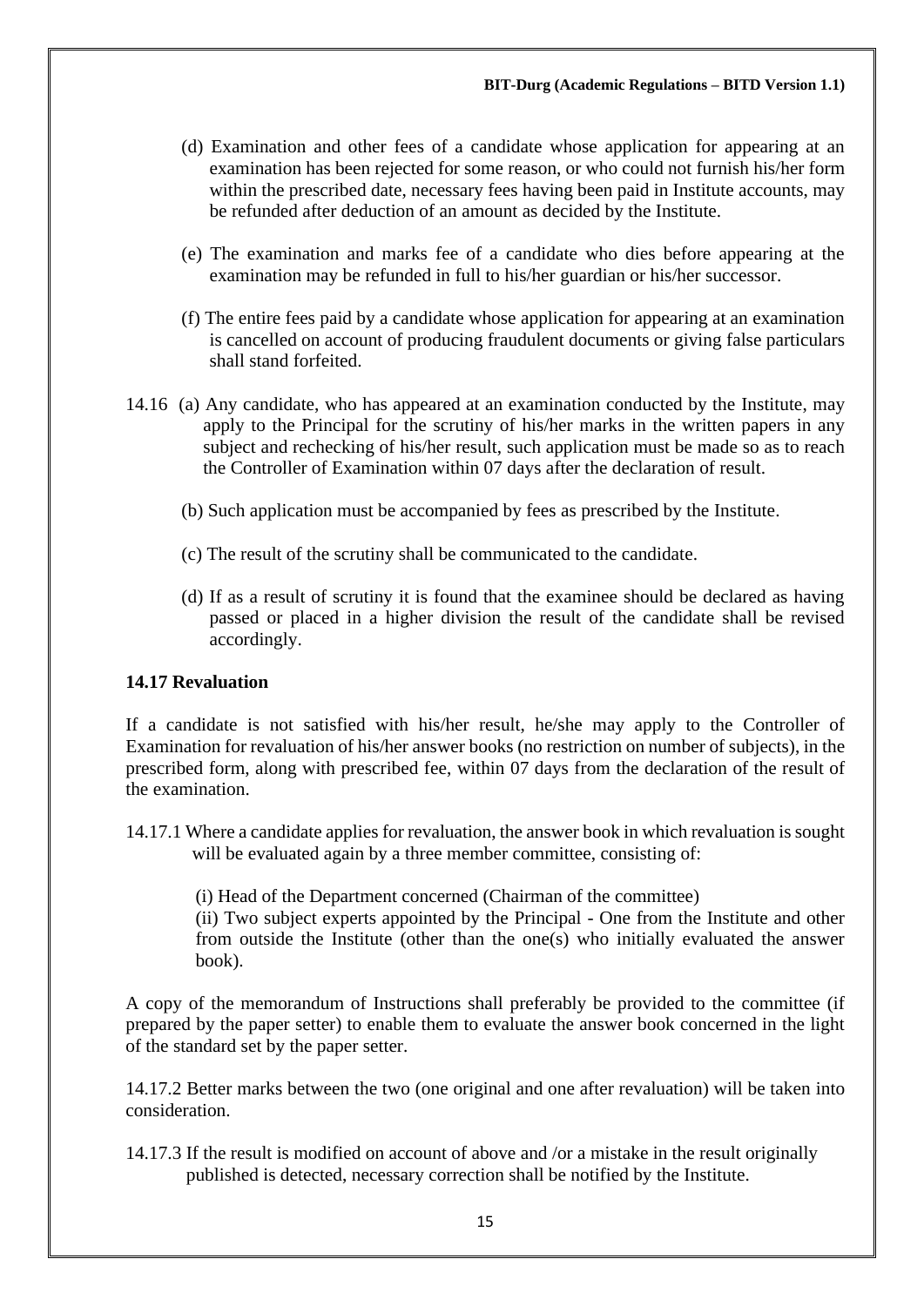(d) Examination and other fees of a candidate whose application for appearing at an examination has been rejected for some reason, or who could not furnish his/her form within the prescribed date, necessary fees having been paid in Institute accounts, may be refunded after deduction of an amount as decided by the Institute.

(e) The examination and marks fee of a candidate who dies before appearing at the examination may be refunded in full to his/her guardian or his/her successor.

(f) The entire fees paid by a candidate whose application for appearing at an examination is cancelled on account of producing fraudulent documents or giving false particulars shall stand forfeited.

14.16 (a) Any candidate, who has appeared at an examination conducted by the Institute, may apply to the Principal for the scrutiny of his/her marks in the written papers in any subject and rechecking of his/her result, such application must be made so as to reach the Controller of Examination within 07 days after the declaration of result.

(b) Such application must be accompanied by fees as prescribed by the Institute.

(c) The result of the scrutiny shall be communicated to the candidate.

(d) If as a result of scrutiny it is found that the examinee should be declared as having passed or placed in a higher division the result of the candidate shall be revised accordingly.

### 14.17 Revaluation

If a candidate is not satisfied with his/her result, he/she may apply to the Controller of Examination for revaluation of his/her answer books (no restriction on number of subjects), in the prescribed form, along with prescribed fee, within 07 days from the declaration of the result of the examination.

14.17.1 Where a candidate applies for revaluation, the answer book in which revaluation is sought will be evaluated again by a three member committee, consisting of:

(i) Head of the Department concerned (Chairman of the committee)
(ii) Two subject experts appointed by the Principal - One from the Institute and other from outside the Institute (other than the one(s) who initially evaluated the answer book).

A copy of the memorandum of Instructions shall preferably be provided to the committee (if prepared by the paper setter) to enable them to evaluate the answer book concerned in the light of the standard set by the paper setter.

14.17.2 Better marks between the two (one original and one after revaluation) will be taken into consideration.

14.17.3 If the result is modified on account of above and /or a mistake in the result originally published is detected, necessary correction shall be notified by the Institute.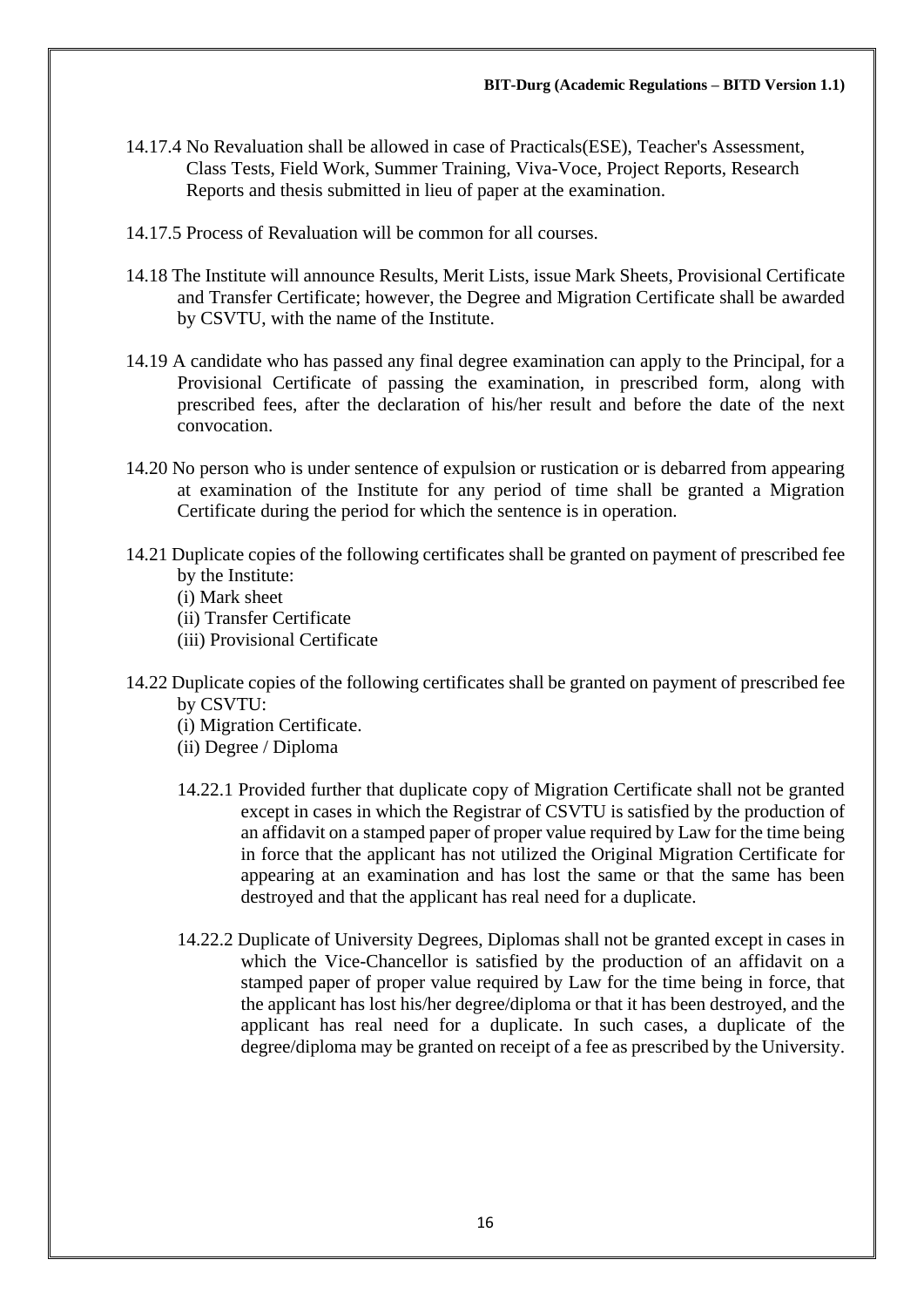14.17.4 No Revaluation shall be allowed in case of Practicals(ESE), Teacher's Assessment, Class Tests, Field Work, Summer Training, Viva-Voce, Project Reports, Research Reports and thesis submitted in lieu of paper at the examination.

14.17.5 Process of Revaluation will be common for all courses.

14.18 The Institute will announce Results, Merit Lists, issue Mark Sheets, Provisional Certificate and Transfer Certificate; however, the Degree and Migration Certificate shall be awarded by CSVTU, with the name of the Institute.

14.19 A candidate who has passed any final degree examination can apply to the Principal, for a Provisional Certificate of passing the examination, in prescribed form, along with prescribed fees, after the declaration of his/her result and before the date of the next convocation.

14.20 No person who is under sentence of expulsion or rustication or is debarred from appearing at examination of the Institute for any period of time shall be granted a Migration Certificate during the period for which the sentence is in operation.

14.21 Duplicate copies of the following certificates shall be granted on payment of prescribed fee by the Institute:

(i) Mark sheet
(ii) Transfer Certificate
(iii) Provisional Certificate

14.22 Duplicate copies of the following certificates shall be granted on payment of prescribed fee by CSVTU:

(i) Migration Certificate.
(ii) Degree / Diploma

14.22.1 Provided further that duplicate copy of Migration Certificate shall not be granted except in cases in which the Registrar of CSVTU is satisfied by the production of an affidavit on a stamped paper of proper value required by Law for the time being in force that the applicant has not utilized the Original Migration Certificate for appearing at an examination and has lost the same or that the same has been destroyed and that the applicant has real need for a duplicate.

14.22.2 Duplicate of University Degrees, Diplomas shall not be granted except in cases in which the Vice-Chancellor is satisfied by the production of an affidavit on a stamped paper of proper value required by Law for the time being in force, that the applicant has lost his/her degree/diploma or that it has been destroyed, and the applicant has real need for a duplicate. In such cases, a duplicate of the degree/diploma may be granted on receipt of a fee as prescribed by the University.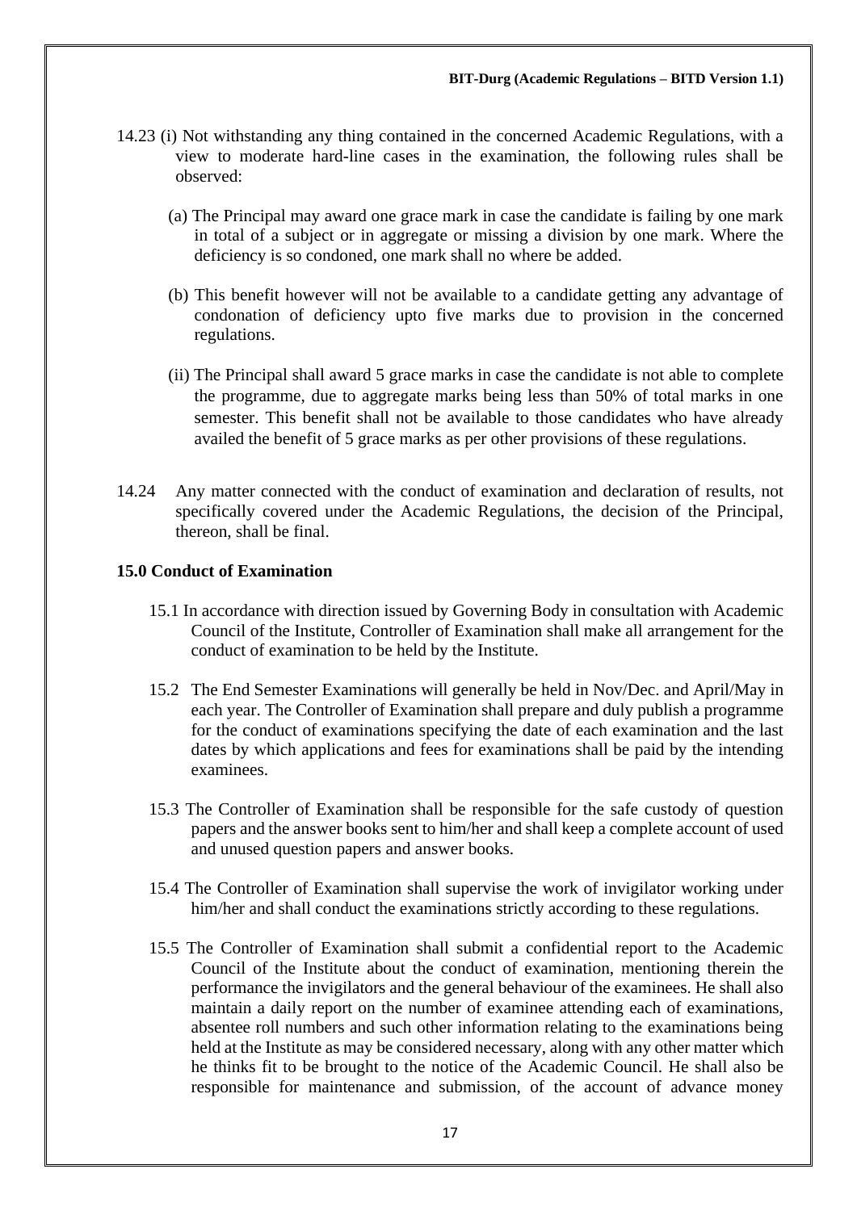14.23 (i) Not withstanding any thing contained in the concerned Academic Regulations, with a view to moderate hard-line cases in the examination, the following rules shall be observed:

(a) The Principal may award one grace mark in case the candidate is failing by one mark in total of a subject or in aggregate or missing a division by one mark. Where the deficiency is so condoned, one mark shall no where be added.

(b) This benefit however will not be available to a candidate getting any advantage of condonation of deficiency upto five marks due to provision in the concerned regulations.

(ii) The Principal shall award 5 grace marks in case the candidate is not able to complete the programme, due to aggregate marks being less than 50% of total marks in one semester. This benefit shall not be available to those candidates who have already availed the benefit of 5 grace marks as per other provisions of these regulations.

14.24 Any matter connected with the conduct of examination and declaration of results, not specifically covered under the Academic Regulations, the decision of the Principal, thereon, shall be final.

## 15.0 Conduct of Examination

15.1 In accordance with direction issued by Governing Body in consultation with Academic Council of the Institute, Controller of Examination shall make all arrangement for the conduct of examination to be held by the Institute.

15.2 The End Semester Examinations will generally be held in Nov/Dec. and April/May in each year. The Controller of Examination shall prepare and duly publish a programme for the conduct of examinations specifying the date of each examination and the last dates by which applications and fees for examinations shall be paid by the intending examinees.

15.3 The Controller of Examination shall be responsible for the safe custody of question papers and the answer books sent to him/her and shall keep a complete account of used and unused question papers and answer books.

15.4 The Controller of Examination shall supervise the work of invigilator working under him/her and shall conduct the examinations strictly according to these regulations.

15.5 The Controller of Examination shall submit a confidential report to the Academic Council of the Institute about the conduct of examination, mentioning therein the performance the invigilators and the general behaviour of the examinees. He shall also maintain a daily report on the number of examinee attending each of examinations, absentee roll numbers and such other information relating to the examinations being held at the Institute as may be considered necessary, along with any other matter which he thinks fit to be brought to the notice of the Academic Council. He shall also be responsible for maintenance and submission, of the account of advance money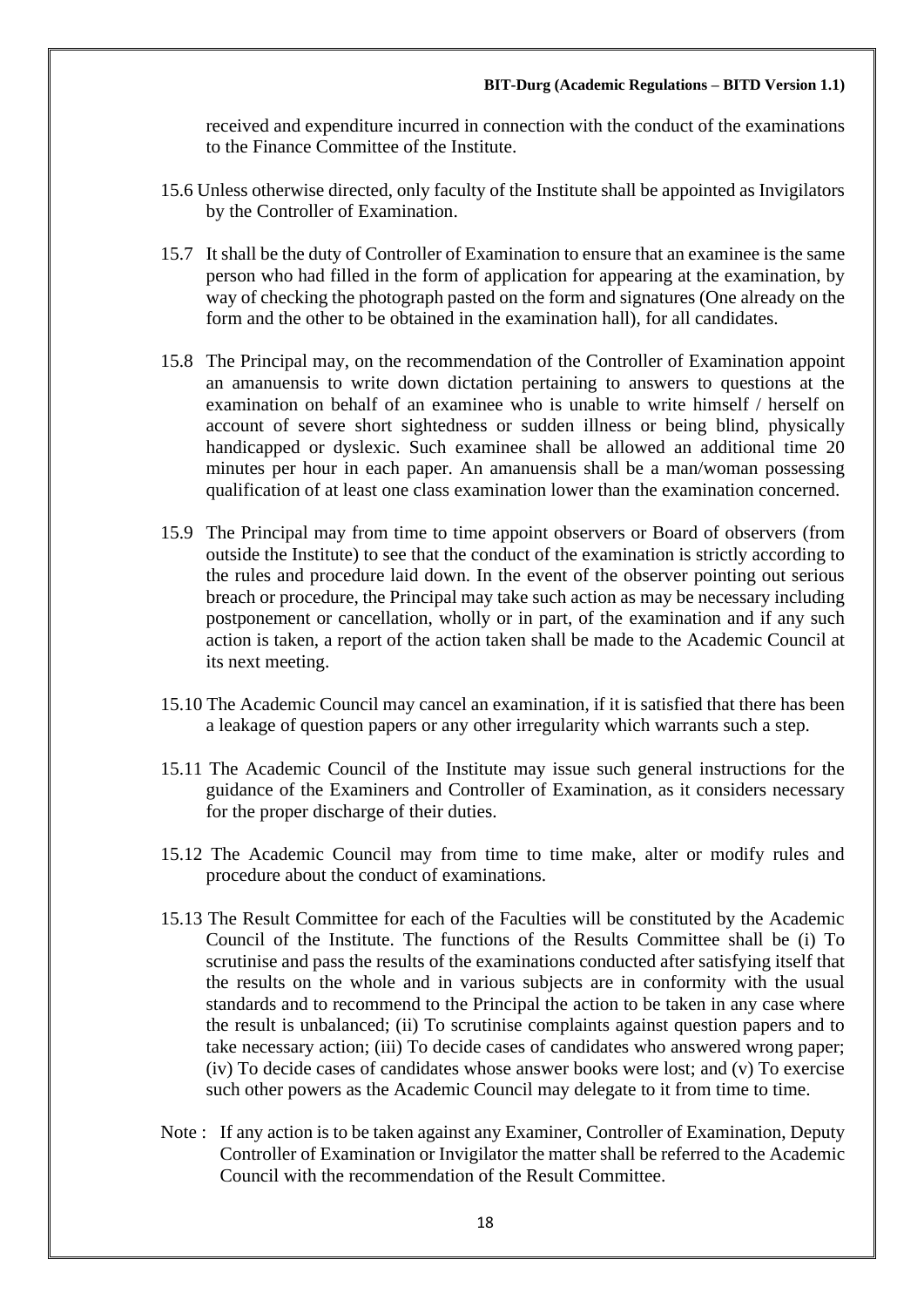received and expenditure incurred in connection with the conduct of the examinations to the Finance Committee of the Institute.

15.6 Unless otherwise directed, only faculty of the Institute shall be appointed as Invigilators by the Controller of Examination.

15.7 It shall be the duty of Controller of Examination to ensure that an examinee is the same person who had filled in the form of application for appearing at the examination, by way of checking the photograph pasted on the form and signatures (One already on the form and the other to be obtained in the examination hall), for all candidates.

15.8 The Principal may, on the recommendation of the Controller of Examination appoint an amanuensis to write down dictation pertaining to answers to questions at the examination on behalf of an examinee who is unable to write himself / herself on account of severe short sightedness or sudden illness or being blind, physically handicapped or dyslexic. Such examinee shall be allowed an additional time 20 minutes per hour in each paper. An amanuensis shall be a man/woman possessing qualification of at least one class examination lower than the examination concerned.

15.9 The Principal may from time to time appoint observers or Board of observers (from outside the Institute) to see that the conduct of the examination is strictly according to the rules and procedure laid down. In the event of the observer pointing out serious breach or procedure, the Principal may take such action as may be necessary including postponement or cancellation, wholly or in part, of the examination and if any such action is taken, a report of the action taken shall be made to the Academic Council at its next meeting.

15.10 The Academic Council may cancel an examination, if it is satisfied that there has been a leakage of question papers or any other irregularity which warrants such a step.

15.11 The Academic Council of the Institute may issue such general instructions for the guidance of the Examiners and Controller of Examination, as it considers necessary for the proper discharge of their duties.

15.12 The Academic Council may from time to time make, alter or modify rules and procedure about the conduct of examinations.

15.13 The Result Committee for each of the Faculties will be constituted by the Academic Council of the Institute. The functions of the Results Committee shall be (i) To scrutinise and pass the results of the examinations conducted after satisfying itself that the results on the whole and in various subjects are in conformity with the usual standards and to recommend to the Principal the action to be taken in any case where the result is unbalanced; (ii) To scrutinise complaints against question papers and to take necessary action; (iii) To decide cases of candidates who answered wrong paper; (iv) To decide cases of candidates whose answer books were lost; and (v) To exercise such other powers as the Academic Council may delegate to it from time to time.

Note : If any action is to be taken against any Examiner, Controller of Examination, Deputy Controller of Examination or Invigilator the matter shall be referred to the Academic Council with the recommendation of the Result Committee.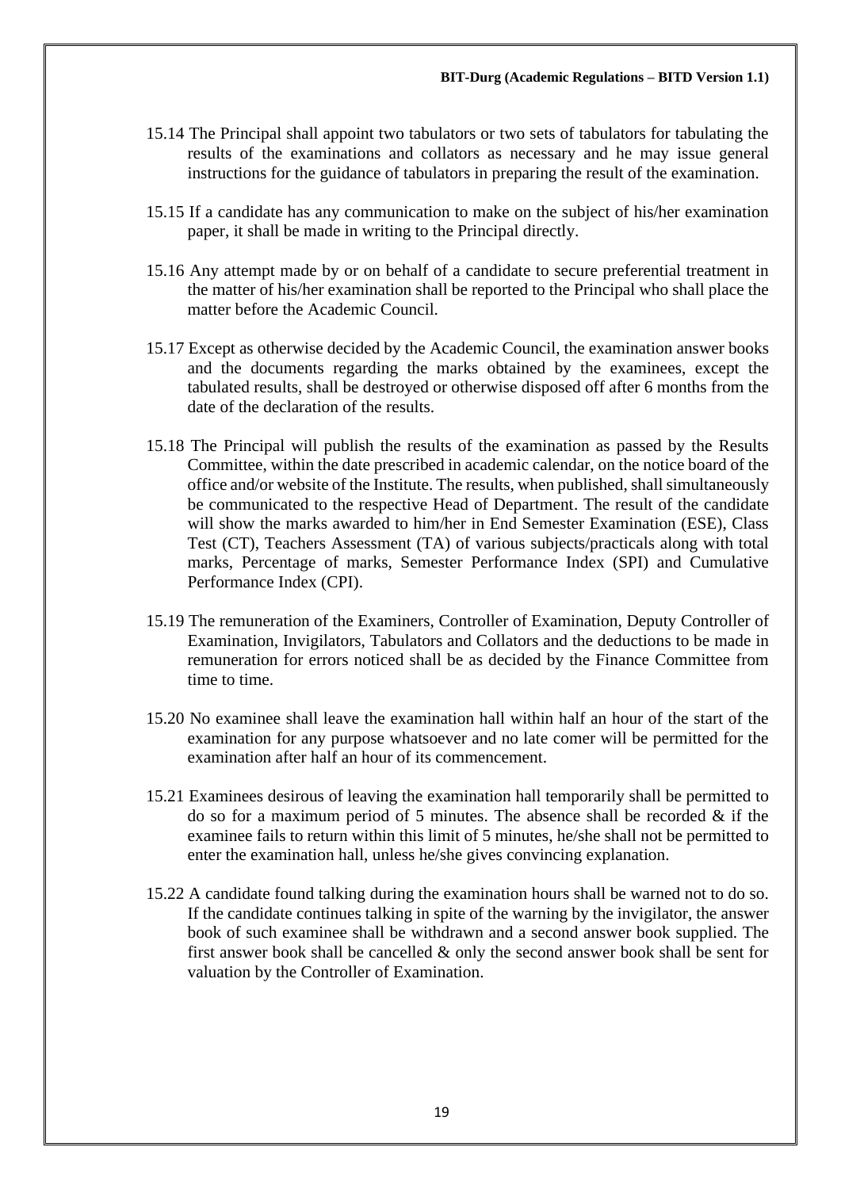15.14 The Principal shall appoint two tabulators or two sets of tabulators for tabulating the results of the examinations and collators as necessary and he may issue general instructions for the guidance of tabulators in preparing the result of the examination.

15.15 If a candidate has any communication to make on the subject of his/her examination paper, it shall be made in writing to the Principal directly.

15.16 Any attempt made by or on behalf of a candidate to secure preferential treatment in the matter of his/her examination shall be reported to the Principal who shall place the matter before the Academic Council.

15.17 Except as otherwise decided by the Academic Council, the examination answer books and the documents regarding the marks obtained by the examinees, except the tabulated results, shall be destroyed or otherwise disposed off after 6 months from the date of the declaration of the results.

15.18 The Principal will publish the results of the examination as passed by the Results Committee, within the date prescribed in academic calendar, on the notice board of the office and/or website of the Institute. The results, when published, shall simultaneously be communicated to the respective Head of Department. The result of the candidate will show the marks awarded to him/her in End Semester Examination (ESE), Class Test (CT), Teachers Assessment (TA) of various subjects/practicals along with total marks, Percentage of marks, Semester Performance Index (SPI) and Cumulative Performance Index (CPI).

15.19 The remuneration of the Examiners, Controller of Examination, Deputy Controller of Examination, Invigilators, Tabulators and Collators and the deductions to be made in remuneration for errors noticed shall be as decided by the Finance Committee from time to time.

15.20 No examinee shall leave the examination hall within half an hour of the start of the examination for any purpose whatsoever and no late comer will be permitted for the examination after half an hour of its commencement.

15.21 Examinees desirous of leaving the examination hall temporarily shall be permitted to do so for a maximum period of 5 minutes. The absence shall be recorded & if the examinee fails to return within this limit of 5 minutes, he/she shall not be permitted to enter the examination hall, unless he/she gives convincing explanation.

15.22 A candidate found talking during the examination hours shall be warned not to do so. If the candidate continues talking in spite of the warning by the invigilator, the answer book of such examinee shall be withdrawn and a second answer book supplied. The first answer book shall be cancelled & only the second answer book shall be sent for valuation by the Controller of Examination.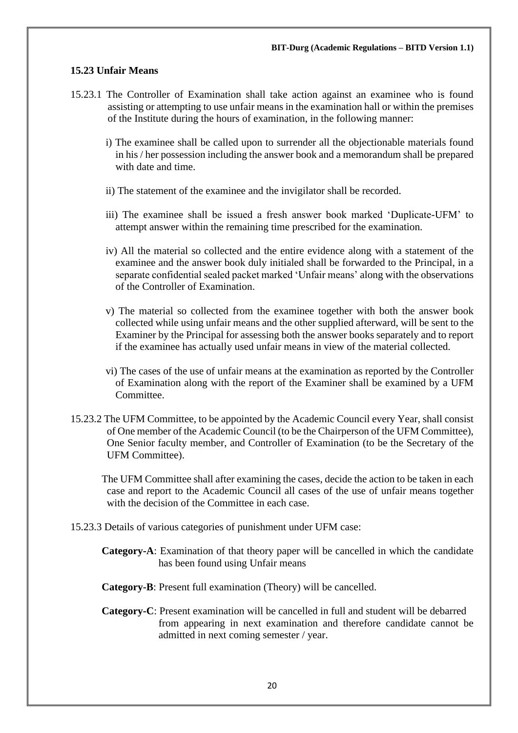### 15.23 Unfair Means

15.23.1 The Controller of Examination shall take action against an examinee who is found assisting or attempting to use unfair means in the examination hall or within the premises of the Institute during the hours of examination, in the following manner:

i) The examinee shall be called upon to surrender all the objectionable materials found in his / her possession including the answer book and a memorandum shall be prepared with date and time.

ii) The statement of the examinee and the invigilator shall be recorded.

iii) The examinee shall be issued a fresh answer book marked 'Duplicate-UFM' to attempt answer within the remaining time prescribed for the examination.

iv) All the material so collected and the entire evidence along with a statement of the examinee and the answer book duly initialed shall be forwarded to the Principal, in a separate confidential sealed packet marked 'Unfair means' along with the observations of the Controller of Examination.

v) The material so collected from the examinee together with both the answer book collected while using unfair means and the other supplied afterward, will be sent to the Examiner by the Principal for assessing both the answer books separately and to report if the examinee has actually used unfair means in view of the material collected.

vi) The cases of the use of unfair means at the examination as reported by the Controller of Examination along with the report of the Examiner shall be examined by a UFM Committee.

15.23.2 The UFM Committee, to be appointed by the Academic Council every Year, shall consist of One member of the Academic Council (to be the Chairperson of the UFM Committee), One Senior faculty member, and Controller of Examination (to be the Secretary of the UFM Committee).

The UFM Committee shall after examining the cases, decide the action to be taken in each case and report to the Academic Council all cases of the use of unfair means together with the decision of the Committee in each case.

15.23.3 Details of various categories of punishment under UFM case:

**Category-A**: Examination of that theory paper will be cancelled in which the candidate has been found using Unfair means

**Category-B**: Present full examination (Theory) will be cancelled.

**Category-C**: Present examination will be cancelled in full and student will be debarred from appearing in next examination and therefore candidate cannot be admitted in next coming semester / year.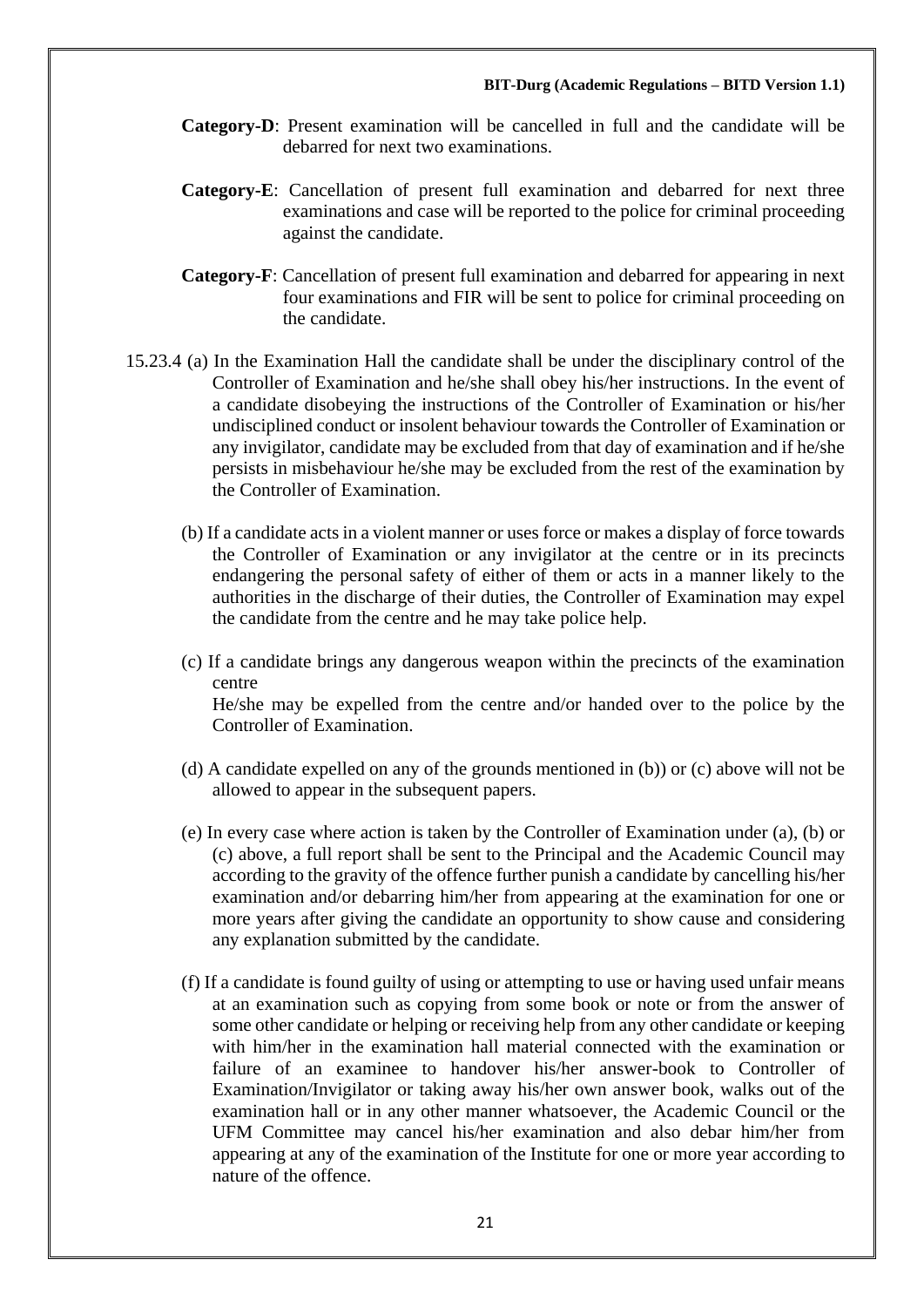**Category-D**: Present examination will be cancelled in full and the candidate will be debarred for next two examinations.

**Category-E**: Cancellation of present full examination and debarred for next three examinations and case will be reported to the police for criminal proceeding against the candidate.

**Category-F**: Cancellation of present full examination and debarred for appearing in next four examinations and FIR will be sent to police for criminal proceeding on the candidate.

15.23.4 (a) In the Examination Hall the candidate shall be under the disciplinary control of the Controller of Examination and he/she shall obey his/her instructions. In the event of a candidate disobeying the instructions of the Controller of Examination or his/her undisciplined conduct or insolent behaviour towards the Controller of Examination or any invigilator, candidate may be excluded from that day of examination and if he/she persists in misbehaviour he/she may be excluded from the rest of the examination by the Controller of Examination.

(b) If a candidate acts in a violent manner or uses force or makes a display of force towards the Controller of Examination or any invigilator at the centre or in its precincts endangering the personal safety of either of them or acts in a manner likely to the authorities in the discharge of their duties, the Controller of Examination may expel the candidate from the centre and he may take police help.

(c) If a candidate brings any dangerous weapon within the precincts of the examination centre
He/she may be expelled from the centre and/or handed over to the police by the Controller of Examination.

(d) A candidate expelled on any of the grounds mentioned in (b)) or (c) above will not be allowed to appear in the subsequent papers.

(e) In every case where action is taken by the Controller of Examination under (a), (b) or (c) above, a full report shall be sent to the Principal and the Academic Council may according to the gravity of the offence further punish a candidate by cancelling his/her examination and/or debarring him/her from appearing at the examination for one or more years after giving the candidate an opportunity to show cause and considering any explanation submitted by the candidate.

(f) If a candidate is found guilty of using or attempting to use or having used unfair means at an examination such as copying from some book or note or from the answer of some other candidate or helping or receiving help from any other candidate or keeping with him/her in the examination hall material connected with the examination or failure of an examinee to handover his/her answer-book to Controller of Examination/Invigilator or taking away his/her own answer book, walks out of the examination hall or in any other manner whatsoever, the Academic Council or the UFM Committee may cancel his/her examination and also debar him/her from appearing at any of the examination of the Institute for one or more year according to nature of the offence.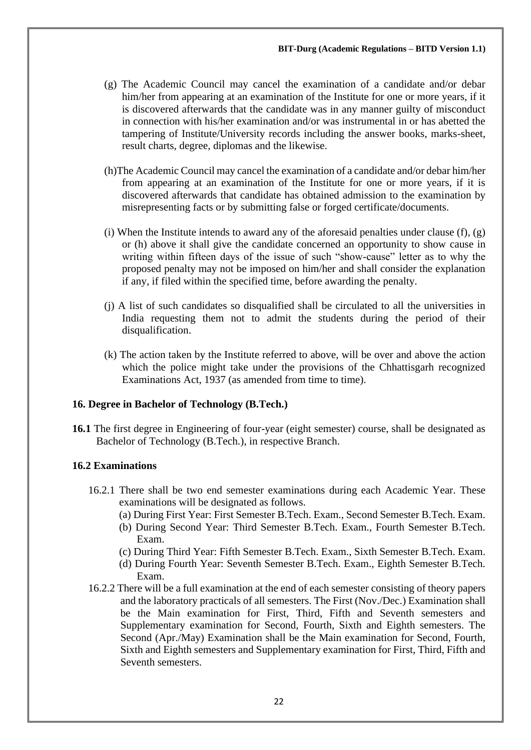(g) The Academic Council may cancel the examination of a candidate and/or debar him/her from appearing at an examination of the Institute for one or more years, if it is discovered afterwards that the candidate was in any manner guilty of misconduct in connection with his/her examination and/or was instrumental in or has abetted the tampering of Institute/University records including the answer books, marks-sheet, result charts, degree, diplomas and the likewise.

(h)The Academic Council may cancel the examination of a candidate and/or debar him/her from appearing at an examination of the Institute for one or more years, if it is discovered afterwards that candidate has obtained admission to the examination by misrepresenting facts or by submitting false or forged certificate/documents.

(i) When the Institute intends to award any of the aforesaid penalties under clause (f), (g) or (h) above it shall give the candidate concerned an opportunity to show cause in writing within fifteen days of the issue of such "show-cause" letter as to why the proposed penalty may not be imposed on him/her and shall consider the explanation if any, if filed within the specified time, before awarding the penalty.

(j) A list of such candidates so disqualified shall be circulated to all the universities in India requesting them not to admit the students during the period of their disqualification.

(k) The action taken by the Institute referred to above, will be over and above the action which the police might take under the provisions of the Chhattisgarh recognized Examinations Act, 1937 (as amended from time to time).

## 16. Degree in Bachelor of Technology (B.Tech.)

**16.1** The first degree in Engineering of four-year (eight semester) course, shall be designated as Bachelor of Technology (B.Tech.), in respective Branch.

### 16.2 Examinations

16.2.1 There shall be two end semester examinations during each Academic Year. These examinations will be designated as follows.

(a) During First Year: First Semester B.Tech. Exam., Second Semester B.Tech. Exam.
(b) During Second Year: Third Semester B.Tech. Exam., Fourth Semester B.Tech. Exam.
(c) During Third Year: Fifth Semester B.Tech. Exam., Sixth Semester B.Tech. Exam.
(d) During Fourth Year: Seventh Semester B.Tech. Exam., Eighth Semester B.Tech. Exam.

16.2.2 There will be a full examination at the end of each semester consisting of theory papers and the laboratory practicals of all semesters. The First (Nov./Dec.) Examination shall be the Main examination for First, Third, Fifth and Seventh semesters and Supplementary examination for Second, Fourth, Sixth and Eighth semesters. The Second (Apr./May) Examination shall be the Main examination for Second, Fourth, Sixth and Eighth semesters and Supplementary examination for First, Third, Fifth and Seventh semesters.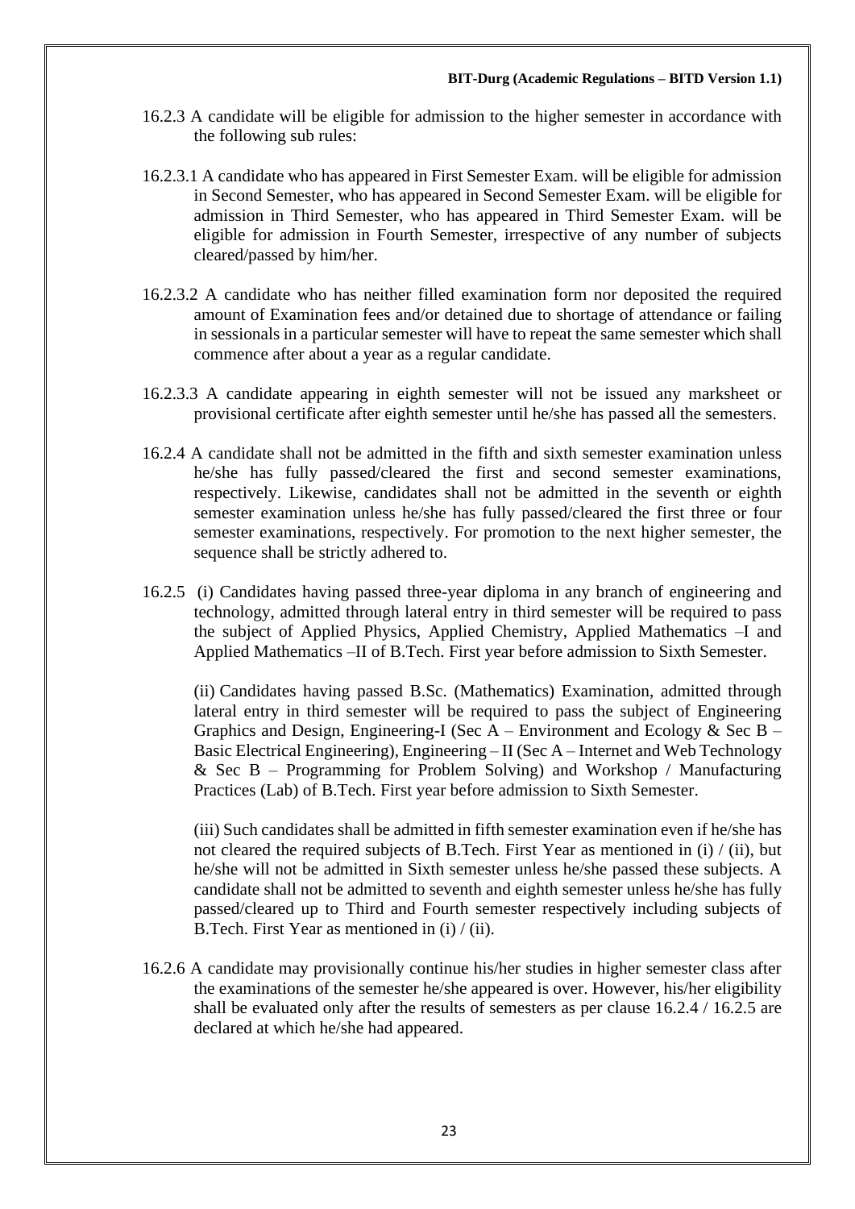16.2.3 A candidate will be eligible for admission to the higher semester in accordance with the following sub rules:

16.2.3.1 A candidate who has appeared in First Semester Exam. will be eligible for admission in Second Semester, who has appeared in Second Semester Exam. will be eligible for admission in Third Semester, who has appeared in Third Semester Exam. will be eligible for admission in Fourth Semester, irrespective of any number of subjects cleared/passed by him/her.

16.2.3.2 A candidate who has neither filled examination form nor deposited the required amount of Examination fees and/or detained due to shortage of attendance or failing in sessionals in a particular semester will have to repeat the same semester which shall commence after about a year as a regular candidate.

16.2.3.3 A candidate appearing in eighth semester will not be issued any marksheet or provisional certificate after eighth semester until he/she has passed all the semesters.

16.2.4 A candidate shall not be admitted in the fifth and sixth semester examination unless he/she has fully passed/cleared the first and second semester examinations, respectively. Likewise, candidates shall not be admitted in the seventh or eighth semester examination unless he/she has fully passed/cleared the first three or four semester examinations, respectively. For promotion to the next higher semester, the sequence shall be strictly adhered to.

16.2.5 (i) Candidates having passed three-year diploma in any branch of engineering and technology, admitted through lateral entry in third semester will be required to pass the subject of Applied Physics, Applied Chemistry, Applied Mathematics –I and Applied Mathematics –II of B.Tech. First year before admission to Sixth Semester.

(ii) Candidates having passed B.Sc. (Mathematics) Examination, admitted through lateral entry in third semester will be required to pass the subject of Engineering Graphics and Design, Engineering-I (Sec A – Environment and Ecology & Sec B – Basic Electrical Engineering), Engineering – II (Sec A – Internet and Web Technology & Sec B – Programming for Problem Solving) and Workshop / Manufacturing Practices (Lab) of B.Tech. First year before admission to Sixth Semester.

(iii) Such candidates shall be admitted in fifth semester examination even if he/she has not cleared the required subjects of B.Tech. First Year as mentioned in (i) / (ii), but he/she will not be admitted in Sixth semester unless he/she passed these subjects. A candidate shall not be admitted to seventh and eighth semester unless he/she has fully passed/cleared up to Third and Fourth semester respectively including subjects of B.Tech. First Year as mentioned in (i) / (ii).

16.2.6 A candidate may provisionally continue his/her studies in higher semester class after the examinations of the semester he/she appeared is over. However, his/her eligibility shall be evaluated only after the results of semesters as per clause 16.2.4 / 16.2.5 are declared at which he/she had appeared.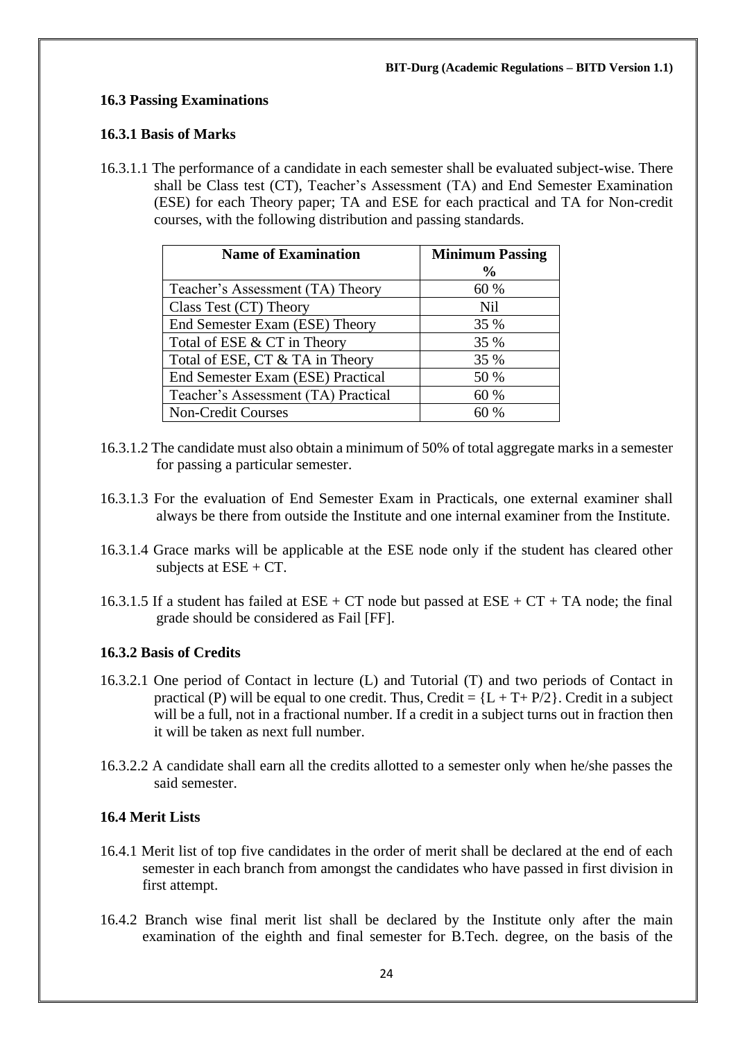### 16.3 Passing Examinations

#### 16.3.1 Basis of Marks

16.3.1.1 The performance of a candidate in each semester shall be evaluated subject-wise. There shall be Class test (CT), Teacher's Assessment (TA) and End Semester Examination (ESE) for each Theory paper; TA and ESE for each practical and TA for Non-credit courses, with the following distribution and passing standards.

| Name of Examination | Minimum Passing % |
|---|---|
| Teacher's Assessment (TA) Theory | 60 % |
| Class Test (CT) Theory | Nil |
| End Semester Exam (ESE) Theory | 35 % |
| Total of ESE & CT in Theory | 35 % |
| Total of ESE, CT & TA in Theory | 35 % |
| End Semester Exam (ESE) Practical | 50 % |
| Teacher's Assessment (TA) Practical | 60 % |
| Non-Credit Courses | 60 % |

16.3.1.2 The candidate must also obtain a minimum of 50% of total aggregate marks in a semester for passing a particular semester.

16.3.1.3 For the evaluation of End Semester Exam in Practicals, one external examiner shall always be there from outside the Institute and one internal examiner from the Institute.

16.3.1.4 Grace marks will be applicable at the ESE node only if the student has cleared other subjects at ESE + CT.

16.3.1.5 If a student has failed at ESE + CT node but passed at ESE + CT + TA node; the final grade should be considered as Fail [FF].

#### 16.3.2 Basis of Credits

16.3.2.1 One period of Contact in lecture (L) and Tutorial (T) and two periods of Contact in practical (P) will be equal to one credit. Thus, Credit = $\{L + T + P/2\}$. Credit in a subject will be a full, not in a fractional number. If a credit in a subject turns out in fraction then it will be taken as next full number.

16.3.2.2 A candidate shall earn all the credits allotted to a semester only when he/she passes the said semester.

### 16.4 Merit Lists

16.4.1 Merit list of top five candidates in the order of merit shall be declared at the end of each semester in each branch from amongst the candidates who have passed in first division in first attempt.

16.4.2 Branch wise final merit list shall be declared by the Institute only after the main examination of the eighth and final semester for B.Tech. degree, on the basis of the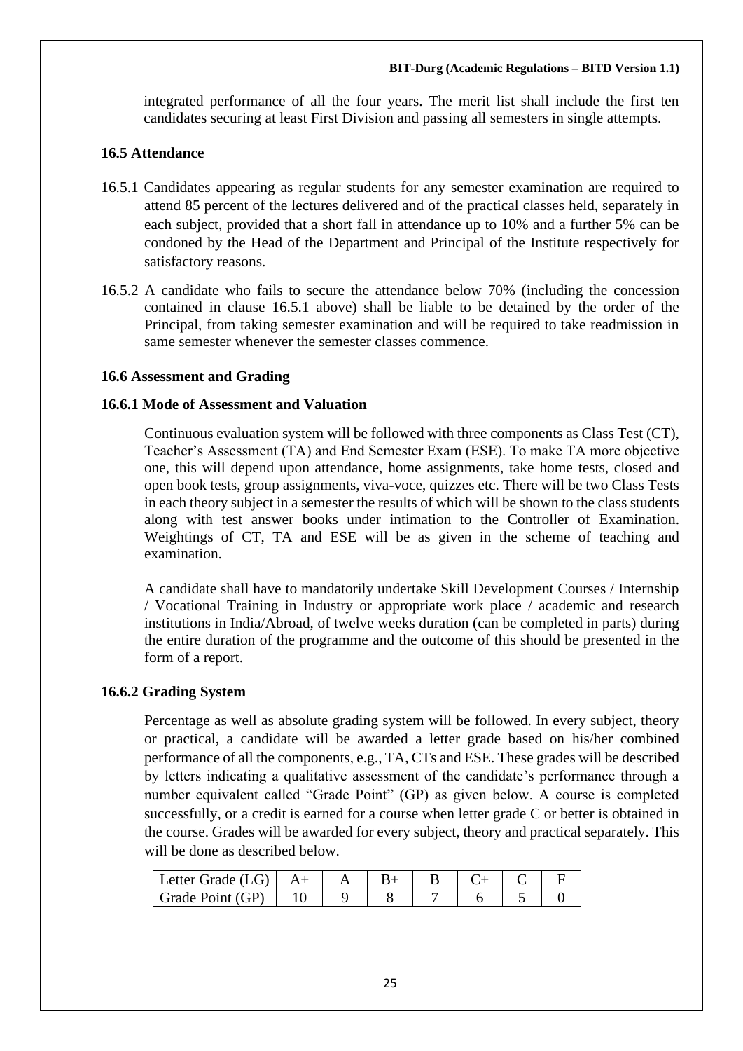integrated performance of all the four years. The merit list shall include the first ten candidates securing at least First Division and passing all semesters in single attempts.

### 16.5 Attendance

16.5.1 Candidates appearing as regular students for any semester examination are required to attend 85 percent of the lectures delivered and of the practical classes held, separately in each subject, provided that a short fall in attendance up to 10% and a further 5% can be condoned by the Head of the Department and Principal of the Institute respectively for satisfactory reasons.

16.5.2 A candidate who fails to secure the attendance below 70% (including the concession contained in clause 16.5.1 above) shall be liable to be detained by the order of the Principal, from taking semester examination and will be required to take readmission in same semester whenever the semester classes commence.

### 16.6 Assessment and Grading

#### 16.6.1 Mode of Assessment and Valuation

Continuous evaluation system will be followed with three components as Class Test (CT), Teacher's Assessment (TA) and End Semester Exam (ESE). To make TA more objective one, this will depend upon attendance, home assignments, take home tests, closed and open book tests, group assignments, viva-voce, quizzes etc. There will be two Class Tests in each theory subject in a semester the results of which will be shown to the class students along with test answer books under intimation to the Controller of Examination. Weightings of CT, TA and ESE will be as given in the scheme of teaching and examination.

A candidate shall have to mandatorily undertake Skill Development Courses / Internship / Vocational Training in Industry or appropriate work place / academic and research institutions in India/Abroad, of twelve weeks duration (can be completed in parts) during the entire duration of the programme and the outcome of this should be presented in the form of a report.

#### 16.6.2 Grading System

Percentage as well as absolute grading system will be followed. In every subject, theory or practical, a candidate will be awarded a letter grade based on his/her combined performance of all the components, e.g., TA, CTs and ESE. These grades will be described by letters indicating a qualitative assessment of the candidate's performance through a number equivalent called "Grade Point" (GP) as given below. A course is completed successfully, or a credit is earned for a course when letter grade C or better is obtained in the course. Grades will be awarded for every subject, theory and practical separately. This will be done as described below.

| Letter Grade (LG) | A+ | A | B+ | B | C+ | C | F |
|---|---|---|---|---|---|---|---|
| Grade Point (GP) | 10 | 9 | 8 | 7 | 6 | 5 | 0 |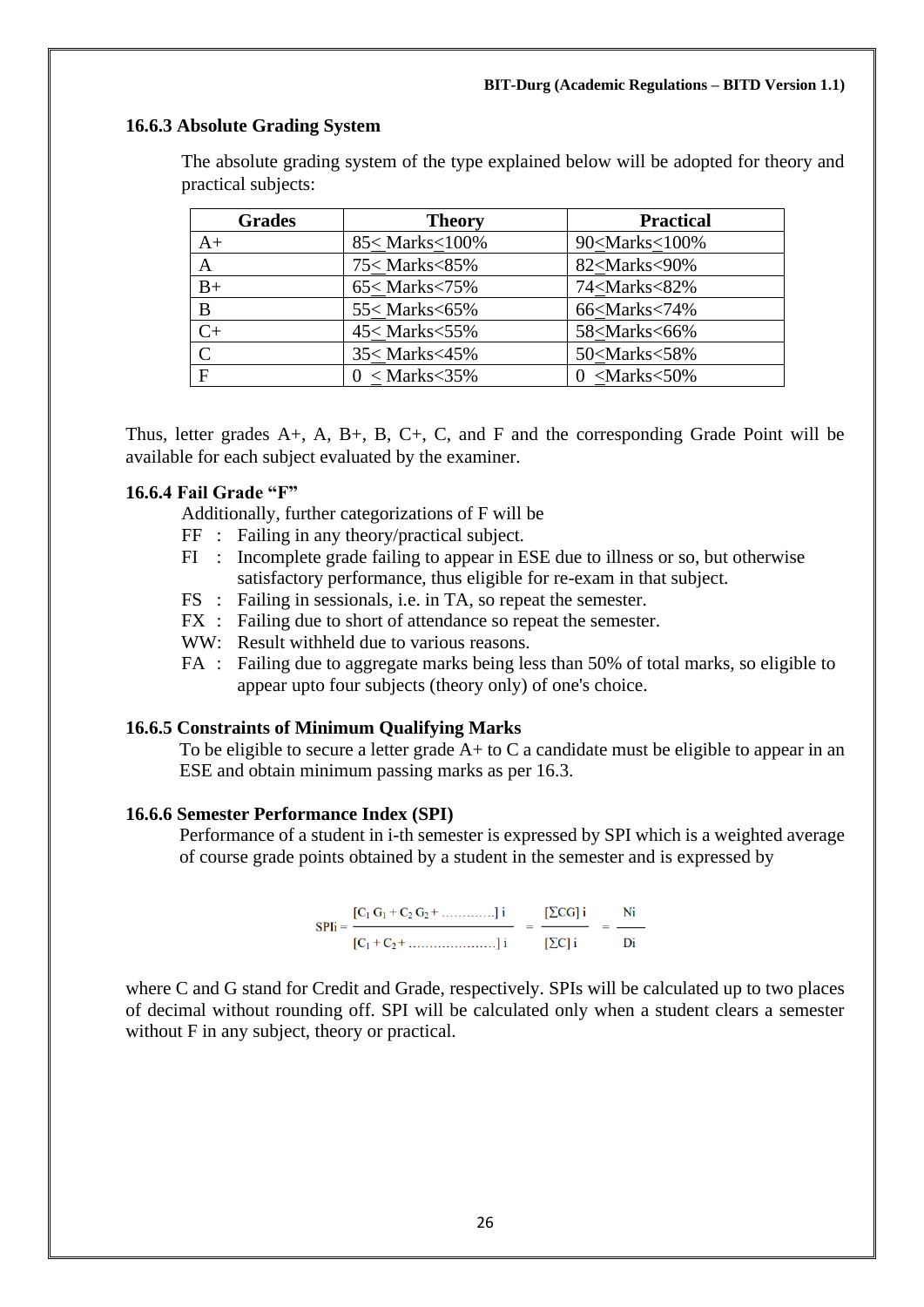### 16.6.3 Absolute Grading System

The absolute grading system of the type explained below will be adopted for theory and practical subjects:

| Grades | Theory | Practical |
|---|---|---|
| A+ | 85≤ Marks≤100% | 90≤Marks≤100% |
| A | 75≤ Marks<85% | 82≤Marks<90% |
| B+ | 65≤ Marks<75% | 74≤Marks<82% |
| B | 55≤ Marks<65% | 66≤Marks<74% |
| C+ | 45≤ Marks<55% | 58≤Marks<66% |
| C | 35≤ Marks<45% | 50≤Marks<58% |
| F | 0 ≤ Marks<35% | 0 ≤Marks<50% |

Thus, letter grades A+, A, B+, B, C+, C, and F and the corresponding Grade Point will be available for each subject evaluated by the examiner.

### 16.6.4 Fail Grade "F"

Additionally, further categorizations of F will be

- FF : Failing in any theory/practical subject.
- FI : Incomplete grade failing to appear in ESE due to illness or so, but otherwise satisfactory performance, thus eligible for re-exam in that subject.
- FS : Failing in sessionals, i.e. in TA, so repeat the semester.
- FX : Failing due to short of attendance so repeat the semester.
- WW: Result withheld due to various reasons.
- FA : Failing due to aggregate marks being less than 50% of total marks, so eligible to appear upto four subjects (theory only) of one's choice.

### 16.6.5 Constraints of Minimum Qualifying Marks

To be eligible to secure a letter grade A+ to C a candidate must be eligible to appear in an ESE and obtain minimum passing marks as per 16.3.

### 16.6.6 Semester Performance Index (SPI)

Performance of a student in i-th semester is expressed by SPI which is a weighted average of course grade points obtained by a student in the semester and is expressed by

$$SPIi = \frac{[C_1 G_1 + C_2 G_2 + \ldots\ldots\ldots\ldots]\,i}{[C_1 + C_2 + \ldots\ldots\ldots\ldots\ldots\ldots\ldots]\,i} = \frac{[\Sigma CG]\,i}{[\Sigma C]\,i} = \frac{Ni}{Di}$$

where C and G stand for Credit and Grade, respectively. SPIs will be calculated up to two places of decimal without rounding off. SPI will be calculated only when a student clears a semester without F in any subject, theory or practical.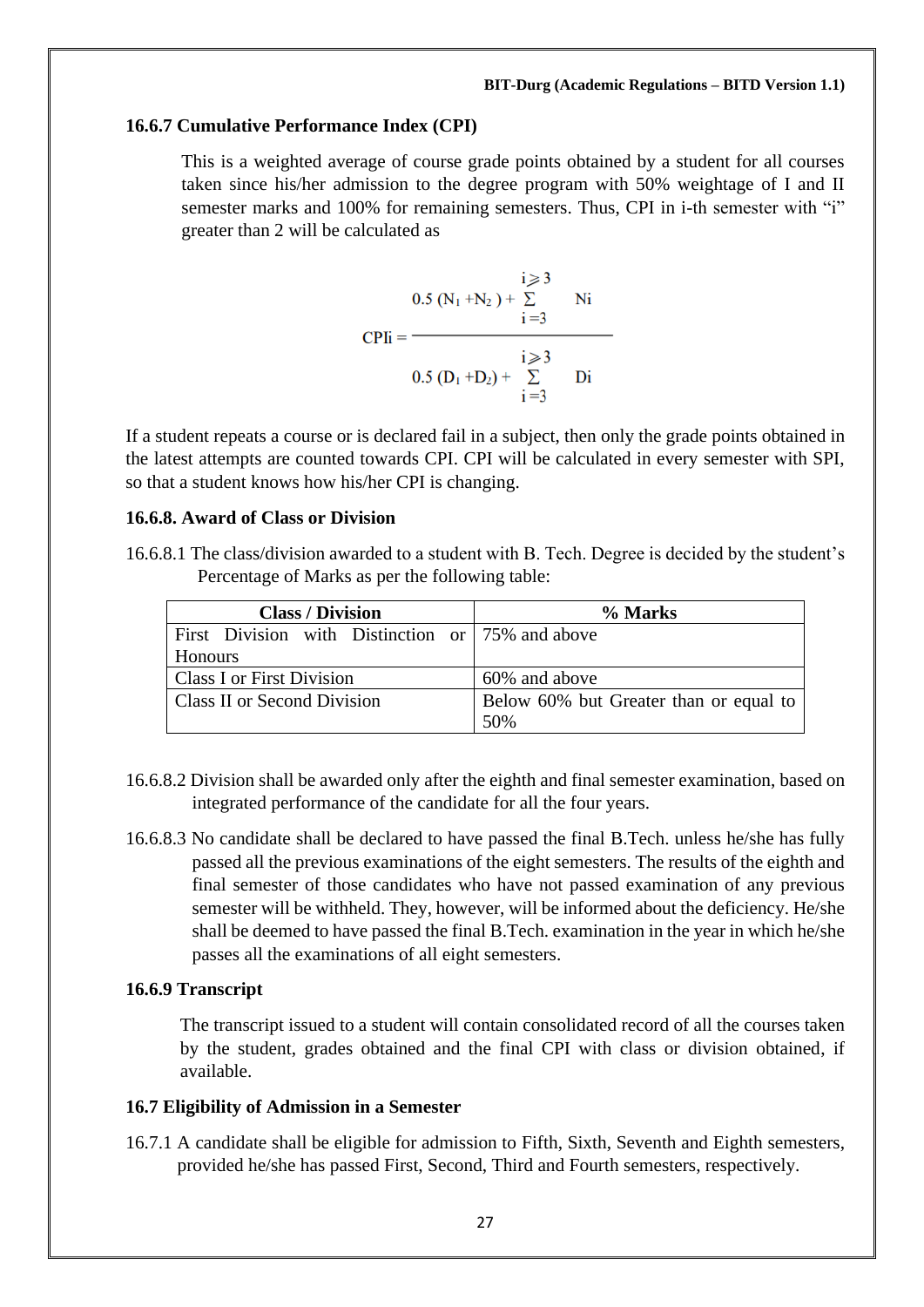### 16.6.7 Cumulative Performance Index (CPI)

This is a weighted average of course grade points obtained by a student for all courses taken since his/her admission to the degree program with 50% weightage of I and II semester marks and 100% for remaining semesters. Thus, CPI in i-th semester with "i" greater than 2 will be calculated as

$$CPI_i = \frac{0.5\,(N_1 + N_2) + \sum_{i=3}^{i \geqslant 3} N_i}{0.5\,(D_1 + D_2) + \sum_{i=3}^{i \geqslant 3} D_i}$$

If a student repeats a course or is declared fail in a subject, then only the grade points obtained in the latest attempts are counted towards CPI. CPI will be calculated in every semester with SPI, so that a student knows how his/her CPI is changing.

### 16.6.8. Award of Class or Division

16.6.8.1 The class/division awarded to a student with B. Tech. Degree is decided by the student's Percentage of Marks as per the following table:

| Class / Division | % Marks |
|---|---|
| First Division with Distinction or Honours | 75% and above |
| Class I or First Division | 60% and above |
| Class II or Second Division | Below 60% but Greater than or equal to 50% |

16.6.8.2 Division shall be awarded only after the eighth and final semester examination, based on integrated performance of the candidate for all the four years.

16.6.8.3 No candidate shall be declared to have passed the final B.Tech. unless he/she has fully passed all the previous examinations of the eight semesters. The results of the eighth and final semester of those candidates who have not passed examination of any previous semester will be withheld. They, however, will be informed about the deficiency. He/she shall be deemed to have passed the final B.Tech. examination in the year in which he/she passes all the examinations of all eight semesters.

### 16.6.9 Transcript

The transcript issued to a student will contain consolidated record of all the courses taken by the student, grades obtained and the final CPI with class or division obtained, if available.

### 16.7 Eligibility of Admission in a Semester

16.7.1 A candidate shall be eligible for admission to Fifth, Sixth, Seventh and Eighth semesters, provided he/she has passed First, Second, Third and Fourth semesters, respectively.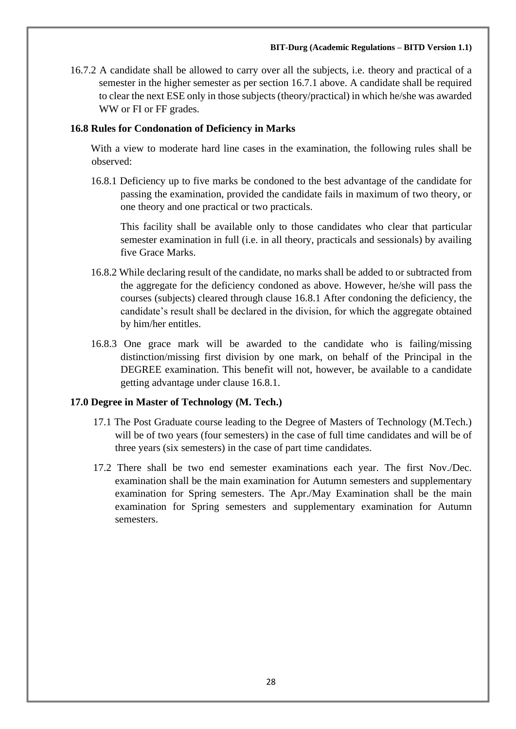16.7.2 A candidate shall be allowed to carry over all the subjects, i.e. theory and practical of a semester in the higher semester as per section 16.7.1 above. A candidate shall be required to clear the next ESE only in those subjects (theory/practical) in which he/she was awarded WW or FI or FF grades.

### 16.8 Rules for Condonation of Deficiency in Marks

With a view to moderate hard line cases in the examination, the following rules shall be observed:

16.8.1 Deficiency up to five marks be condoned to the best advantage of the candidate for passing the examination, provided the candidate fails in maximum of two theory, or one theory and one practical or two practicals.

This facility shall be available only to those candidates who clear that particular semester examination in full (i.e. in all theory, practicals and sessionals) by availing five Grace Marks.

16.8.2 While declaring result of the candidate, no marks shall be added to or subtracted from the aggregate for the deficiency condoned as above. However, he/she will pass the courses (subjects) cleared through clause 16.8.1 After condoning the deficiency, the candidate's result shall be declared in the division, for which the aggregate obtained by him/her entitles.

16.8.3 One grace mark will be awarded to the candidate who is failing/missing distinction/missing first division by one mark, on behalf of the Principal in the DEGREE examination. This benefit will not, however, be available to a candidate getting advantage under clause 16.8.1.

## 17.0 Degree in Master of Technology (M. Tech.)

17.1 The Post Graduate course leading to the Degree of Masters of Technology (M.Tech.) will be of two years (four semesters) in the case of full time candidates and will be of three years (six semesters) in the case of part time candidates.

17.2 There shall be two end semester examinations each year. The first Nov./Dec. examination shall be the main examination for Autumn semesters and supplementary examination for Spring semesters. The Apr./May Examination shall be the main examination for Spring semesters and supplementary examination for Autumn semesters.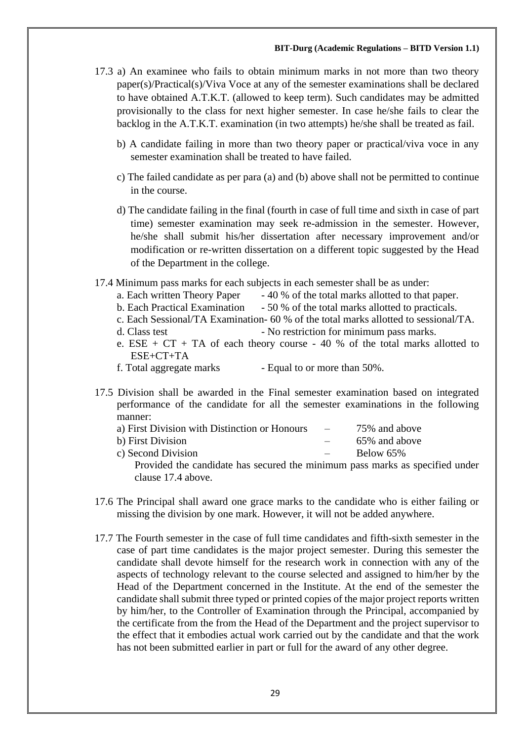17.3 a) An examinee who fails to obtain minimum marks in not more than two theory paper(s)/Practical(s)/Viva Voce at any of the semester examinations shall be declared to have obtained A.T.K.T. (allowed to keep term). Such candidates may be admitted provisionally to the class for next higher semester. In case he/she fails to clear the backlog in the A.T.K.T. examination (in two attempts) he/she shall be treated as fail.

b) A candidate failing in more than two theory paper or practical/viva voce in any semester examination shall be treated to have failed.

c) The failed candidate as per para (a) and (b) above shall not be permitted to continue in the course.

d) The candidate failing in the final (fourth in case of full time and sixth in case of part time) semester examination may seek re-admission in the semester. However, he/she shall submit his/her dissertation after necessary improvement and/or modification or re-written dissertation on a different topic suggested by the Head of the Department in the college.

17.4 Minimum pass marks for each subjects in each semester shall be as under:

a. Each written Theory Paper - 40 % of the total marks allotted to that paper.
b. Each Practical Examination - 50 % of the total marks allotted to practicals.
c. Each Sessional/TA Examination- 60 % of the total marks allotted to sessional/TA.
d. Class test - No restriction for minimum pass marks.
e. ESE + CT + TA of each theory course - 40 % of the total marks allotted to ESE+CT+TA
f. Total aggregate marks - Equal to or more than 50%.

17.5 Division shall be awarded in the Final semester examination based on integrated performance of the candidate for all the semester examinations in the following manner:

a) First Division with Distinction or Honours – 75% and above
b) First Division – 65% and above
c) Second Division – Below 65%

Provided the candidate has secured the minimum pass marks as specified under clause 17.4 above.

17.6 The Principal shall award one grace marks to the candidate who is either failing or missing the division by one mark. However, it will not be added anywhere.

17.7 The Fourth semester in the case of full time candidates and fifth-sixth semester in the case of part time candidates is the major project semester. During this semester the candidate shall devote himself for the research work in connection with any of the aspects of technology relevant to the course selected and assigned to him/her by the Head of the Department concerned in the Institute. At the end of the semester the candidate shall submit three typed or printed copies of the major project reports written by him/her, to the Controller of Examination through the Principal, accompanied by the certificate from the from the Head of the Department and the project supervisor to the effect that it embodies actual work carried out by the candidate and that the work has not been submitted earlier in part or full for the award of any other degree.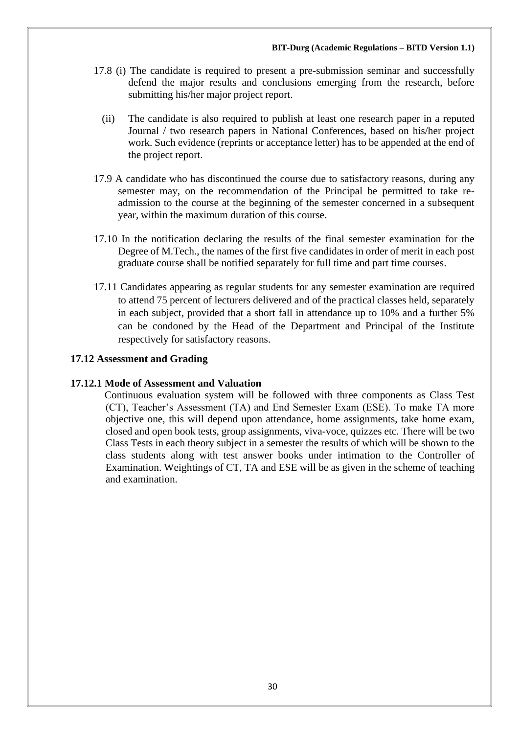17.8 (i) The candidate is required to present a pre-submission seminar and successfully defend the major results and conclusions emerging from the research, before submitting his/her major project report.

(ii) The candidate is also required to publish at least one research paper in a reputed Journal / two research papers in National Conferences, based on his/her project work. Such evidence (reprints or acceptance letter) has to be appended at the end of the project report.

17.9 A candidate who has discontinued the course due to satisfactory reasons, during any semester may, on the recommendation of the Principal be permitted to take re-admission to the course at the beginning of the semester concerned in a subsequent year, within the maximum duration of this course.

17.10 In the notification declaring the results of the final semester examination for the Degree of M.Tech., the names of the first five candidates in order of merit in each post graduate course shall be notified separately for full time and part time courses.

17.11 Candidates appearing as regular students for any semester examination are required to attend 75 percent of lecturers delivered and of the practical classes held, separately in each subject, provided that a short fall in attendance up to 10% and a further 5% can be condoned by the Head of the Department and Principal of the Institute respectively for satisfactory reasons.

### 17.12 Assessment and Grading

#### 17.12.1 Mode of Assessment and Valuation

Continuous evaluation system will be followed with three components as Class Test (CT), Teacher's Assessment (TA) and End Semester Exam (ESE). To make TA more objective one, this will depend upon attendance, home assignments, take home exam, closed and open book tests, group assignments, viva-voce, quizzes etc. There will be two Class Tests in each theory subject in a semester the results of which will be shown to the class students along with test answer books under intimation to the Controller of Examination. Weightings of CT, TA and ESE will be as given in the scheme of teaching and examination.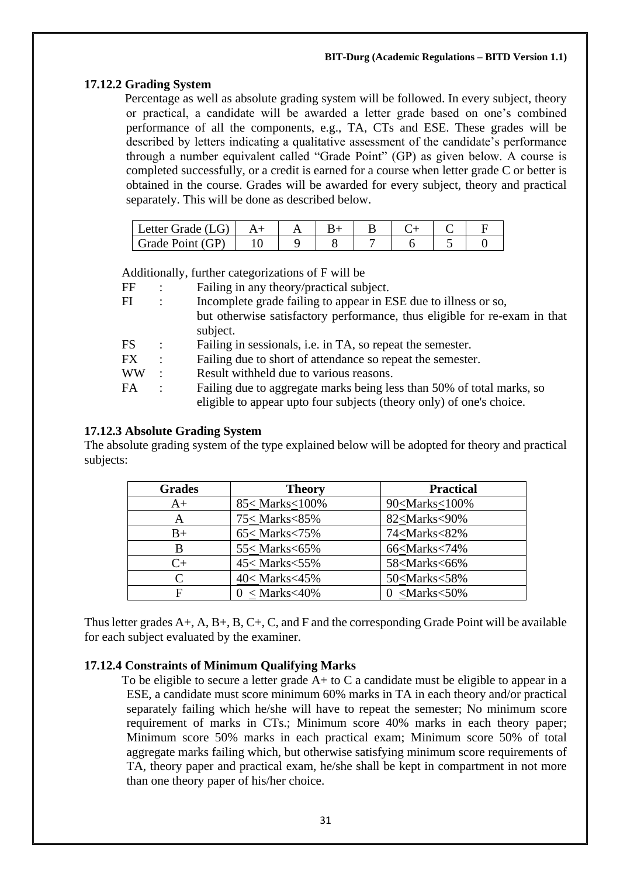### 17.12.2 Grading System

Percentage as well as absolute grading system will be followed. In every subject, theory or practical, a candidate will be awarded a letter grade based on one's combined performance of all the components, e.g., TA, CTs and ESE. These grades will be described by letters indicating a qualitative assessment of the candidate's performance through a number equivalent called "Grade Point" (GP) as given below. A course is completed successfully, or a credit is earned for a course when letter grade C or better is obtained in the course. Grades will be awarded for every subject, theory and practical separately. This will be done as described below.

| Letter Grade (LG) | A+ | A | B+ | B | C+ | C | F |
|---|---|---|---|---|---|---|---|
| Grade Point (GP) | 10 | 9 | 8 | 7 | 6 | 5 | 0 |

Additionally, further categorizations of F will be

- FF : Failing in any theory/practical subject.
- FI : Incomplete grade failing to appear in ESE due to illness or so, but otherwise satisfactory performance, thus eligible for re-exam in that subject.
- FS : Failing in sessionals, i.e. in TA, so repeat the semester.
- FX : Failing due to short of attendance so repeat the semester.
- WW : Result withheld due to various reasons.
- FA : Failing due to aggregate marks being less than 50% of total marks, so eligible to appear upto four subjects (theory only) of one's choice.

### 17.12.3 Absolute Grading System

The absolute grading system of the type explained below will be adopted for theory and practical subjects:

| Grades | Theory | Practical |
|---|---|---|
| A+ | 85≤ Marks≤100% | 90≤Marks≤100% |
| A | 75≤ Marks<85% | 82≤Marks<90% |
| B+ | 65≤ Marks<75% | 74≤Marks<82% |
| B | 55≤ Marks<65% | 66≤Marks<74% |
| C+ | 45≤ Marks<55% | 58≤Marks<66% |
| C | 40≤ Marks<45% | 50≤Marks<58% |
| F | 0 ≤ Marks<40% | 0 ≤Marks<50% |

Thus letter grades A+, A, B+, B, C+, C, and F and the corresponding Grade Point will be available for each subject evaluated by the examiner.

### 17.12.4 Constraints of Minimum Qualifying Marks

To be eligible to secure a letter grade A+ to C a candidate must be eligible to appear in a ESE, a candidate must score minimum 60% marks in TA in each theory and/or practical separately failing which he/she will have to repeat the semester; No minimum score requirement of marks in CTs.; Minimum score 40% marks in each theory paper; Minimum score 50% marks in each practical exam; Minimum score 50% of total aggregate marks failing which, but otherwise satisfying minimum score requirements of TA, theory paper and practical exam, he/she shall be kept in compartment in not more than one theory paper of his/her choice.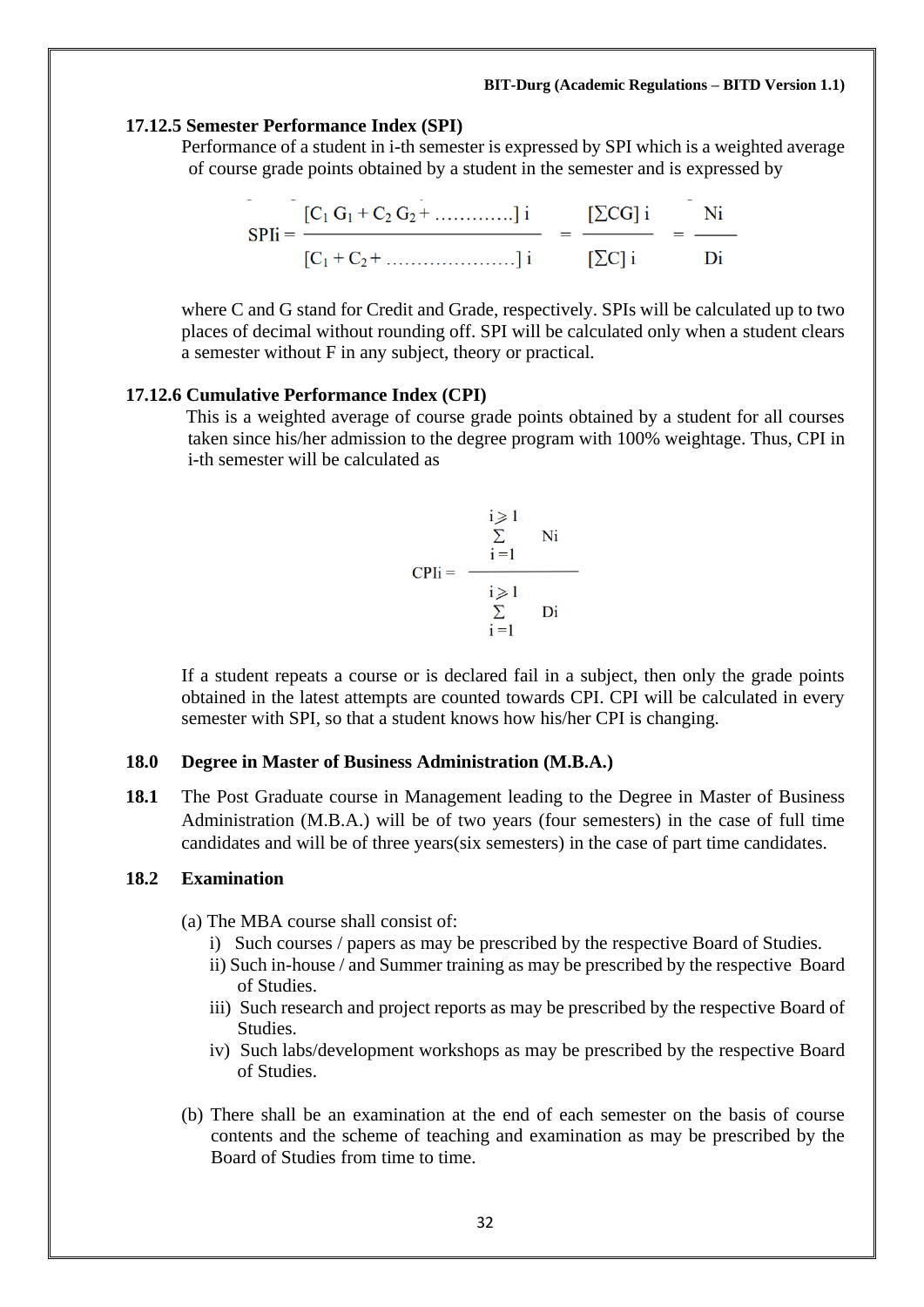### 17.12.5 Semester Performance Index (SPI)

Performance of a student in i-th semester is expressed by SPI which is a weighted average of course grade points obtained by a student in the semester and is expressed by

$$\text{SPIi} = \frac{[C_1 G_1 + C_2 G_2 + \ldots\ldots\ldots\ldots]\ i}{[C_1 + C_2 + \ldots\ldots\ldots\ldots\ldots\ldots\ldots]\ i} = \frac{[\Sigma CG]\ i}{[\Sigma C]\ i} = \frac{Ni}{Di}$$

where C and G stand for Credit and Grade, respectively. SPIs will be calculated up to two places of decimal without rounding off. SPI will be calculated only when a student clears a semester without F in any subject, theory or practical.

### 17.12.6 Cumulative Performance Index (CPI)

This is a weighted average of course grade points obtained by a student for all courses taken since his/her admission to the degree program with 100% weightage. Thus, CPI in i-th semester will be calculated as

$$\text{CPIi} = \frac{\sum_{i=1}^{i \geqslant 1} Ni}{\sum_{i=1}^{i \geqslant 1} Di}$$

If a student repeats a course or is declared fail in a subject, then only the grade points obtained in the latest attempts are counted towards CPI. CPI will be calculated in every semester with SPI, so that a student knows how his/her CPI is changing.

## 18.0 Degree in Master of Business Administration (M.B.A.)

**18.1** The Post Graduate course in Management leading to the Degree in Master of Business Administration (M.B.A.) will be of two years (four semesters) in the case of full time candidates and will be of three years(six semesters) in the case of part time candidates.

### 18.2 Examination

(a) The MBA course shall consist of:

i) Such courses / papers as may be prescribed by the respective Board of Studies.

ii) Such in-house / and Summer training as may be prescribed by the respective Board of Studies.

iii) Such research and project reports as may be prescribed by the respective Board of Studies.

iv) Such labs/development workshops as may be prescribed by the respective Board of Studies.

(b) There shall be an examination at the end of each semester on the basis of course contents and the scheme of teaching and examination as may be prescribed by the Board of Studies from time to time.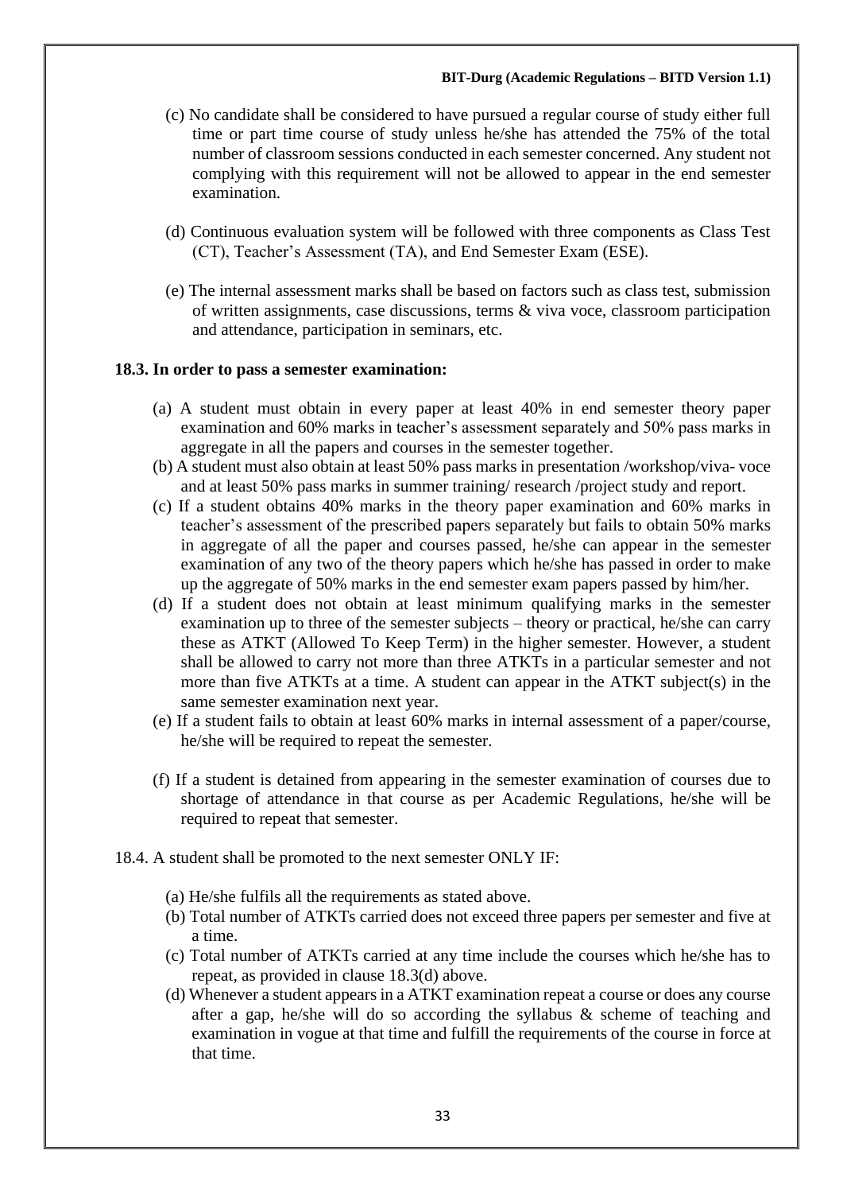(c) No candidate shall be considered to have pursued a regular course of study either full time or part time course of study unless he/she has attended the 75% of the total number of classroom sessions conducted in each semester concerned. Any student not complying with this requirement will not be allowed to appear in the end semester examination.

(d) Continuous evaluation system will be followed with three components as Class Test (CT), Teacher's Assessment (TA), and End Semester Exam (ESE).

(e) The internal assessment marks shall be based on factors such as class test, submission of written assignments, case discussions, terms & viva voce, classroom participation and attendance, participation in seminars, etc.

**18.3. In order to pass a semester examination:**

(a) A student must obtain in every paper at least 40% in end semester theory paper examination and 60% marks in teacher's assessment separately and 50% pass marks in aggregate in all the papers and courses in the semester together.

(b) A student must also obtain at least 50% pass marks in presentation /workshop/viva- voce and at least 50% pass marks in summer training/ research /project study and report.

(c) If a student obtains 40% marks in the theory paper examination and 60% marks in teacher's assessment of the prescribed papers separately but fails to obtain 50% marks in aggregate of all the paper and courses passed, he/she can appear in the semester examination of any two of the theory papers which he/she has passed in order to make up the aggregate of 50% marks in the end semester exam papers passed by him/her.

(d) If a student does not obtain at least minimum qualifying marks in the semester examination up to three of the semester subjects – theory or practical, he/she can carry these as ATKT (Allowed To Keep Term) in the higher semester. However, a student shall be allowed to carry not more than three ATKTs in a particular semester and not more than five ATKTs at a time. A student can appear in the ATKT subject(s) in the same semester examination next year.

(e) If a student fails to obtain at least 60% marks in internal assessment of a paper/course, he/she will be required to repeat the semester.

(f) If a student is detained from appearing in the semester examination of courses due to shortage of attendance in that course as per Academic Regulations, he/she will be required to repeat that semester.

18.4. A student shall be promoted to the next semester ONLY IF:

(a) He/she fulfils all the requirements as stated above.

(b) Total number of ATKTs carried does not exceed three papers per semester and five at a time.

(c) Total number of ATKTs carried at any time include the courses which he/she has to repeat, as provided in clause 18.3(d) above.

(d) Whenever a student appears in a ATKT examination repeat a course or does any course after a gap, he/she will do so according the syllabus & scheme of teaching and examination in vogue at that time and fulfill the requirements of the course in force at that time.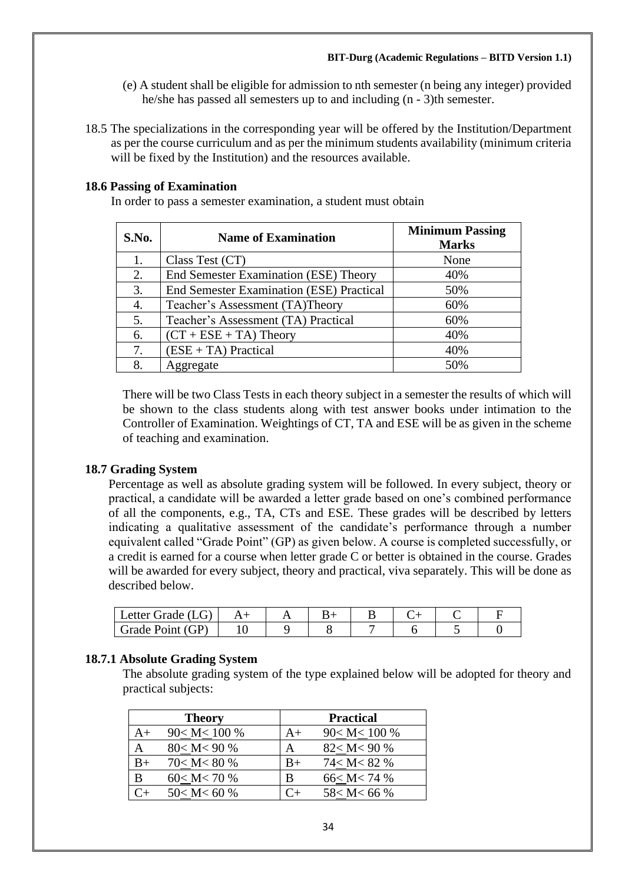(e) A student shall be eligible for admission to nth semester (n being any integer) provided he/she has passed all semesters up to and including (n - 3)th semester.

18.5 The specializations in the corresponding year will be offered by the Institution/Department as per the course curriculum and as per the minimum students availability (minimum criteria will be fixed by the Institution) and the resources available.

### 18.6 Passing of Examination

In order to pass a semester examination, a student must obtain

| S.No. | Name of Examination | Minimum Passing Marks |
|---|---|---|
| 1. | Class Test (CT) | None |
| 2. | End Semester Examination (ESE) Theory | 40% |
| 3. | End Semester Examination (ESE) Practical | 50% |
| 4. | Teacher's Assessment (TA)Theory | 60% |
| 5. | Teacher's Assessment (TA) Practical | 60% |
| 6. | (CT + ESE + TA) Theory | 40% |
| 7. | (ESE + TA) Practical | 40% |
| 8. | Aggregate | 50% |

There will be two Class Tests in each theory subject in a semester the results of which will be shown to the class students along with test answer books under intimation to the Controller of Examination. Weightings of CT, TA and ESE will be as given in the scheme of teaching and examination.

### 18.7 Grading System

Percentage as well as absolute grading system will be followed. In every subject, theory or practical, a candidate will be awarded a letter grade based on one's combined performance of all the components, e.g., TA, CTs and ESE. These grades will be described by letters indicating a qualitative assessment of the candidate's performance through a number equivalent called "Grade Point" (GP) as given below. A course is completed successfully, or a credit is earned for a course when letter grade C or better is obtained in the course. Grades will be awarded for every subject, theory and practical, viva separately. This will be done as described below.

| Letter Grade (LG) | A+ | A | B+ | B | C+ | C | F |
|---|---|---|---|---|---|---|---|
| Grade Point (GP) | 10 | 9 | 8 | 7 | 6 | 5 | 0 |

### 18.7.1 Absolute Grading System

The absolute grading system of the type explained below will be adopted for theory and practical subjects:

| Theory | | Practical | |
|---|---|---|---|
| A+ | $90 \leq M \leq 100$ % | A+ | $90 \leq M \leq 100$ % |
| A | $80 \leq M < 90$ % | A | $82 \leq M < 90$ % |
| B+ | $70 \leq M < 80$ % | B+ | $74 \leq M < 82$ % |
| B | $60 \leq M < 70$ % | B | $66 \leq M < 74$ % |
| C+ | $50 \leq M < 60$ % | C+ | $58 \leq M < 66$ % |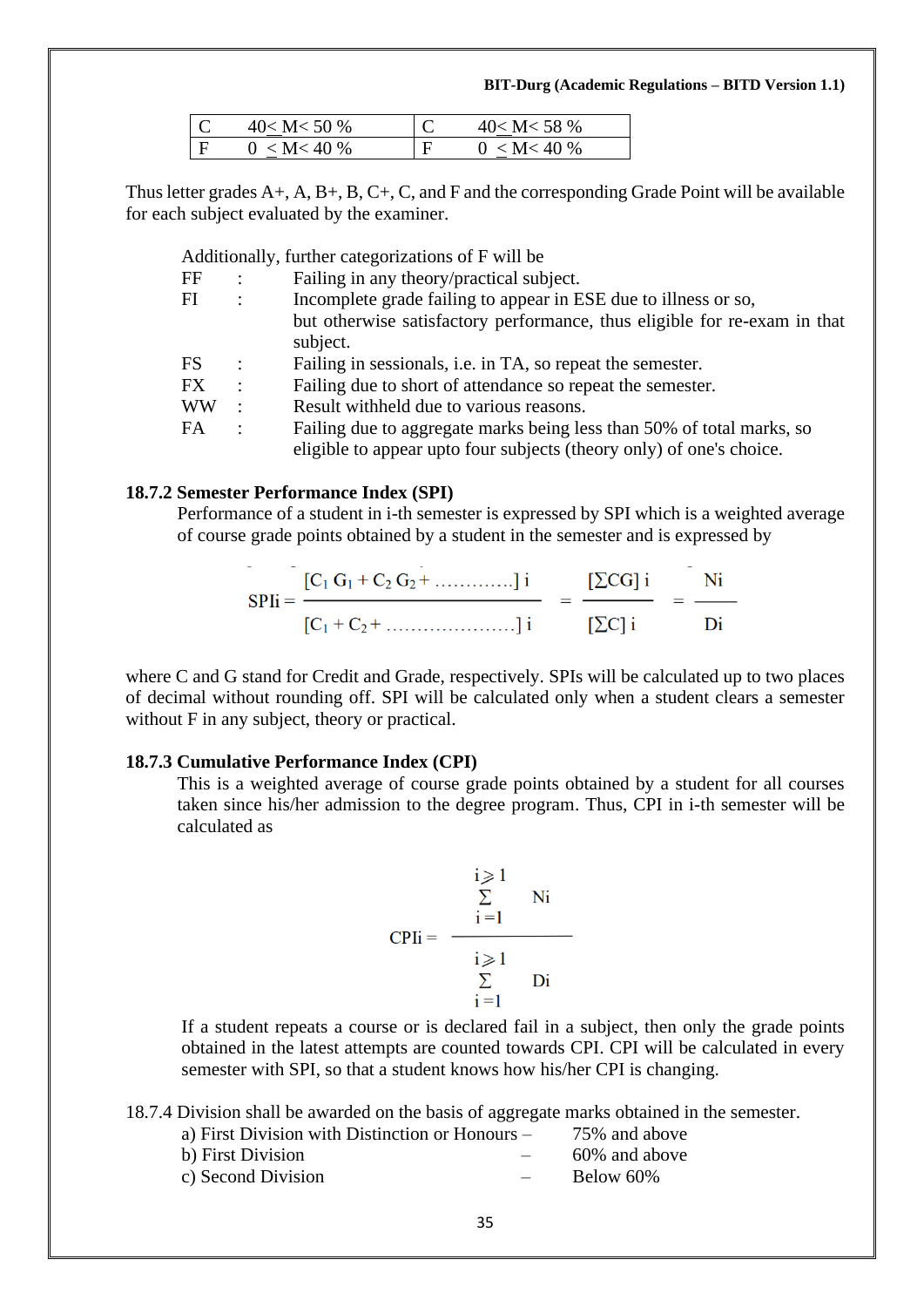| C | $40 \leq M < 50$ % | C | $40 \leq M < 58$ % |
|---|---|---|---|
| F | $0 \leq M < 40$ % | F | $0 \leq M < 40$ % |

Thus letter grades A+, A, B+, B, C+, C, and F and the corresponding Grade Point will be available for each subject evaluated by the examiner.

Additionally, further categorizations of F will be

- FF : Failing in any theory/practical subject.
- FI : Incomplete grade failing to appear in ESE due to illness or so, but otherwise satisfactory performance, thus eligible for re-exam in that subject.
- FS : Failing in sessionals, i.e. in TA, so repeat the semester.
- FX : Failing due to short of attendance so repeat the semester.
- WW : Result withheld due to various reasons.
- FA : Failing due to aggregate marks being less than 50% of total marks, so eligible to appear upto four subjects (theory only) of one's choice.

### 18.7.2 Semester Performance Index (SPI)

Performance of a student in i-th semester is expressed by SPI which is a weighted average of course grade points obtained by a student in the semester and is expressed by

$$\text{SPIi} = \frac{[C_1 G_1 + C_2 G_2 + \ldots\ldots\ldots\ldots]\, i}{[C_1 + C_2 + \ldots\ldots\ldots\ldots\ldots\ldots\ldots]\, i} = \frac{[\Sigma CG]\, i}{[\Sigma C]\, i} = \frac{Ni}{Di}$$

where C and G stand for Credit and Grade, respectively. SPIs will be calculated up to two places of decimal without rounding off. SPI will be calculated only when a student clears a semester without F in any subject, theory or practical.

### 18.7.3 Cumulative Performance Index (CPI)

This is a weighted average of course grade points obtained by a student for all courses taken since his/her admission to the degree program. Thus, CPI in i-th semester will be calculated as

$$\text{CPIi} = \frac{\sum_{i=1}^{i \geqslant 1} Ni}{\sum_{i=1}^{i \geqslant 1} Di}$$

If a student repeats a course or is declared fail in a subject, then only the grade points obtained in the latest attempts are counted towards CPI. CPI will be calculated in every semester with SPI, so that a student knows how his/her CPI is changing.

18.7.4 Division shall be awarded on the basis of aggregate marks obtained in the semester.

- a) First Division with Distinction or Honours – 75% and above
- b) First Division – 60% and above
- c) Second Division – Below 60%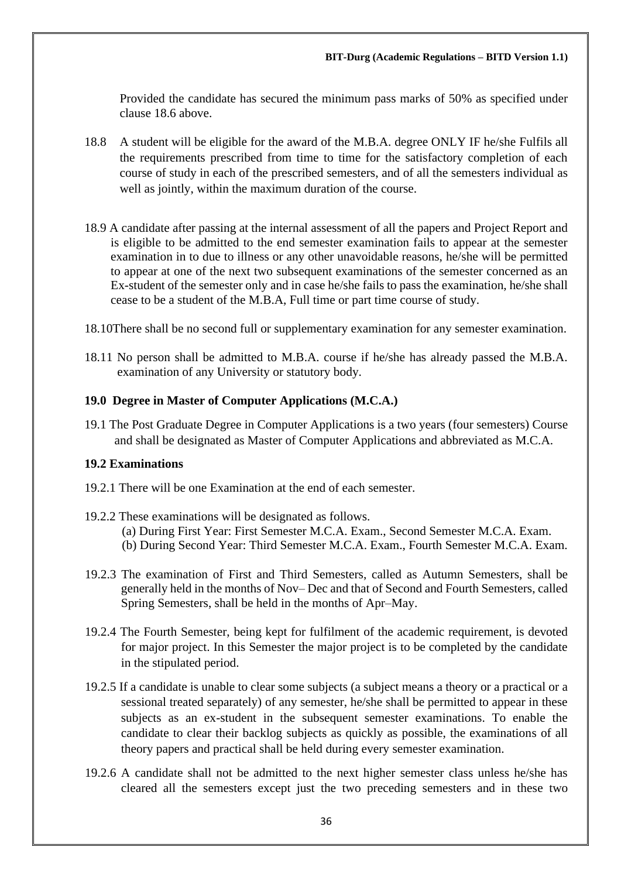Provided the candidate has secured the minimum pass marks of 50% as specified under clause 18.6 above.

18.8 A student will be eligible for the award of the M.B.A. degree ONLY IF he/she Fulfils all the requirements prescribed from time to time for the satisfactory completion of each course of study in each of the prescribed semesters, and of all the semesters individual as well as jointly, within the maximum duration of the course.

18.9 A candidate after passing at the internal assessment of all the papers and Project Report and is eligible to be admitted to the end semester examination fails to appear at the semester examination in to due to illness or any other unavoidable reasons, he/she will be permitted to appear at one of the next two subsequent examinations of the semester concerned as an Ex-student of the semester only and in case he/she fails to pass the examination, he/she shall cease to be a student of the M.B.A, Full time or part time course of study.

18.10There shall be no second full or supplementary examination for any semester examination.

18.11 No person shall be admitted to M.B.A. course if he/she has already passed the M.B.A. examination of any University or statutory body.

**19.0 Degree in Master of Computer Applications (M.C.A.)**

19.1 The Post Graduate Degree in Computer Applications is a two years (four semesters) Course and shall be designated as Master of Computer Applications and abbreviated as M.C.A.

**19.2 Examinations**

19.2.1 There will be one Examination at the end of each semester.

19.2.2 These examinations will be designated as follows.

(a) During First Year: First Semester M.C.A. Exam., Second Semester M.C.A. Exam.

(b) During Second Year: Third Semester M.C.A. Exam., Fourth Semester M.C.A. Exam.

19.2.3 The examination of First and Third Semesters, called as Autumn Semesters, shall be generally held in the months of Nov– Dec and that of Second and Fourth Semesters, called Spring Semesters, shall be held in the months of Apr–May.

19.2.4 The Fourth Semester, being kept for fulfilment of the academic requirement, is devoted for major project. In this Semester the major project is to be completed by the candidate in the stipulated period.

19.2.5 If a candidate is unable to clear some subjects (a subject means a theory or a practical or a sessional treated separately) of any semester, he/she shall be permitted to appear in these subjects as an ex-student in the subsequent semester examinations. To enable the candidate to clear their backlog subjects as quickly as possible, the examinations of all theory papers and practical shall be held during every semester examination.

19.2.6 A candidate shall not be admitted to the next higher semester class unless he/she has cleared all the semesters except just the two preceding semesters and in these two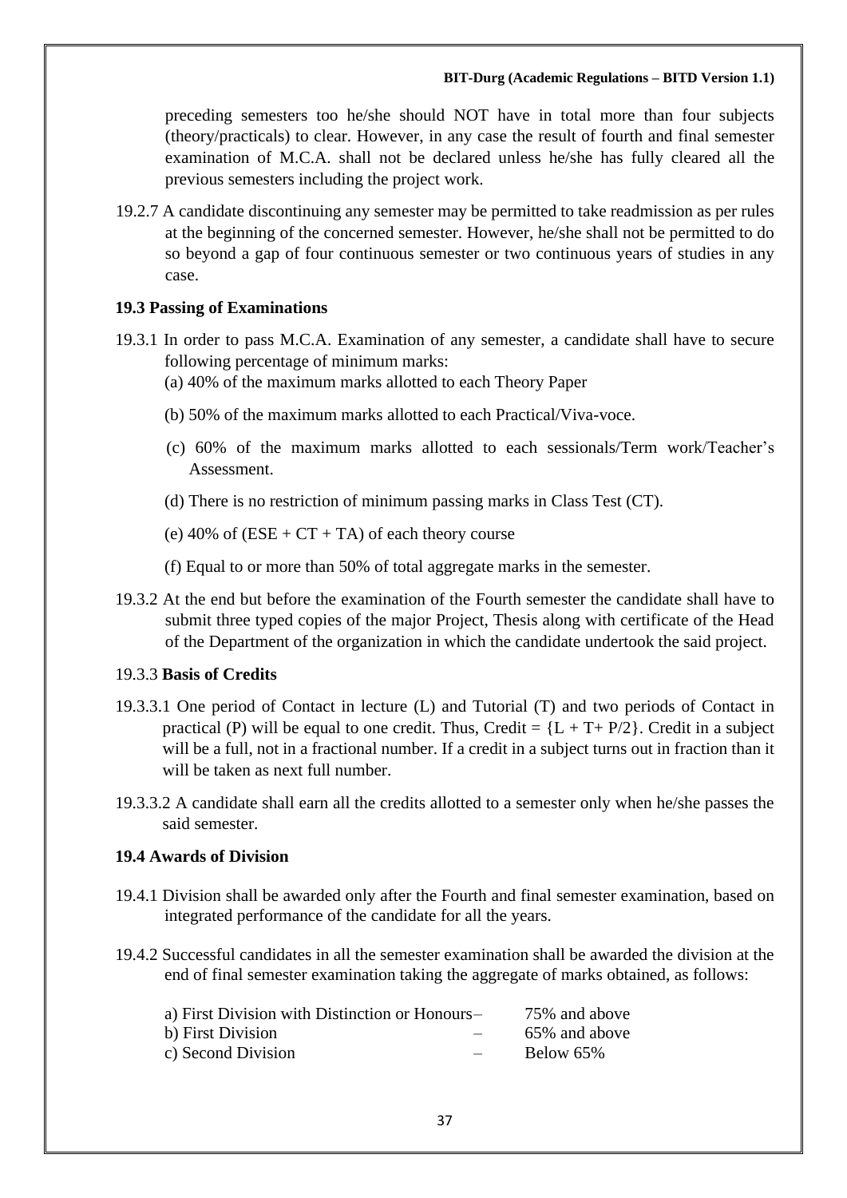preceding semesters too he/she should NOT have in total more than four subjects (theory/practicals) to clear. However, in any case the result of fourth and final semester examination of M.C.A. shall not be declared unless he/she has fully cleared all the previous semesters including the project work.

19.2.7 A candidate discontinuing any semester may be permitted to take readmission as per rules at the beginning of the concerned semester. However, he/she shall not be permitted to do so beyond a gap of four continuous semester or two continuous years of studies in any case.

### 19.3 Passing of Examinations

19.3.1 In order to pass M.C.A. Examination of any semester, a candidate shall have to secure following percentage of minimum marks:

(a) 40% of the maximum marks allotted to each Theory Paper

(b) 50% of the maximum marks allotted to each Practical/Viva-voce.

(c) 60% of the maximum marks allotted to each sessionals/Term work/Teacher's Assessment.

(d) There is no restriction of minimum passing marks in Class Test (CT).

(e) 40% of (ESE + CT + TA) of each theory course

(f) Equal to or more than 50% of total aggregate marks in the semester.

19.3.2 At the end but before the examination of the Fourth semester the candidate shall have to submit three typed copies of the major Project, Thesis along with certificate of the Head of the Department of the organization in which the candidate undertook the said project.

19.3.3 **Basis of Credits**

19.3.3.1 One period of Contact in lecture (L) and Tutorial (T) and two periods of Contact in practical (P) will be equal to one credit. Thus, Credit = $\{L + T + P/2\}$. Credit in a subject will be a full, not in a fractional number. If a credit in a subject turns out in fraction than it will be taken as next full number.

19.3.3.2 A candidate shall earn all the credits allotted to a semester only when he/she passes the said semester.

### 19.4 Awards of Division

19.4.1 Division shall be awarded only after the Fourth and final semester examination, based on integrated performance of the candidate for all the years.

19.4.2 Successful candidates in all the semester examination shall be awarded the division at the end of final semester examination taking the aggregate of marks obtained, as follows:

a) First Division with Distinction or Honours – 75% and above
b) First Division – 65% and above
c) Second Division – Below 65%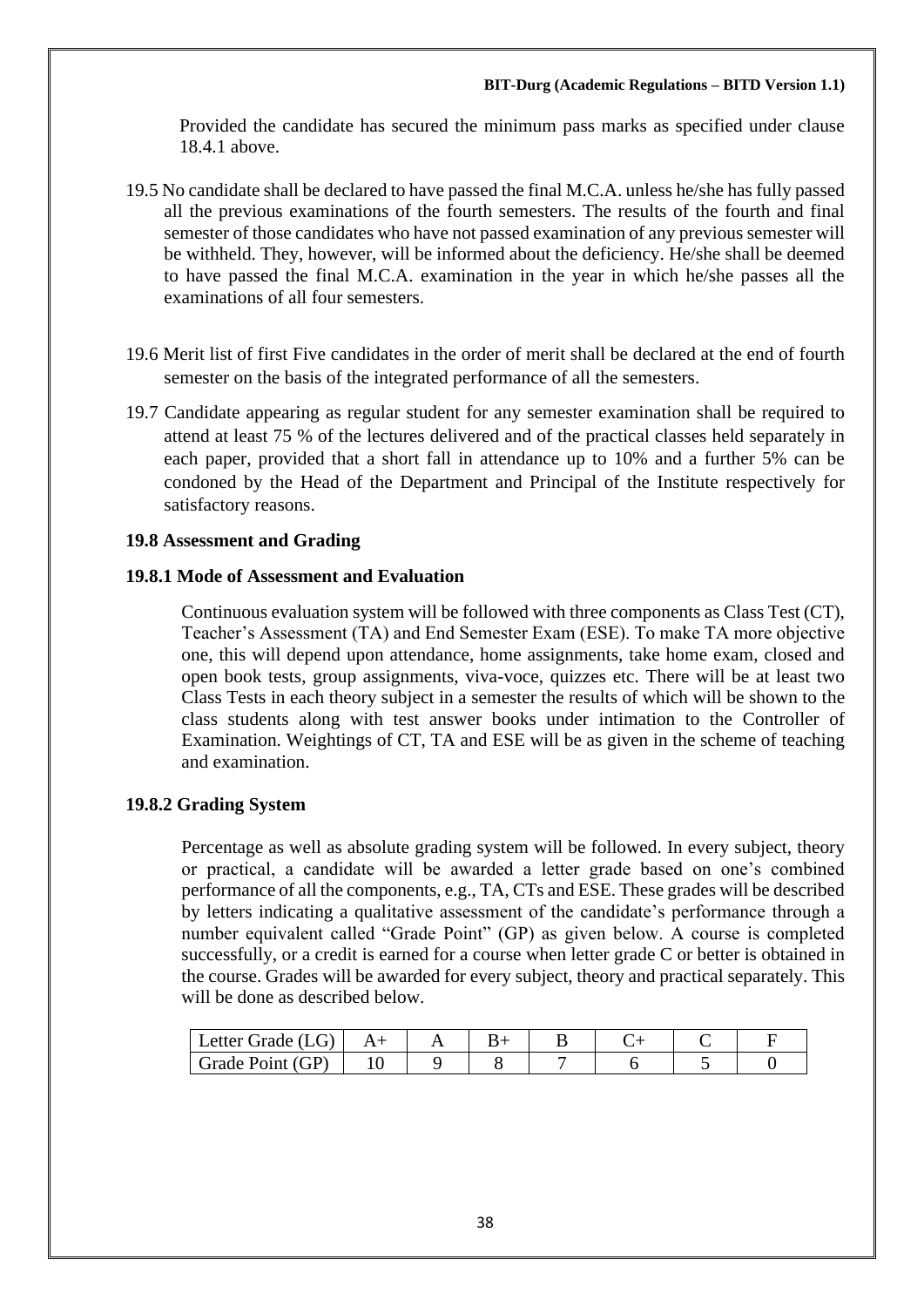Provided the candidate has secured the minimum pass marks as specified under clause 18.4.1 above.

19.5 No candidate shall be declared to have passed the final M.C.A. unless he/she has fully passed all the previous examinations of the fourth semesters. The results of the fourth and final semester of those candidates who have not passed examination of any previous semester will be withheld. They, however, will be informed about the deficiency. He/she shall be deemed to have passed the final M.C.A. examination in the year in which he/she passes all the examinations of all four semesters.

19.6 Merit list of first Five candidates in the order of merit shall be declared at the end of fourth semester on the basis of the integrated performance of all the semesters.

19.7 Candidate appearing as regular student for any semester examination shall be required to attend at least 75 % of the lectures delivered and of the practical classes held separately in each paper, provided that a short fall in attendance up to 10% and a further 5% can be condoned by the Head of the Department and Principal of the Institute respectively for satisfactory reasons.

### 19.8 Assessment and Grading

#### 19.8.1 Mode of Assessment and Evaluation

Continuous evaluation system will be followed with three components as Class Test (CT), Teacher's Assessment (TA) and End Semester Exam (ESE). To make TA more objective one, this will depend upon attendance, home assignments, take home exam, closed and open book tests, group assignments, viva-voce, quizzes etc. There will be at least two Class Tests in each theory subject in a semester the results of which will be shown to the class students along with test answer books under intimation to the Controller of Examination. Weightings of CT, TA and ESE will be as given in the scheme of teaching and examination.

#### 19.8.2 Grading System

Percentage as well as absolute grading system will be followed. In every subject, theory or practical, a candidate will be awarded a letter grade based on one's combined performance of all the components, e.g., TA, CTs and ESE. These grades will be described by letters indicating a qualitative assessment of the candidate's performance through a number equivalent called "Grade Point" (GP) as given below. A course is completed successfully, or a credit is earned for a course when letter grade C or better is obtained in the course. Grades will be awarded for every subject, theory and practical separately. This will be done as described below.

| Letter Grade (LG) | A+ | A | B+ | B | C+ | C | F |
|---|---|---|---|---|---|---|---|
| Grade Point (GP) | 10 | 9 | 8 | 7 | 6 | 5 | 0 |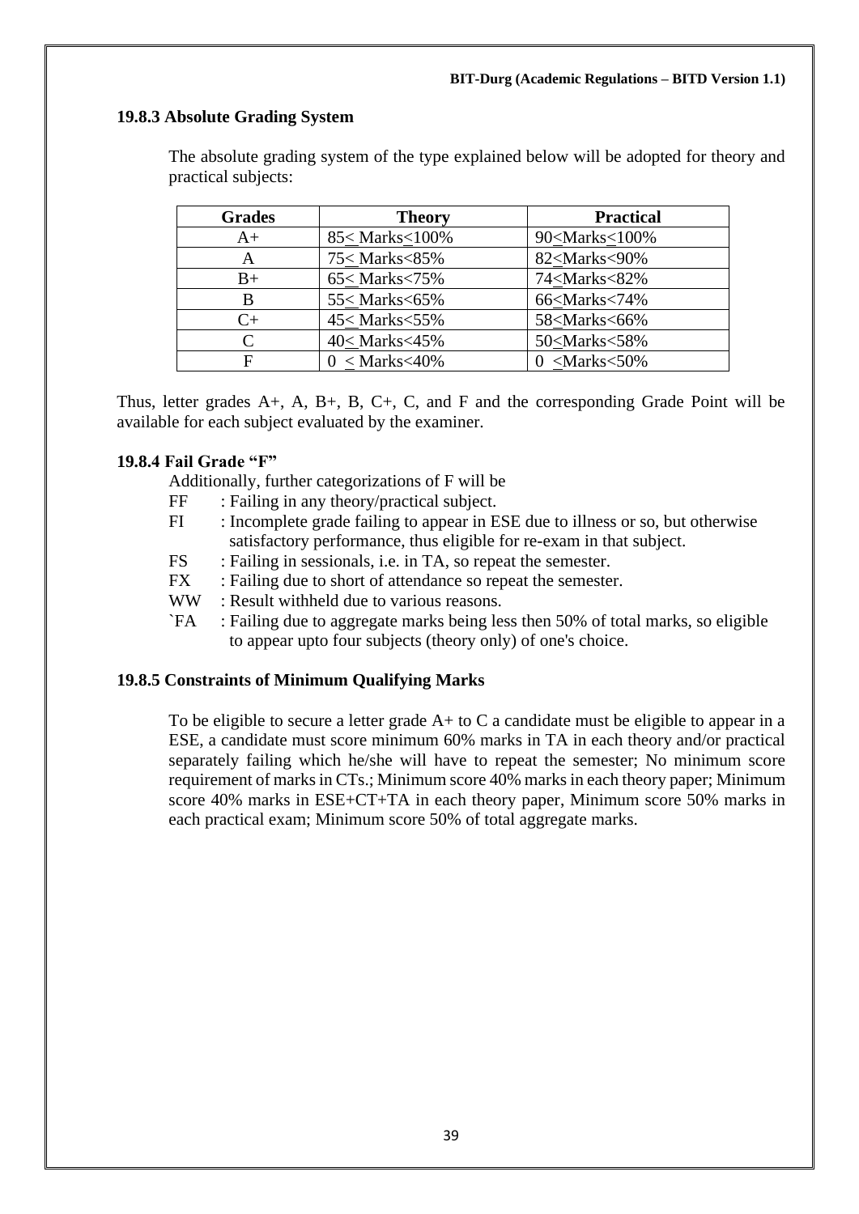### 19.8.3 Absolute Grading System

The absolute grading system of the type explained below will be adopted for theory and practical subjects:

| Grades | Theory | Practical |
|---|---|---|
| A+ | 85≤ Marks≤100% | 90≤Marks≤100% |
| A | 75≤ Marks<85% | 82≤Marks<90% |
| B+ | 65≤ Marks<75% | 74≤Marks<82% |
| B | 55≤ Marks<65% | 66≤Marks<74% |
| C+ | 45≤ Marks<55% | 58≤Marks<66% |
| C | 40≤ Marks<45% | 50≤Marks<58% |
| F | 0 ≤ Marks<40% | 0 ≤Marks<50% |

Thus, letter grades A+, A, B+, B, C+, C, and F and the corresponding Grade Point will be available for each subject evaluated by the examiner.

### 19.8.4 Fail Grade "F"

Additionally, further categorizations of F will be

- FF : Failing in any theory/practical subject.
- FI : Incomplete grade failing to appear in ESE due to illness or so, but otherwise satisfactory performance, thus eligible for re-exam in that subject.
- FS : Failing in sessionals, i.e. in TA, so repeat the semester.
- FX : Failing due to short of attendance so repeat the semester.
- WW : Result withheld due to various reasons.
- `FA : Failing due to aggregate marks being less then 50% of total marks, so eligible to appear upto four subjects (theory only) of one's choice.

### 19.8.5 Constraints of Minimum Qualifying Marks

To be eligible to secure a letter grade A+ to C a candidate must be eligible to appear in a ESE, a candidate must score minimum 60% marks in TA in each theory and/or practical separately failing which he/she will have to repeat the semester; No minimum score requirement of marks in CTs.; Minimum score 40% marks in each theory paper; Minimum score 40% marks in ESE+CT+TA in each theory paper, Minimum score 50% marks in each practical exam; Minimum score 50% of total aggregate marks.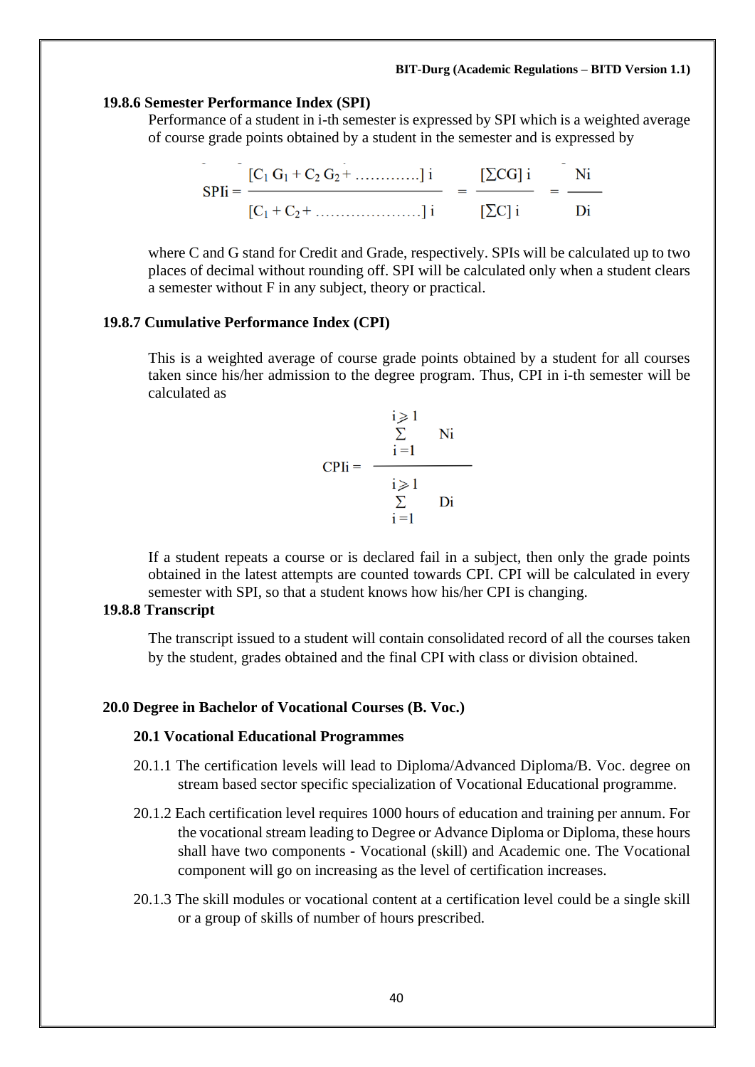### 19.8.6 Semester Performance Index (SPI)

Performance of a student in i-th semester is expressed by SPI which is a weighted average of course grade points obtained by a student in the semester and is expressed by

$$\text{SPIi} = \frac{[C_1 G_1 + C_2 G_2 + \ldots\ldots\ldots\ldots] \, i}{[C_1 + C_2 + \ldots\ldots\ldots\ldots\ldots\ldots\ldots] \, i} = \frac{[\Sigma CG] \, i}{[\Sigma C] \, i} = \frac{Ni}{Di}$$

where C and G stand for Credit and Grade, respectively. SPIs will be calculated up to two places of decimal without rounding off. SPI will be calculated only when a student clears a semester without F in any subject, theory or practical.

### 19.8.7 Cumulative Performance Index (CPI)

This is a weighted average of course grade points obtained by a student for all courses taken since his/her admission to the degree program. Thus, CPI in i-th semester will be calculated as

$$\text{CPIi} = \frac{\sum_{i=1}^{i \geqslant 1} Ni}{\sum_{i=1}^{i \geqslant 1} Di}$$

If a student repeats a course or is declared fail in a subject, then only the grade points obtained in the latest attempts are counted towards CPI. CPI will be calculated in every semester with SPI, so that a student knows how his/her CPI is changing.

### 19.8.8 Transcript

The transcript issued to a student will contain consolidated record of all the courses taken by the student, grades obtained and the final CPI with class or division obtained.

## 20.0 Degree in Bachelor of Vocational Courses (B. Voc.)

### 20.1 Vocational Educational Programmes

20.1.1 The certification levels will lead to Diploma/Advanced Diploma/B. Voc. degree on stream based sector specific specialization of Vocational Educational programme.

20.1.2 Each certification level requires 1000 hours of education and training per annum. For the vocational stream leading to Degree or Advance Diploma or Diploma, these hours shall have two components - Vocational (skill) and Academic one. The Vocational component will go on increasing as the level of certification increases.

20.1.3 The skill modules or vocational content at a certification level could be a single skill or a group of skills of number of hours prescribed.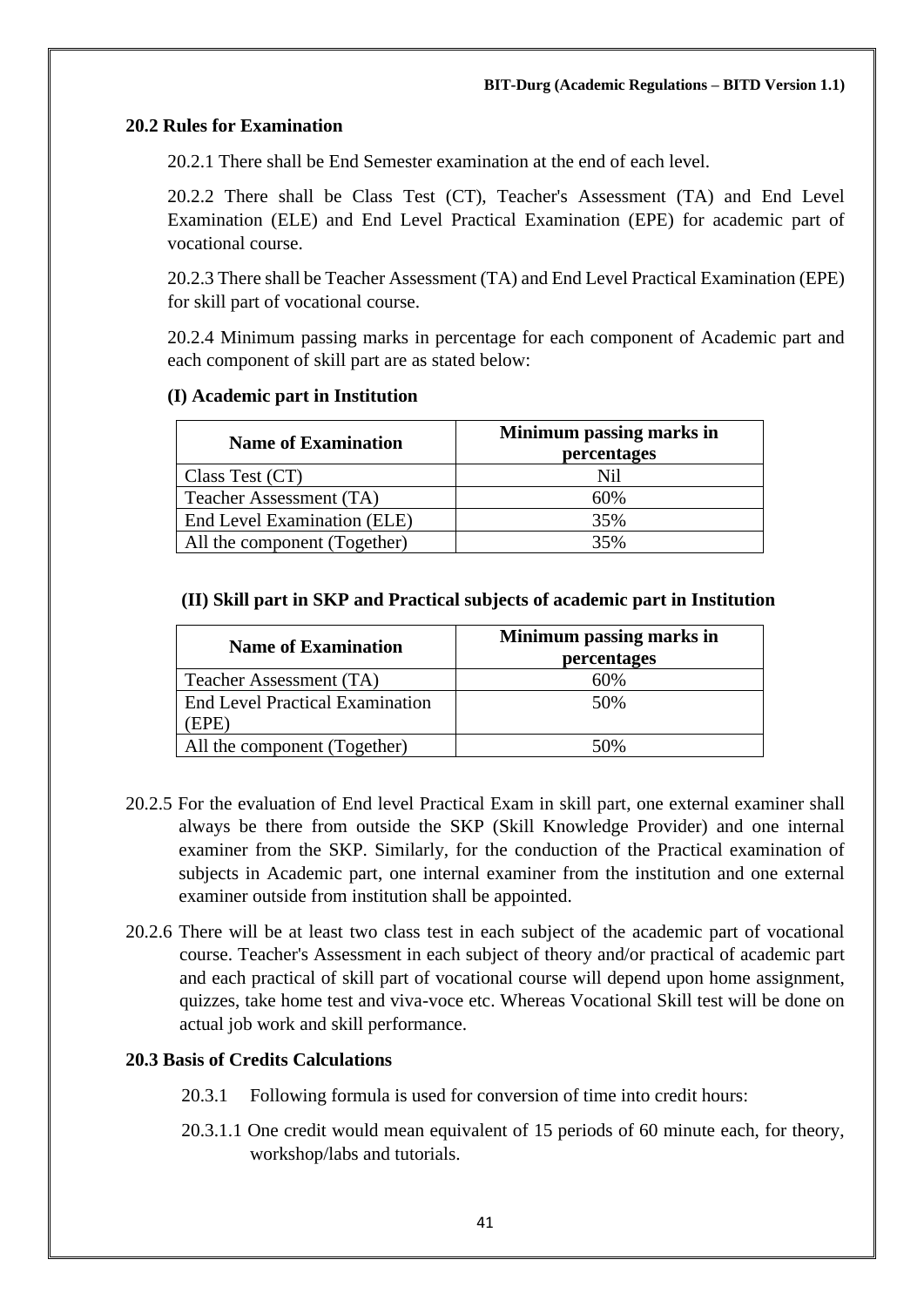## 20.2 Rules for Examination

20.2.1 There shall be End Semester examination at the end of each level.

20.2.2 There shall be Class Test (CT), Teacher's Assessment (TA) and End Level Examination (ELE) and End Level Practical Examination (EPE) for academic part of vocational course.

20.2.3 There shall be Teacher Assessment (TA) and End Level Practical Examination (EPE) for skill part of vocational course.

20.2.4 Minimum passing marks in percentage for each component of Academic part and each component of skill part are as stated below:

**(I) Academic part in Institution**

| Name of Examination | Minimum passing marks in percentages |
|---|---|
| Class Test (CT) | Nil |
| Teacher Assessment (TA) | 60% |
| End Level Examination (ELE) | 35% |
| All the component (Together) | 35% |

**(II) Skill part in SKP and Practical subjects of academic part in Institution**

| Name of Examination | Minimum passing marks in percentages |
|---|---|
| Teacher Assessment (TA) | 60% |
| End Level Practical Examination (EPE) | 50% |
| All the component (Together) | 50% |

20.2.5 For the evaluation of End level Practical Exam in skill part, one external examiner shall always be there from outside the SKP (Skill Knowledge Provider) and one internal examiner from the SKP. Similarly, for the conduction of the Practical examination of subjects in Academic part, one internal examiner from the institution and one external examiner outside from institution shall be appointed.

20.2.6 There will be at least two class test in each subject of the academic part of vocational course. Teacher's Assessment in each subject of theory and/or practical of academic part and each practical of skill part of vocational course will depend upon home assignment, quizzes, take home test and viva-voce etc. Whereas Vocational Skill test will be done on actual job work and skill performance.

## 20.3 Basis of Credits Calculations

20.3.1 Following formula is used for conversion of time into credit hours:

20.3.1.1 One credit would mean equivalent of 15 periods of 60 minute each, for theory, workshop/labs and tutorials.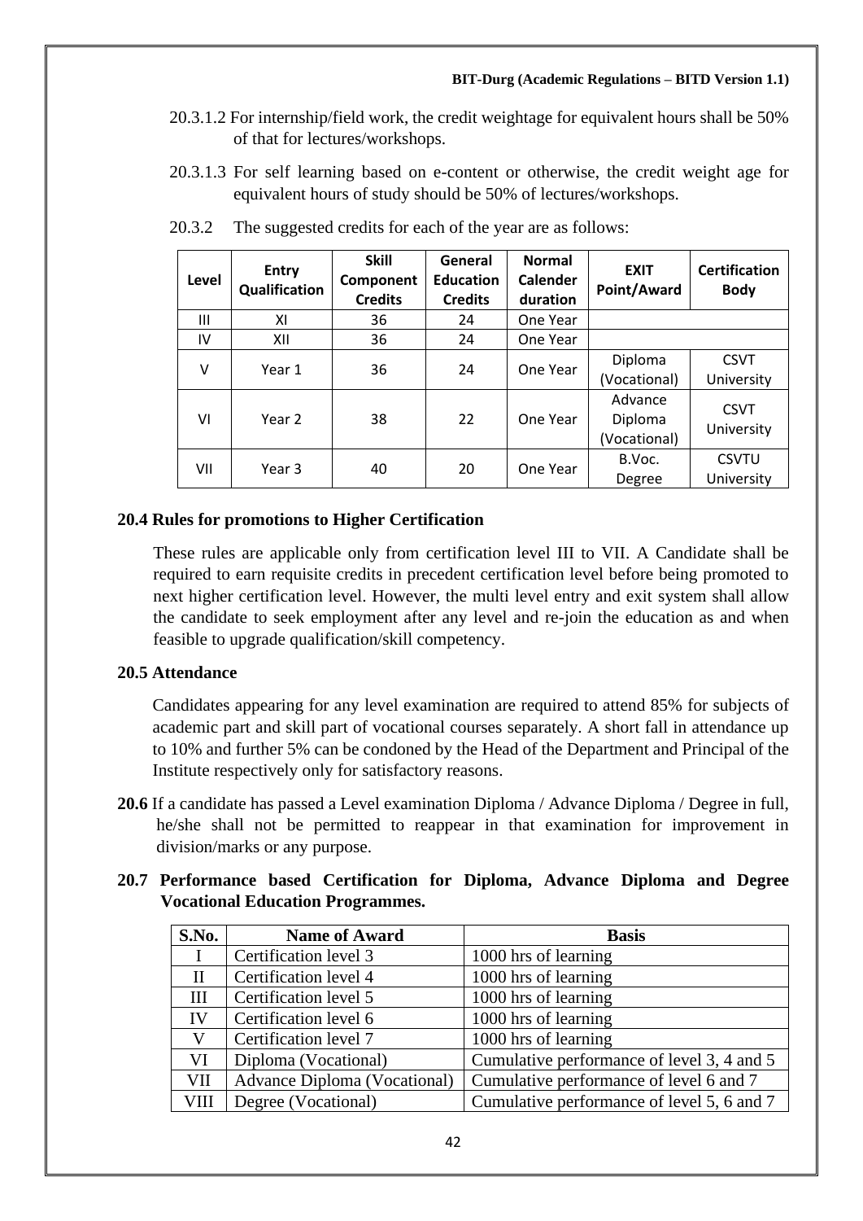20.3.1.2 For internship/field work, the credit weightage for equivalent hours shall be 50% of that for lectures/workshops.

20.3.1.3 For self learning based on e-content or otherwise, the credit weight age for equivalent hours of study should be 50% of lectures/workshops.

20.3.2 The suggested credits for each of the year are as follows:

| Level | Entry Qualification | Skill Component Credits | General Education Credits | Normal Calender duration | EXIT Point/Award | Certification Body |
|---|---|---|---|---|---|---|
| III | XI | 36 | 24 | One Year | | |
| IV | XII | 36 | 24 | One Year | | |
| V | Year 1 | 36 | 24 | One Year | Diploma (Vocational) | CSVT University |
| VI | Year 2 | 38 | 22 | One Year | Advance Diploma (Vocational) | CSVT University |
| VII | Year 3 | 40 | 20 | One Year | B.Voc. Degree | CSVTU University |

## 20.4 Rules for promotions to Higher Certification

These rules are applicable only from certification level III to VII. A Candidate shall be required to earn requisite credits in precedent certification level before being promoted to next higher certification level. However, the multi level entry and exit system shall allow the candidate to seek employment after any level and re-join the education as and when feasible to upgrade qualification/skill competency.

## 20.5 Attendance

Candidates appearing for any level examination are required to attend 85% for subjects of academic part and skill part of vocational courses separately. A short fall in attendance up to 10% and further 5% can be condoned by the Head of the Department and Principal of the Institute respectively only for satisfactory reasons.

**20.6** If a candidate has passed a Level examination Diploma / Advance Diploma / Degree in full, he/she shall not be permitted to reappear in that examination for improvement in division/marks or any purpose.

## 20.7 Performance based Certification for Diploma, Advance Diploma and Degree Vocational Education Programmes.

| S.No. | Name of Award | Basis |
|---|---|---|
| I | Certification level 3 | 1000 hrs of learning |
| II | Certification level 4 | 1000 hrs of learning |
| III | Certification level 5 | 1000 hrs of learning |
| IV | Certification level 6 | 1000 hrs of learning |
| V | Certification level 7 | 1000 hrs of learning |
| VI | Diploma (Vocational) | Cumulative performance of level 3, 4 and 5 |
| VII | Advance Diploma (Vocational) | Cumulative performance of level 6 and 7 |
| VIII | Degree (Vocational) | Cumulative performance of level 5, 6 and 7 |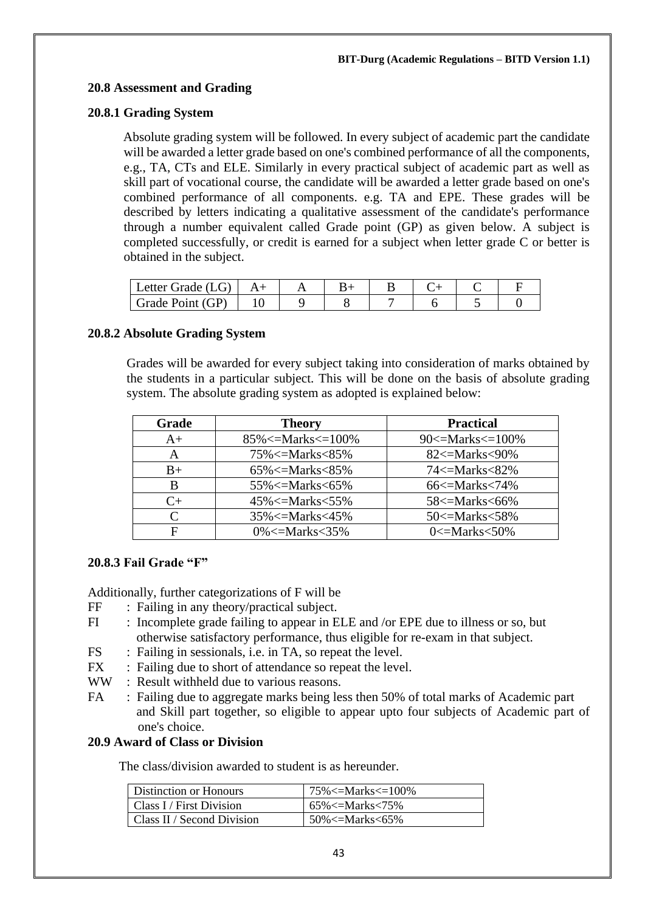### 20.8 Assessment and Grading

#### 20.8.1 Grading System

Absolute grading system will be followed. In every subject of academic part the candidate will be awarded a letter grade based on one's combined performance of all the components, e.g., TA, CTs and ELE. Similarly in every practical subject of academic part as well as skill part of vocational course, the candidate will be awarded a letter grade based on one's combined performance of all components. e.g. TA and EPE. These grades will be described by letters indicating a qualitative assessment of the candidate's performance through a number equivalent called Grade point (GP) as given below. A subject is completed successfully, or credit is earned for a subject when letter grade C or better is obtained in the subject.

| Letter Grade (LG) | A+ | A | B+ | B | C+ | C | F |
|---|---|---|---|---|---|---|---|
| Grade Point (GP) | 10 | 9 | 8 | 7 | 6 | 5 | 0 |

#### 20.8.2 Absolute Grading System

Grades will be awarded for every subject taking into consideration of marks obtained by the students in a particular subject. This will be done on the basis of absolute grading system. The absolute grading system as adopted is explained below:

| Grade | Theory | Practical |
|---|---|---|
| A+ | 85%<=Marks<=100% | 90<=Marks<=100% |
| A | 75%<=Marks<85% | 82<=Marks<90% |
| B+ | 65%<=Marks<85% | 74<=Marks<82% |
| B | 55%<=Marks<65% | 66<=Marks<74% |
| C+ | 45%<=Marks<55% | 58<=Marks<66% |
| C | 35%<=Marks<45% | 50<=Marks<58% |
| F | 0%<=Marks<35% | 0<=Marks<50% |

#### 20.8.3 Fail Grade "F"

Additionally, further categorizations of F will be

- FF : Failing in any theory/practical subject.
- FI : Incomplete grade failing to appear in ELE and /or EPE due to illness or so, but otherwise satisfactory performance, thus eligible for re-exam in that subject.
- FS : Failing in sessionals, i.e. in TA, so repeat the level.
- FX : Failing due to short of attendance so repeat the level.
- WW : Result withheld due to various reasons.
- FA : Failing due to aggregate marks being less then 50% of total marks of Academic part and Skill part together, so eligible to appear upto four subjects of Academic part of one's choice.

### 20.9 Award of Class or Division

The class/division awarded to student is as hereunder.

| Distinction or Honours | 75%<=Marks<=100% |
|---|---|
| Class I / First Division | 65%<=Marks<75% |
| Class II / Second Division | 50%<=Marks<65% |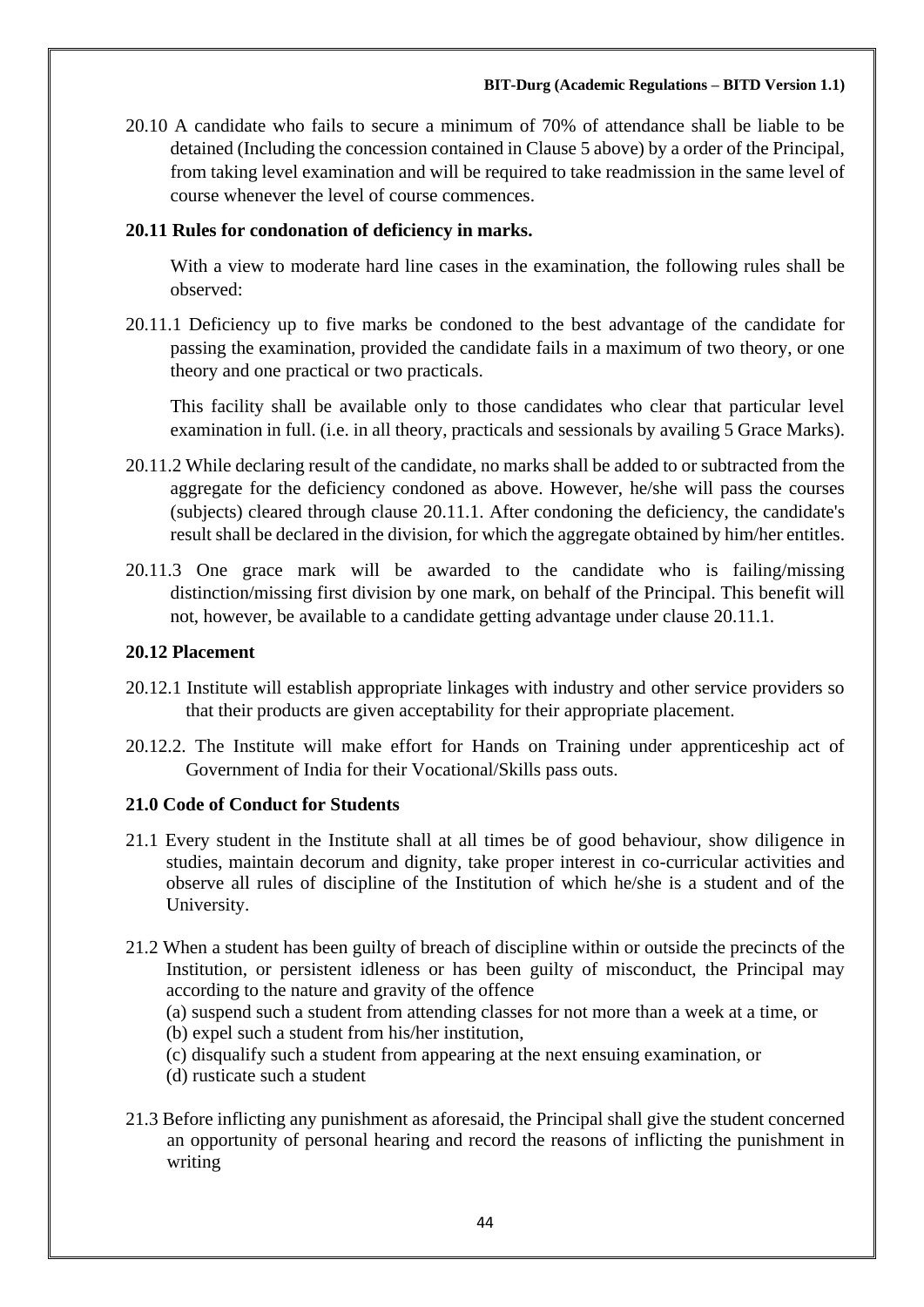20.10 A candidate who fails to secure a minimum of 70% of attendance shall be liable to be detained (Including the concession contained in Clause 5 above) by a order of the Principal, from taking level examination and will be required to take readmission in the same level of course whenever the level of course commences.

### 20.11 Rules for condonation of deficiency in marks.

With a view to moderate hard line cases in the examination, the following rules shall be observed:

20.11.1 Deficiency up to five marks be condoned to the best advantage of the candidate for passing the examination, provided the candidate fails in a maximum of two theory, or one theory and one practical or two practicals.

This facility shall be available only to those candidates who clear that particular level examination in full. (i.e. in all theory, practicals and sessionals by availing 5 Grace Marks).

20.11.2 While declaring result of the candidate, no marks shall be added to or subtracted from the aggregate for the deficiency condoned as above. However, he/she will pass the courses (subjects) cleared through clause 20.11.1. After condoning the deficiency, the candidate's result shall be declared in the division, for which the aggregate obtained by him/her entitles.

20.11.3 One grace mark will be awarded to the candidate who is failing/missing distinction/missing first division by one mark, on behalf of the Principal. This benefit will not, however, be available to a candidate getting advantage under clause 20.11.1.

### 20.12 Placement

20.12.1 Institute will establish appropriate linkages with industry and other service providers so that their products are given acceptability for their appropriate placement.

20.12.2. The Institute will make effort for Hands on Training under apprenticeship act of Government of India for their Vocational/Skills pass outs.

## 21.0 Code of Conduct for Students

21.1 Every student in the Institute shall at all times be of good behaviour, show diligence in studies, maintain decorum and dignity, take proper interest in co-curricular activities and observe all rules of discipline of the Institution of which he/she is a student and of the University.

21.2 When a student has been guilty of breach of discipline within or outside the precincts of the Institution, or persistent idleness or has been guilty of misconduct, the Principal may according to the nature and gravity of the offence

(a) suspend such a student from attending classes for not more than a week at a time, or
(b) expel such a student from his/her institution,
(c) disqualify such a student from appearing at the next ensuing examination, or
(d) rusticate such a student

21.3 Before inflicting any punishment as aforesaid, the Principal shall give the student concerned an opportunity of personal hearing and record the reasons of inflicting the punishment in writing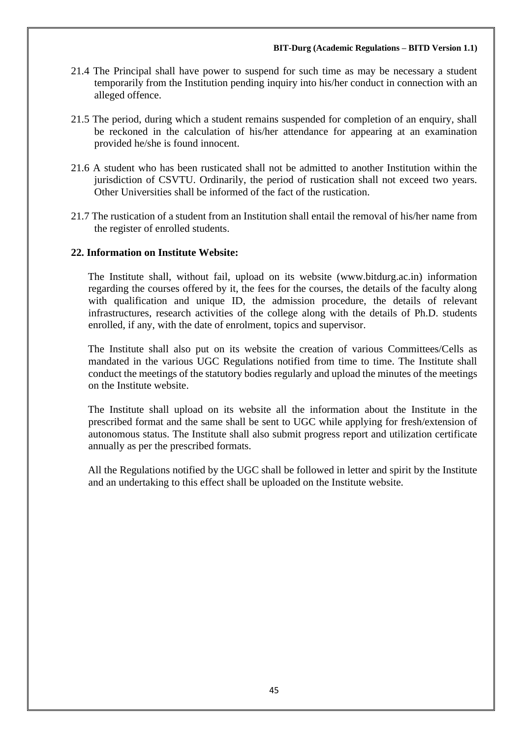21.4 The Principal shall have power to suspend for such time as may be necessary a student temporarily from the Institution pending inquiry into his/her conduct in connection with an alleged offence.

21.5 The period, during which a student remains suspended for completion of an enquiry, shall be reckoned in the calculation of his/her attendance for appearing at an examination provided he/she is found innocent.

21.6 A student who has been rusticated shall not be admitted to another Institution within the jurisdiction of CSVTU. Ordinarily, the period of rustication shall not exceed two years. Other Universities shall be informed of the fact of the rustication.

21.7 The rustication of a student from an Institution shall entail the removal of his/her name from the register of enrolled students.

## 22. Information on Institute Website:

The Institute shall, without fail, upload on its website (www.bitdurg.ac.in) information regarding the courses offered by it, the fees for the courses, the details of the faculty along with qualification and unique ID, the admission procedure, the details of relevant infrastructures, research activities of the college along with the details of Ph.D. students enrolled, if any, with the date of enrolment, topics and supervisor.

The Institute shall also put on its website the creation of various Committees/Cells as mandated in the various UGC Regulations notified from time to time. The Institute shall conduct the meetings of the statutory bodies regularly and upload the minutes of the meetings on the Institute website.

The Institute shall upload on its website all the information about the Institute in the prescribed format and the same shall be sent to UGC while applying for fresh/extension of autonomous status. The Institute shall also submit progress report and utilization certificate annually as per the prescribed formats.

All the Regulations notified by the UGC shall be followed in letter and spirit by the Institute and an undertaking to this effect shall be uploaded on the Institute website.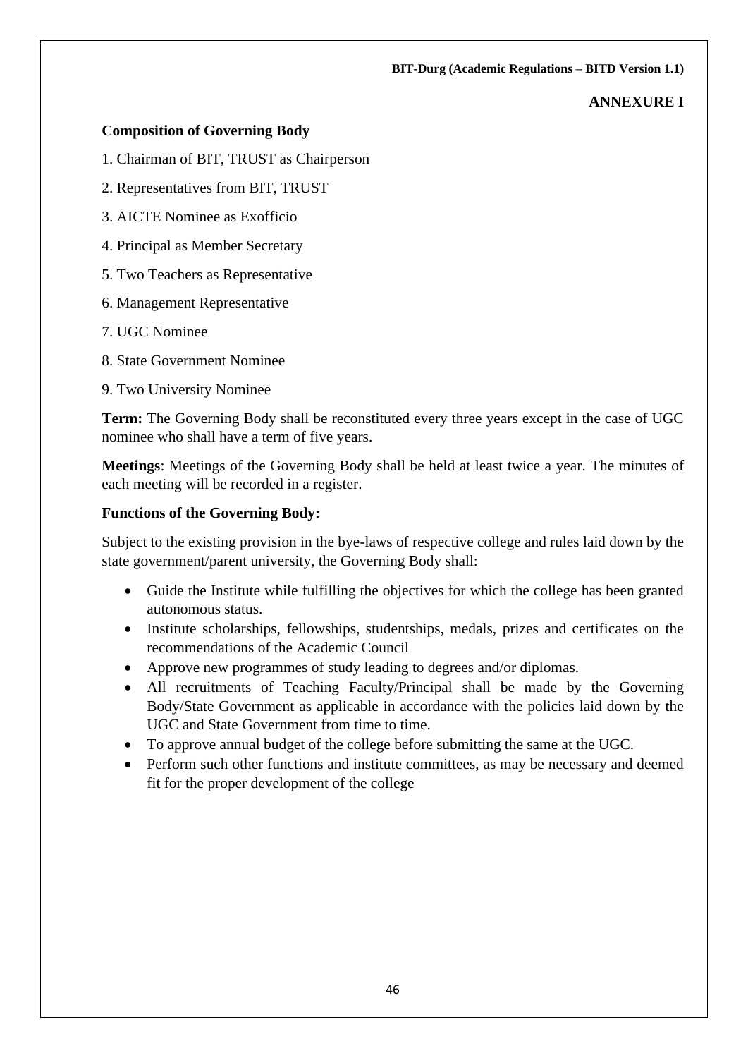**ANNEXURE I**

**Composition of Governing Body**

1. Chairman of BIT, TRUST as Chairperson

2. Representatives from BIT, TRUST

3. AICTE Nominee as Exofficio

4. Principal as Member Secretary

5. Two Teachers as Representative

6. Management Representative

7. UGC Nominee

8. State Government Nominee

9. Two University Nominee

**Term:** The Governing Body shall be reconstituted every three years except in the case of UGC nominee who shall have a term of five years.

**Meetings**: Meetings of the Governing Body shall be held at least twice a year. The minutes of each meeting will be recorded in a register.

**Functions of the Governing Body:**

Subject to the existing provision in the bye-laws of respective college and rules laid down by the state government/parent university, the Governing Body shall:

- Guide the Institute while fulfilling the objectives for which the college has been granted autonomous status.
- Institute scholarships, fellowships, studentships, medals, prizes and certificates on the recommendations of the Academic Council
- Approve new programmes of study leading to degrees and/or diplomas.
- All recruitments of Teaching Faculty/Principal shall be made by the Governing Body/State Government as applicable in accordance with the policies laid down by the UGC and State Government from time to time.
- To approve annual budget of the college before submitting the same at the UGC.
- Perform such other functions and institute committees, as may be necessary and deemed fit for the proper development of the college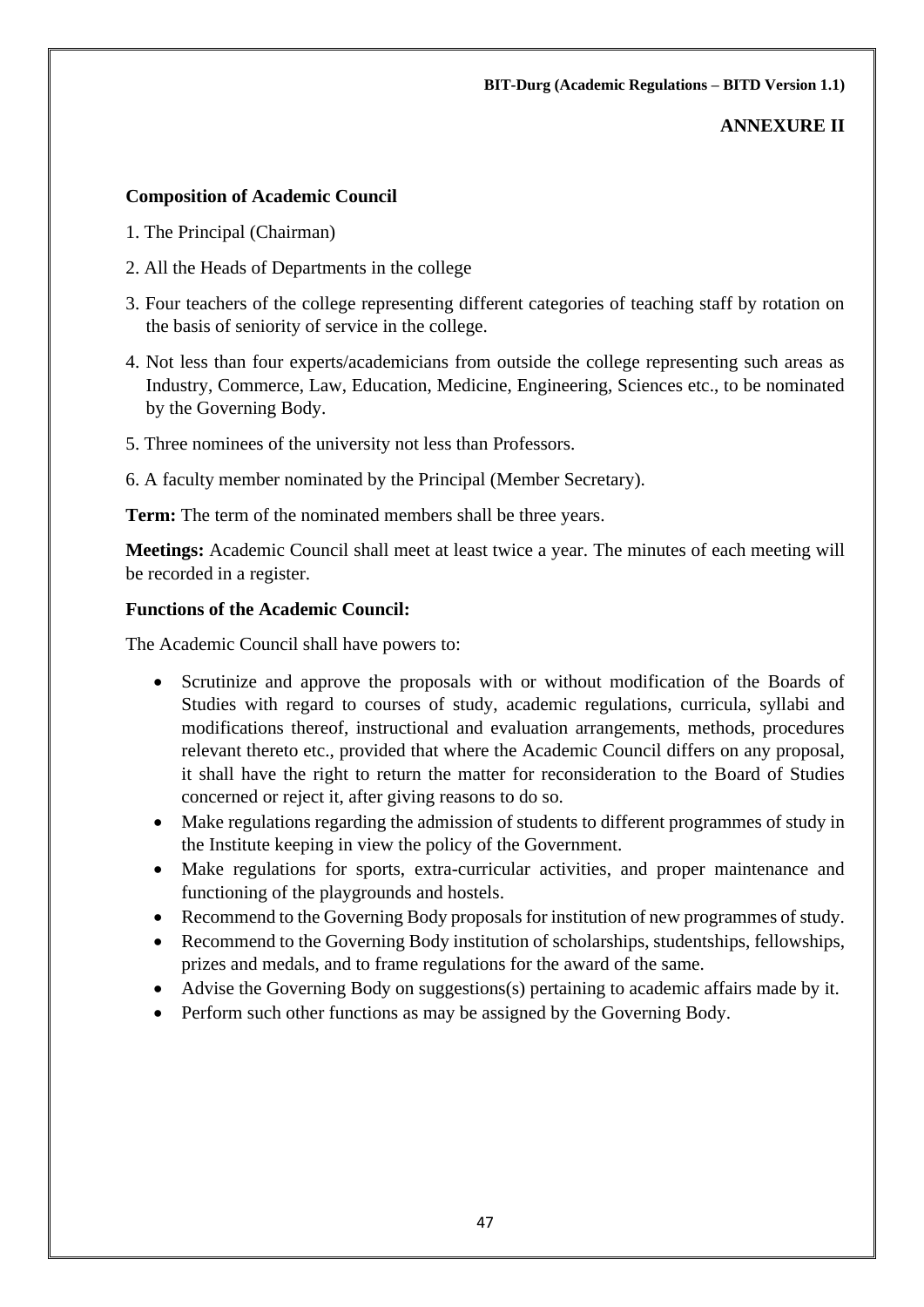## ANNEXURE II

**Composition of Academic Council**

1. The Principal (Chairman)
2. All the Heads of Departments in the college
3. Four teachers of the college representing different categories of teaching staff by rotation on the basis of seniority of service in the college.
4. Not less than four experts/academicians from outside the college representing such areas as Industry, Commerce, Law, Education, Medicine, Engineering, Sciences etc., to be nominated by the Governing Body.
5. Three nominees of the university not less than Professors.
6. A faculty member nominated by the Principal (Member Secretary).

**Term:** The term of the nominated members shall be three years.

**Meetings:** Academic Council shall meet at least twice a year. The minutes of each meeting will be recorded in a register.

**Functions of the Academic Council:**

The Academic Council shall have powers to:

- Scrutinize and approve the proposals with or without modification of the Boards of Studies with regard to courses of study, academic regulations, curricula, syllabi and modifications thereof, instructional and evaluation arrangements, methods, procedures relevant thereto etc., provided that where the Academic Council differs on any proposal, it shall have the right to return the matter for reconsideration to the Board of Studies concerned or reject it, after giving reasons to do so.
- Make regulations regarding the admission of students to different programmes of study in the Institute keeping in view the policy of the Government.
- Make regulations for sports, extra-curricular activities, and proper maintenance and functioning of the playgrounds and hostels.
- Recommend to the Governing Body proposals for institution of new programmes of study.
- Recommend to the Governing Body institution of scholarships, studentships, fellowships, prizes and medals, and to frame regulations for the award of the same.
- Advise the Governing Body on suggestions(s) pertaining to academic affairs made by it.
- Perform such other functions as may be assigned by the Governing Body.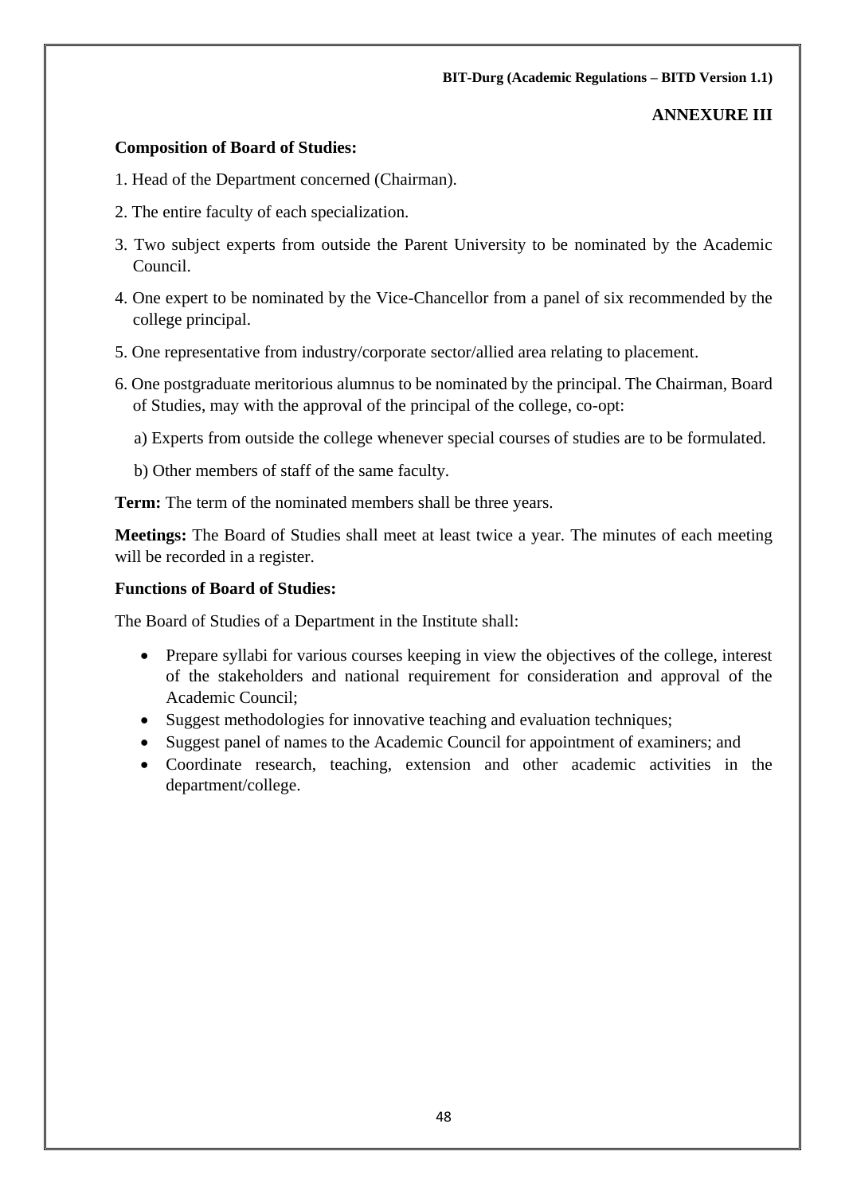## ANNEXURE III

**Composition of Board of Studies:**

1. Head of the Department concerned (Chairman).

2. The entire faculty of each specialization.

3. Two subject experts from outside the Parent University to be nominated by the Academic Council.

4. One expert to be nominated by the Vice-Chancellor from a panel of six recommended by the college principal.

5. One representative from industry/corporate sector/allied area relating to placement.

6. One postgraduate meritorious alumnus to be nominated by the principal. The Chairman, Board of Studies, may with the approval of the principal of the college, co-opt:

   a) Experts from outside the college whenever special courses of studies are to be formulated.

   b) Other members of staff of the same faculty.

**Term:** The term of the nominated members shall be three years.

**Meetings:** The Board of Studies shall meet at least twice a year. The minutes of each meeting will be recorded in a register.

**Functions of Board of Studies:**

The Board of Studies of a Department in the Institute shall:

- Prepare syllabi for various courses keeping in view the objectives of the college, interest of the stakeholders and national requirement for consideration and approval of the Academic Council;
- Suggest methodologies for innovative teaching and evaluation techniques;
- Suggest panel of names to the Academic Council for appointment of examiners; and
- Coordinate research, teaching, extension and other academic activities in the department/college.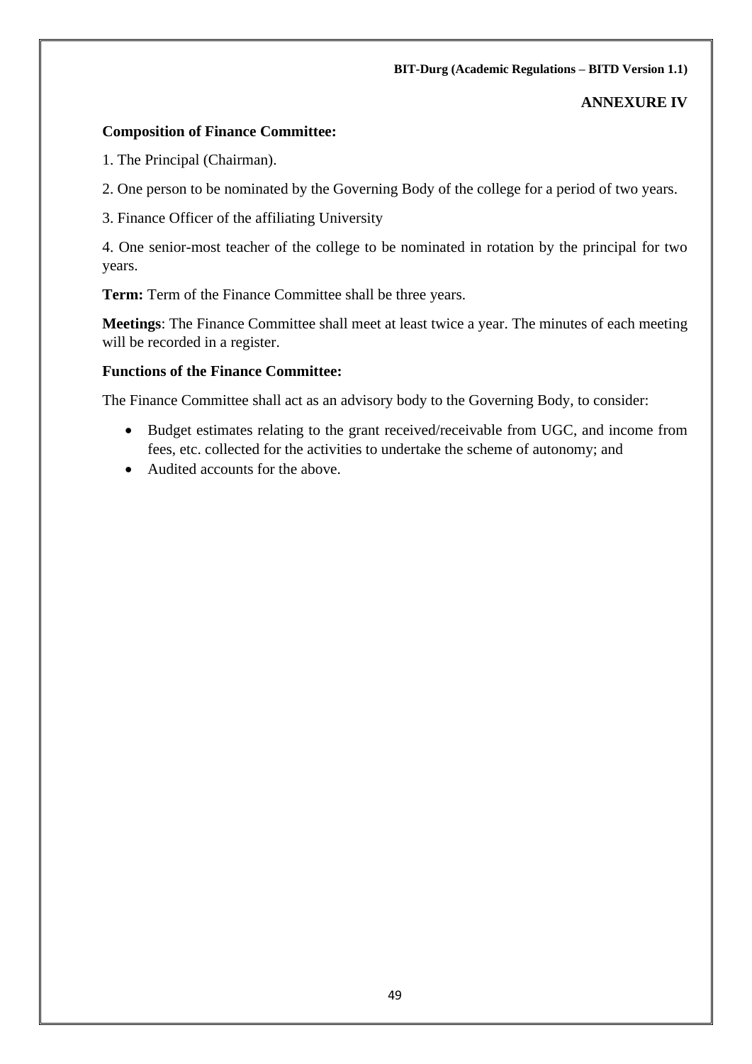**ANNEXURE IV**

**Composition of Finance Committee:**

1. The Principal (Chairman).

2. One person to be nominated by the Governing Body of the college for a period of two years.

3. Finance Officer of the affiliating University

4. One senior-most teacher of the college to be nominated in rotation by the principal for two years.

**Term:** Term of the Finance Committee shall be three years.

**Meetings**: The Finance Committee shall meet at least twice a year. The minutes of each meeting will be recorded in a register.

**Functions of the Finance Committee:**

The Finance Committee shall act as an advisory body to the Governing Body, to consider:

- Budget estimates relating to the grant received/receivable from UGC, and income from fees, etc. collected for the activities to undertake the scheme of autonomy; and
- Audited accounts for the above.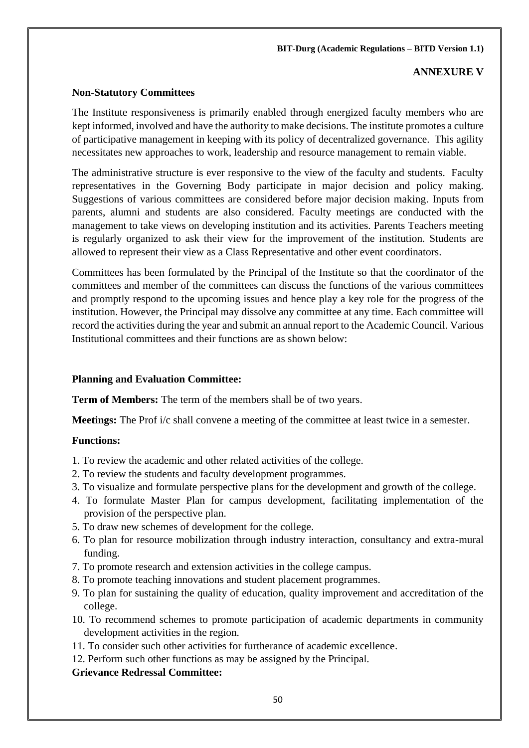**ANNEXURE V**

**Non-Statutory Committees**

The Institute responsiveness is primarily enabled through energized faculty members who are kept informed, involved and have the authority to make decisions. The institute promotes a culture of participative management in keeping with its policy of decentralized governance. This agility necessitates new approaches to work, leadership and resource management to remain viable.

The administrative structure is ever responsive to the view of the faculty and students. Faculty representatives in the Governing Body participate in major decision and policy making. Suggestions of various committees are considered before major decision making. Inputs from parents, alumni and students are also considered. Faculty meetings are conducted with the management to take views on developing institution and its activities. Parents Teachers meeting is regularly organized to ask their view for the improvement of the institution. Students are allowed to represent their view as a Class Representative and other event coordinators.

Committees has been formulated by the Principal of the Institute so that the coordinator of the committees and member of the committees can discuss the functions of the various committees and promptly respond to the upcoming issues and hence play a key role for the progress of the institution. However, the Principal may dissolve any committee at any time. Each committee will record the activities during the year and submit an annual report to the Academic Council. Various Institutional committees and their functions are as shown below:

**Planning and Evaluation Committee:**

**Term of Members:** The term of the members shall be of two years.

**Meetings:** The Prof i/c shall convene a meeting of the committee at least twice in a semester.

**Functions:**

1. To review the academic and other related activities of the college.
2. To review the students and faculty development programmes.
3. To visualize and formulate perspective plans for the development and growth of the college.
4. To formulate Master Plan for campus development, facilitating implementation of the provision of the perspective plan.
5. To draw new schemes of development for the college.
6. To plan for resource mobilization through industry interaction, consultancy and extra-mural funding.
7. To promote research and extension activities in the college campus.
8. To promote teaching innovations and student placement programmes.
9. To plan for sustaining the quality of education, quality improvement and accreditation of the college.
10. To recommend schemes to promote participation of academic departments in community development activities in the region.
11. To consider such other activities for furtherance of academic excellence.
12. Perform such other functions as may be assigned by the Principal.

**Grievance Redressal Committee:**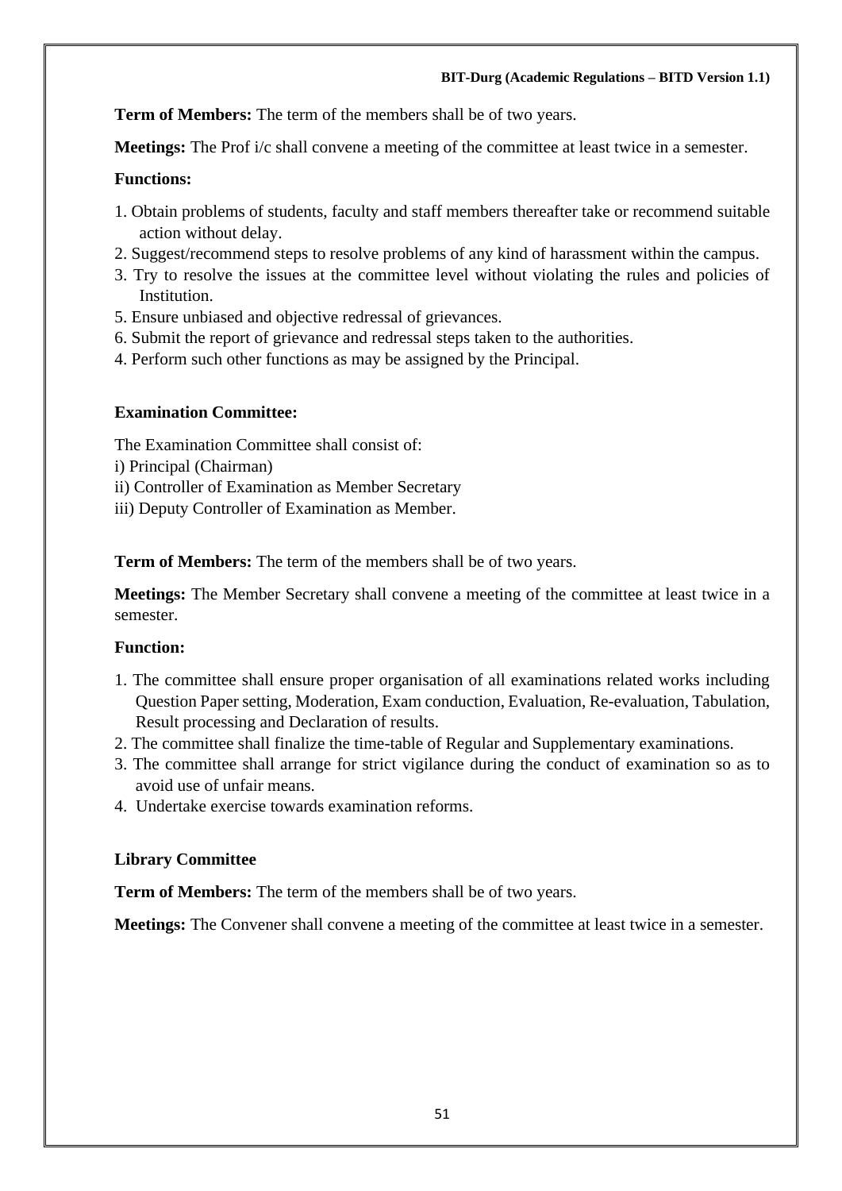**Term of Members:** The term of the members shall be of two years.

**Meetings:** The Prof i/c shall convene a meeting of the committee at least twice in a semester.

**Functions:**

1. Obtain problems of students, faculty and staff members thereafter take or recommend suitable action without delay.
2. Suggest/recommend steps to resolve problems of any kind of harassment within the campus.
3. Try to resolve the issues at the committee level without violating the rules and policies of Institution.
5. Ensure unbiased and objective redressal of grievances.
6. Submit the report of grievance and redressal steps taken to the authorities.
4. Perform such other functions as may be assigned by the Principal.

**Examination Committee:**

The Examination Committee shall consist of:

i) Principal (Chairman)
ii) Controller of Examination as Member Secretary
iii) Deputy Controller of Examination as Member.

**Term of Members:** The term of the members shall be of two years.

**Meetings:** The Member Secretary shall convene a meeting of the committee at least twice in a semester.

**Function:**

1. The committee shall ensure proper organisation of all examinations related works including Question Paper setting, Moderation, Exam conduction, Evaluation, Re-evaluation, Tabulation, Result processing and Declaration of results.
2. The committee shall finalize the time-table of Regular and Supplementary examinations.
3. The committee shall arrange for strict vigilance during the conduct of examination so as to avoid use of unfair means.
4. Undertake exercise towards examination reforms.

**Library Committee**

**Term of Members:** The term of the members shall be of two years.

**Meetings:** The Convener shall convene a meeting of the committee at least twice in a semester.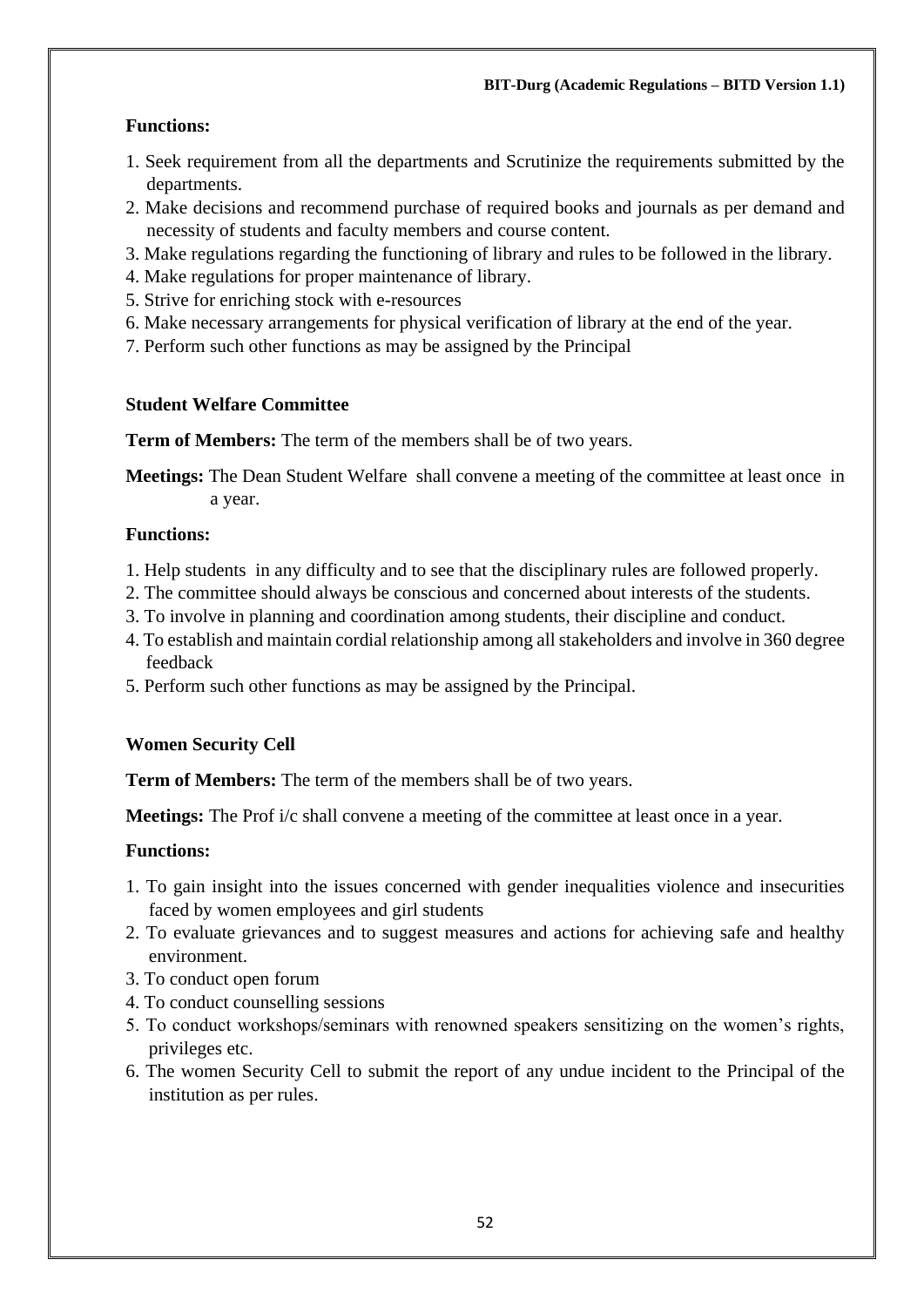**Functions:**

1. Seek requirement from all the departments and Scrutinize the requirements submitted by the departments.
2. Make decisions and recommend purchase of required books and journals as per demand and necessity of students and faculty members and course content.
3. Make regulations regarding the functioning of library and rules to be followed in the library.
4. Make regulations for proper maintenance of library.
5. Strive for enriching stock with e-resources
6. Make necessary arrangements for physical verification of library at the end of the year.
7. Perform such other functions as may be assigned by the Principal

**Student Welfare Committee**

**Term of Members:** The term of the members shall be of two years.

**Meetings:** The Dean Student Welfare shall convene a meeting of the committee at least once in a year.

**Functions:**

1. Help students in any difficulty and to see that the disciplinary rules are followed properly.
2. The committee should always be conscious and concerned about interests of the students.
3. To involve in planning and coordination among students, their discipline and conduct.
4. To establish and maintain cordial relationship among all stakeholders and involve in 360 degree feedback
5. Perform such other functions as may be assigned by the Principal.

**Women Security Cell**

**Term of Members:** The term of the members shall be of two years.

**Meetings:** The Prof i/c shall convene a meeting of the committee at least once in a year.

**Functions:**

1. To gain insight into the issues concerned with gender inequalities violence and insecurities faced by women employees and girl students
2. To evaluate grievances and to suggest measures and actions for achieving safe and healthy environment.
3. To conduct open forum
4. To conduct counselling sessions
5. To conduct workshops/seminars with renowned speakers sensitizing on the women's rights, privileges etc.
6. The women Security Cell to submit the report of any undue incident to the Principal of the institution as per rules.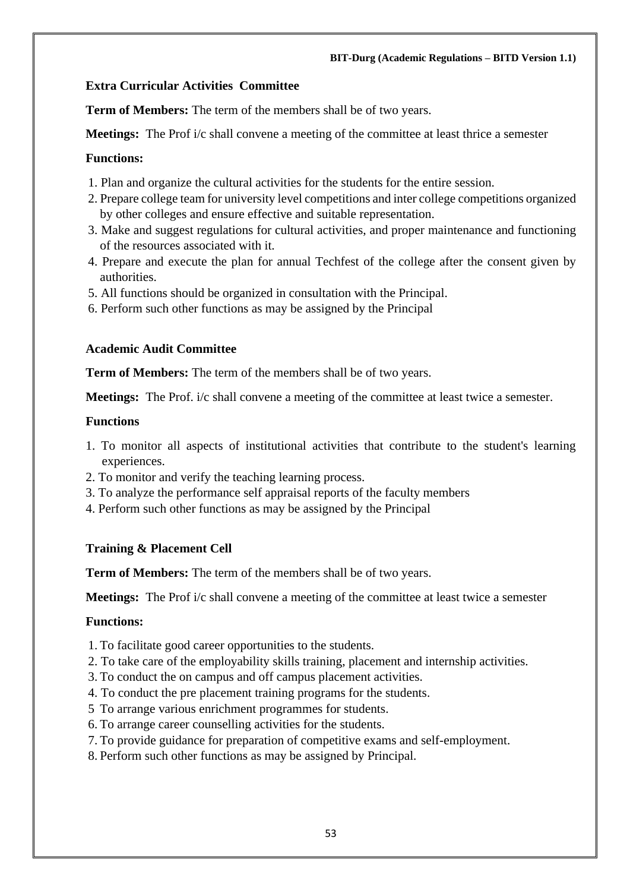**Extra Curricular Activities Committee**

**Term of Members:** The term of the members shall be of two years.

**Meetings:** The Prof i/c shall convene a meeting of the committee at least thrice a semester

**Functions:**

1. Plan and organize the cultural activities for the students for the entire session.
2. Prepare college team for university level competitions and inter college competitions organized by other colleges and ensure effective and suitable representation.
3. Make and suggest regulations for cultural activities, and proper maintenance and functioning of the resources associated with it.
4. Prepare and execute the plan for annual Techfest of the college after the consent given by authorities.
5. All functions should be organized in consultation with the Principal.
6. Perform such other functions as may be assigned by the Principal

**Academic Audit Committee**

**Term of Members:** The term of the members shall be of two years.

**Meetings:** The Prof. i/c shall convene a meeting of the committee at least twice a semester.

**Functions**

1. To monitor all aspects of institutional activities that contribute to the student's learning experiences.
2. To monitor and verify the teaching learning process.
3. To analyze the performance self appraisal reports of the faculty members
4. Perform such other functions as may be assigned by the Principal

**Training & Placement Cell**

**Term of Members:** The term of the members shall be of two years.

**Meetings:** The Prof i/c shall convene a meeting of the committee at least twice a semester

**Functions:**

1. To facilitate good career opportunities to the students.
2. To take care of the employability skills training, placement and internship activities.
3. To conduct the on campus and off campus placement activities.
4. To conduct the pre placement training programs for the students.
5. To arrange various enrichment programmes for students.
6. To arrange career counselling activities for the students.
7. To provide guidance for preparation of competitive exams and self-employment.
8. Perform such other functions as may be assigned by Principal.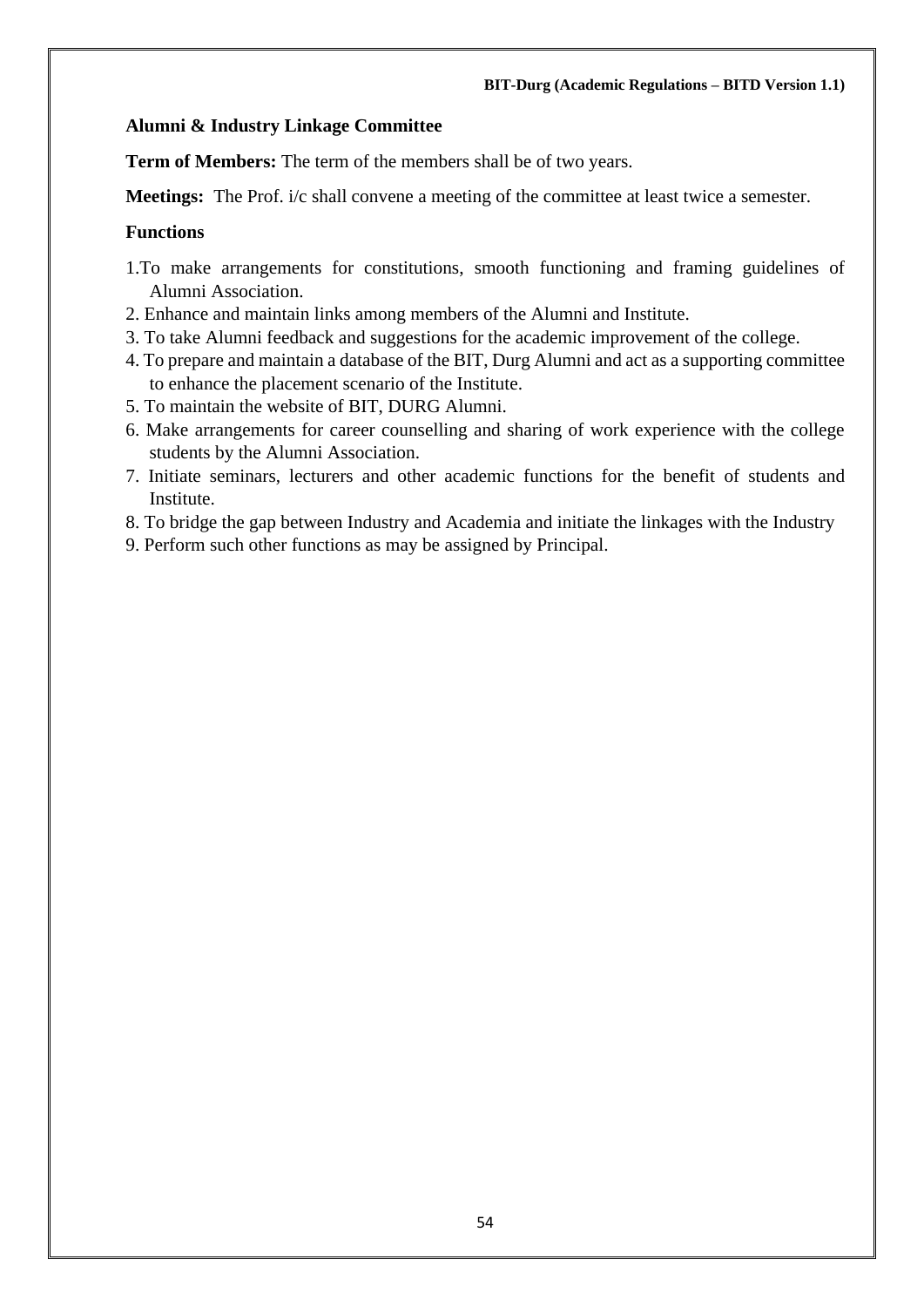**Alumni & Industry Linkage Committee**

**Term of Members:** The term of the members shall be of two years.

**Meetings:** The Prof. i/c shall convene a meeting of the committee at least twice a semester.

**Functions**

1. To make arrangements for constitutions, smooth functioning and framing guidelines of Alumni Association.
2. Enhance and maintain links among members of the Alumni and Institute.
3. To take Alumni feedback and suggestions for the academic improvement of the college.
4. To prepare and maintain a database of the BIT, Durg Alumni and act as a supporting committee to enhance the placement scenario of the Institute.
5. To maintain the website of BIT, DURG Alumni.
6. Make arrangements for career counselling and sharing of work experience with the college students by the Alumni Association.
7. Initiate seminars, lecturers and other academic functions for the benefit of students and Institute.
8. To bridge the gap between Industry and Academia and initiate the linkages with the Industry
9. Perform such other functions as may be assigned by Principal.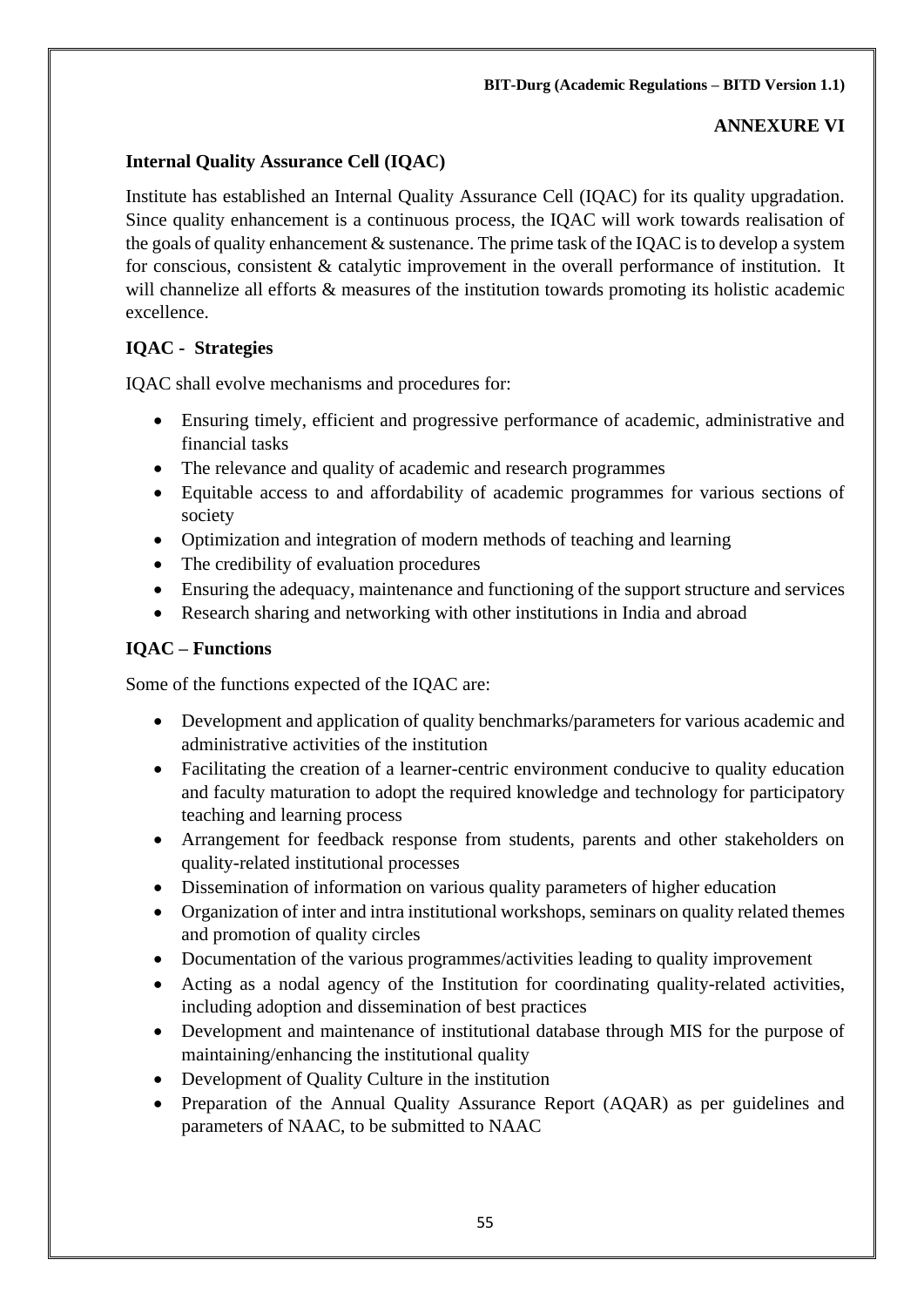**ANNEXURE VI**

## Internal Quality Assurance Cell (IQAC)

Institute has established an Internal Quality Assurance Cell (IQAC) for its quality upgradation. Since quality enhancement is a continuous process, the IQAC will work towards realisation of the goals of quality enhancement & sustenance. The prime task of the IQAC is to develop a system for conscious, consistent & catalytic improvement in the overall performance of institution. It will channelize all efforts & measures of the institution towards promoting its holistic academic excellence.

### IQAC - Strategies

IQAC shall evolve mechanisms and procedures for:

- Ensuring timely, efficient and progressive performance of academic, administrative and financial tasks
- The relevance and quality of academic and research programmes
- Equitable access to and affordability of academic programmes for various sections of society
- Optimization and integration of modern methods of teaching and learning
- The credibility of evaluation procedures
- Ensuring the adequacy, maintenance and functioning of the support structure and services
- Research sharing and networking with other institutions in India and abroad

### IQAC – Functions

Some of the functions expected of the IQAC are:

- Development and application of quality benchmarks/parameters for various academic and administrative activities of the institution
- Facilitating the creation of a learner-centric environment conducive to quality education and faculty maturation to adopt the required knowledge and technology for participatory teaching and learning process
- Arrangement for feedback response from students, parents and other stakeholders on quality-related institutional processes
- Dissemination of information on various quality parameters of higher education
- Organization of inter and intra institutional workshops, seminars on quality related themes and promotion of quality circles
- Documentation of the various programmes/activities leading to quality improvement
- Acting as a nodal agency of the Institution for coordinating quality-related activities, including adoption and dissemination of best practices
- Development and maintenance of institutional database through MIS for the purpose of maintaining/enhancing the institutional quality
- Development of Quality Culture in the institution
- Preparation of the Annual Quality Assurance Report (AQAR) as per guidelines and parameters of NAAC, to be submitted to NAAC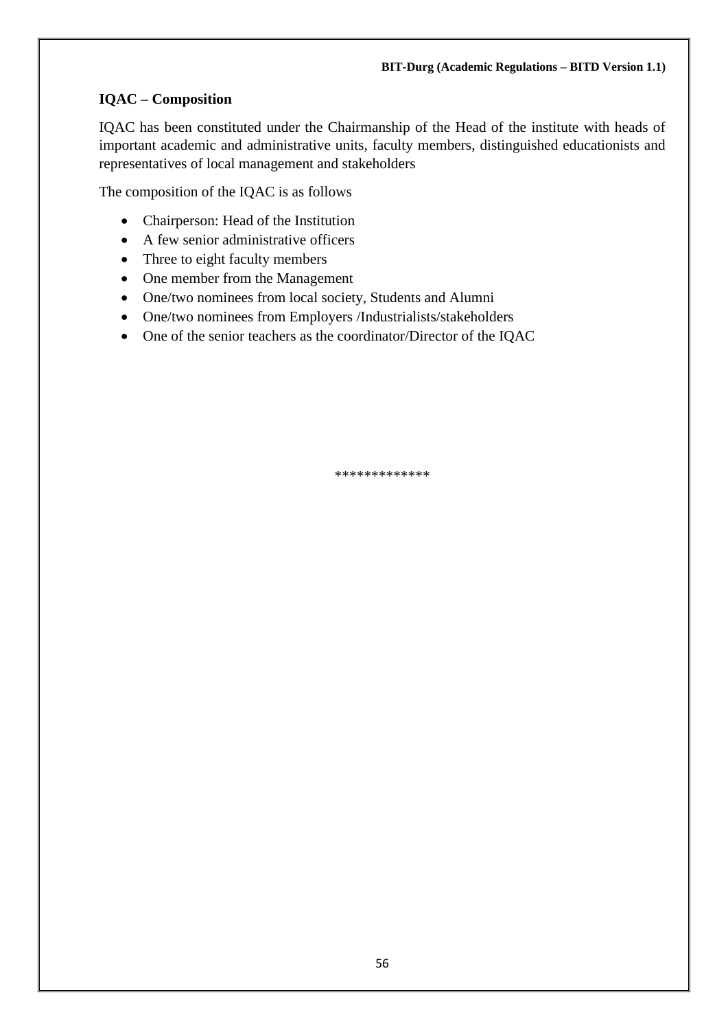**IQAC – Composition**

IQAC has been constituted under the Chairmanship of the Head of the institute with heads of important academic and administrative units, faculty members, distinguished educationists and representatives of local management and stakeholders

The composition of the IQAC is as follows

- Chairperson: Head of the Institution
- A few senior administrative officers
- Three to eight faculty members
- One member from the Management
- One/two nominees from local society, Students and Alumni
- One/two nominees from Employers /Industrialists/stakeholders
- One of the senior teachers as the coordinator/Director of the IQAC

*************